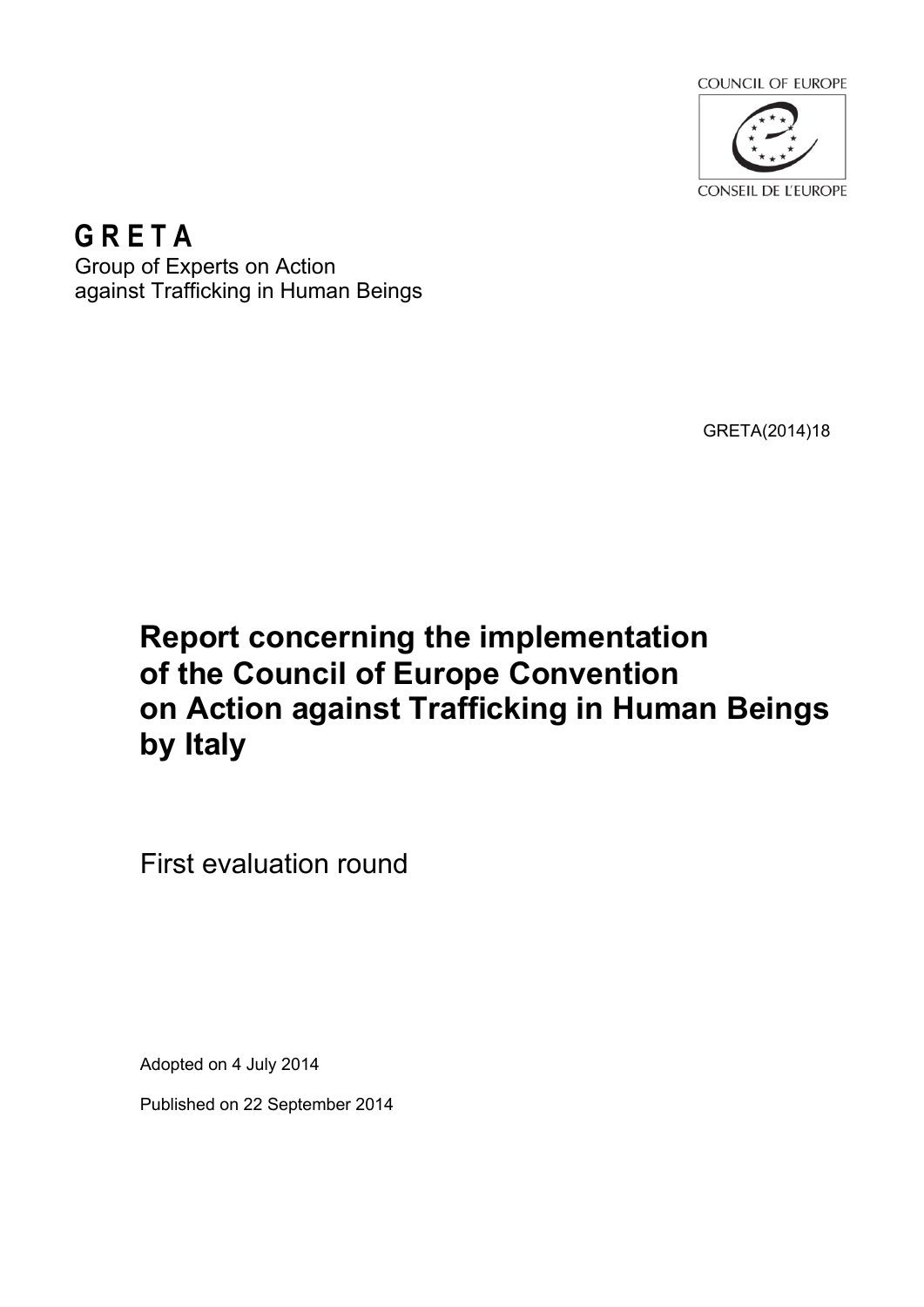COUNCIL OF EUROPE

CONSEIL DE L'EUROPE

**G R E T A**

Group of Experts on Action against Trafficking in Human Beings

GRETA(2014)18

# Report concerning the implementation of the Council of Europe Convention on Action against Trafficking in Human Beings by Italy

First evaluation round

Adopted on 4 July 2014

Published on 22 September 2014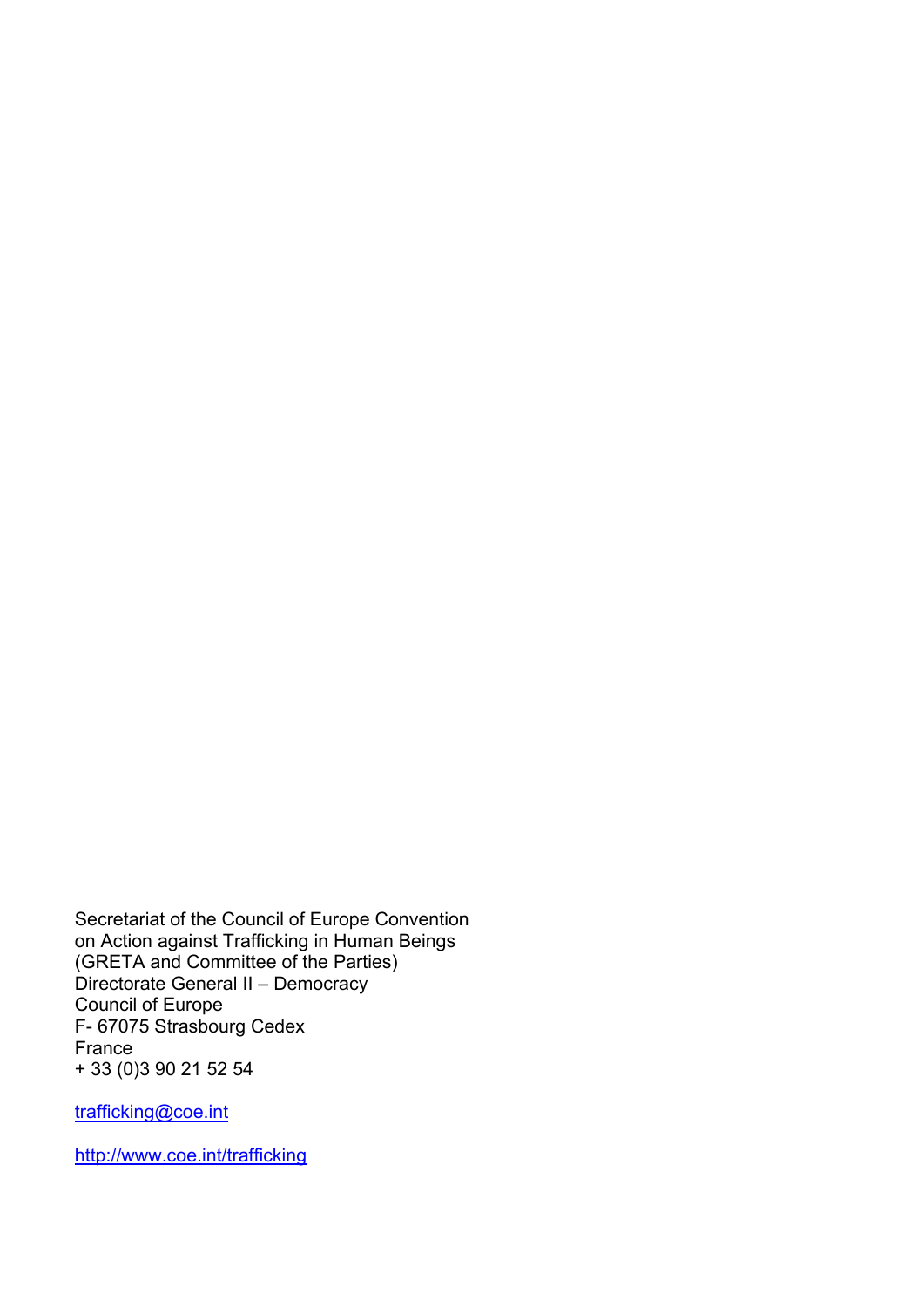Secretariat of the Council of Europe Convention
on Action against Trafficking in Human Beings
(GRETA and Committee of the Parties)
Directorate General II – Democracy
Council of Europe
F- 67075 Strasbourg Cedex
France
+ 33 (0)3 90 21 52 54

trafficking@coe.int

http://www.coe.int/trafficking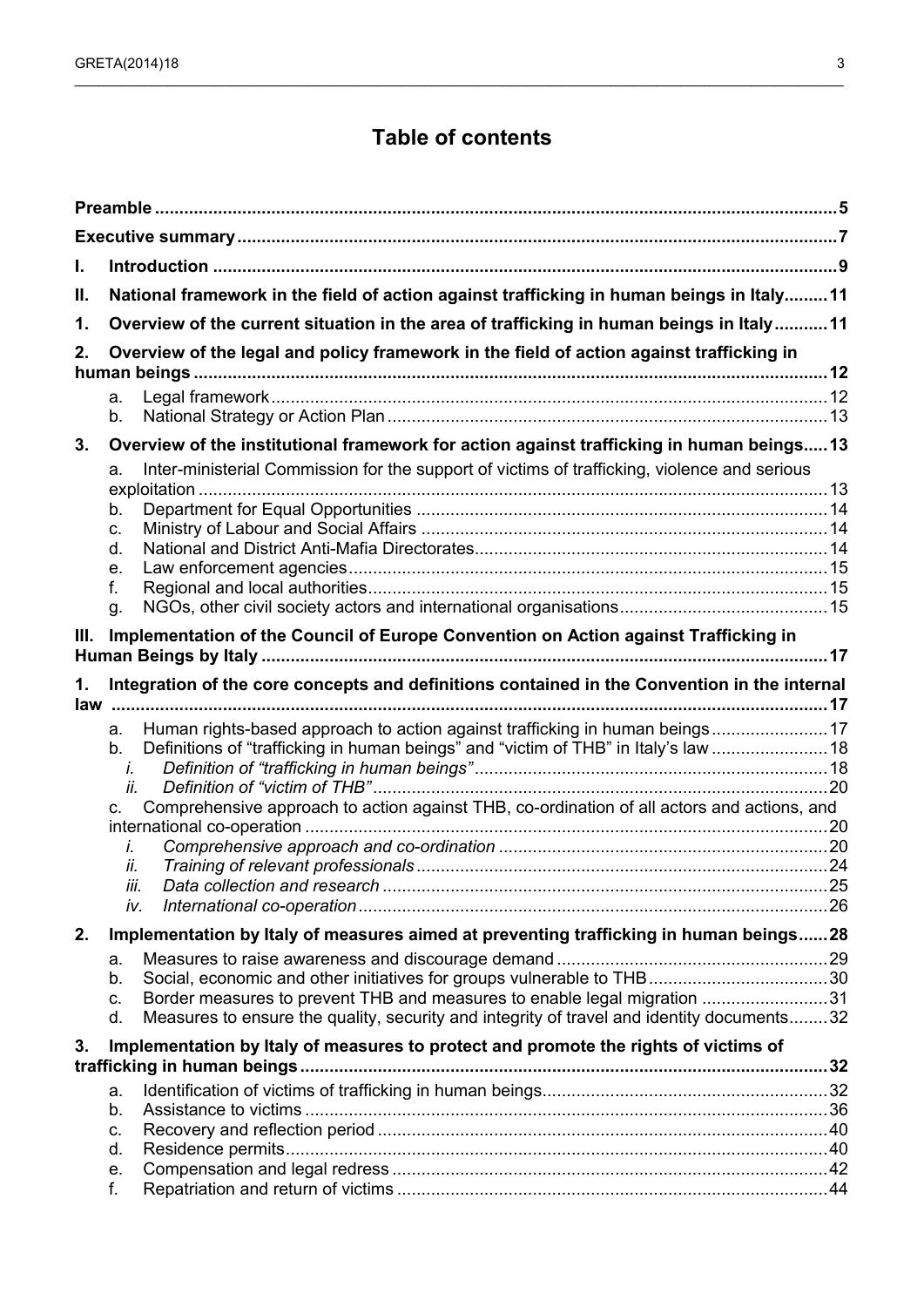# Table of contents

**Preamble** .......... 5

**Executive summary** .......... 7

**I. Introduction** .......... 9

**II. National framework in the field of action against trafficking in human beings in Italy** .......... 11

**1. Overview of the current situation in the area of trafficking in human beings in Italy** .......... 11

**2. Overview of the legal and policy framework in the field of action against trafficking in human beings** .......... 12

- a. Legal framework .......... 12
- b. National Strategy or Action Plan .......... 13

**3. Overview of the institutional framework for action against trafficking in human beings** .......... 13

- a. Inter-ministerial Commission for the support of victims of trafficking, violence and serious exploitation .......... 13
- b. Department for Equal Opportunities .......... 14
- c. Ministry of Labour and Social Affairs .......... 14
- d. National and District Anti-Mafia Directorates .......... 14
- e. Law enforcement agencies .......... 15
- f. Regional and local authorities .......... 15
- g. NGOs, other civil society actors and international organisations .......... 15

**III. Implementation of the Council of Europe Convention on Action against Trafficking in Human Beings by Italy** .......... 17

**1. Integration of the core concepts and definitions contained in the Convention in the internal law** .......... 17

- a. Human rights-based approach to action against trafficking in human beings .......... 17
- b. Definitions of "trafficking in human beings" and "victim of THB" in Italy's law .......... 18
  - *i. Definition of "trafficking in human beings"* .......... 18
  - *ii. Definition of "victim of THB"* .......... 20
- c. Comprehensive approach to action against THB, co-ordination of all actors and actions, and international co-operation .......... 20
  - *i. Comprehensive approach and co-ordination* .......... 20
  - *ii. Training of relevant professionals* .......... 24
  - *iii. Data collection and research* .......... 25
  - *iv. International co-operation* .......... 26

**2. Implementation by Italy of measures aimed at preventing trafficking in human beings** .......... 28

- a. Measures to raise awareness and discourage demand .......... 29
- b. Social, economic and other initiatives for groups vulnerable to THB .......... 30
- c. Border measures to prevent THB and measures to enable legal migration .......... 31
- d. Measures to ensure the quality, security and integrity of travel and identity documents .......... 32

**3. Implementation by Italy of measures to protect and promote the rights of victims of trafficking in human beings** .......... 32

- a. Identification of victims of trafficking in human beings .......... 32
- b. Assistance to victims .......... 36
- c. Recovery and reflection period .......... 40
- d. Residence permits .......... 40
- e. Compensation and legal redress .......... 42
- f. Repatriation and return of victims .......... 44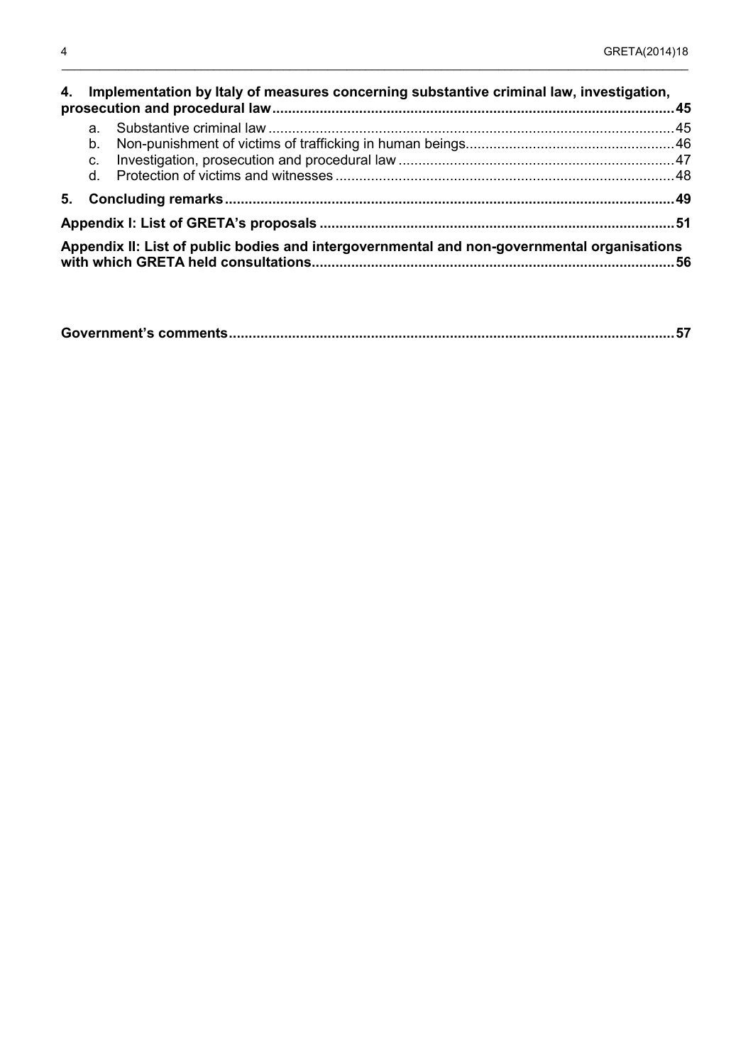**4. Implementation by Italy of measures concerning substantive criminal law, investigation, prosecution and procedural law** ..... 45

- a. Substantive criminal law ..... 45
- b. Non-punishment of victims of trafficking in human beings ..... 46
- c. Investigation, prosecution and procedural law ..... 47
- d. Protection of victims and witnesses ..... 48

**5. Concluding remarks** ..... 49

**Appendix I: List of GRETA's proposals** ..... 51

**Appendix II: List of public bodies and intergovernmental and non-governmental organisations with which GRETA held consultations** ..... 56

**Government's comments** ..... 57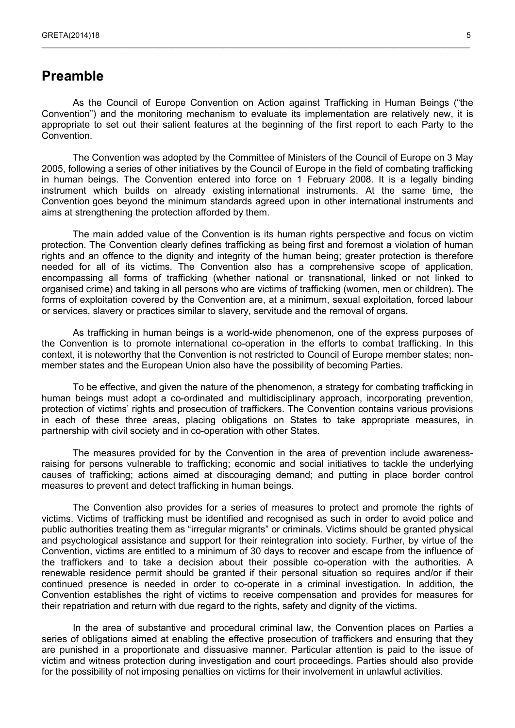# Preamble

As the Council of Europe Convention on Action against Trafficking in Human Beings ("the Convention") and the monitoring mechanism to evaluate its implementation are relatively new, it is appropriate to set out their salient features at the beginning of the first report to each Party to the Convention.

The Convention was adopted by the Committee of Ministers of the Council of Europe on 3 May 2005, following a series of other initiatives by the Council of Europe in the field of combating trafficking in human beings. The Convention entered into force on 1 February 2008. It is a legally binding instrument which builds on already existing international instruments. At the same time, the Convention goes beyond the minimum standards agreed upon in other international instruments and aims at strengthening the protection afforded by them.

The main added value of the Convention is its human rights perspective and focus on victim protection. The Convention clearly defines trafficking as being first and foremost a violation of human rights and an offence to the dignity and integrity of the human being; greater protection is therefore needed for all of its victims. The Convention also has a comprehensive scope of application, encompassing all forms of trafficking (whether national or transnational, linked or not linked to organised crime) and taking in all persons who are victims of trafficking (women, men or children). The forms of exploitation covered by the Convention are, at a minimum, sexual exploitation, forced labour or services, slavery or practices similar to slavery, servitude and the removal of organs.

As trafficking in human beings is a world-wide phenomenon, one of the express purposes of the Convention is to promote international co-operation in the efforts to combat trafficking. In this context, it is noteworthy that the Convention is not restricted to Council of Europe member states; non-member states and the European Union also have the possibility of becoming Parties.

To be effective, and given the nature of the phenomenon, a strategy for combating trafficking in human beings must adopt a co-ordinated and multidisciplinary approach, incorporating prevention, protection of victims' rights and prosecution of traffickers. The Convention contains various provisions in each of these three areas, placing obligations on States to take appropriate measures, in partnership with civil society and in co-operation with other States.

The measures provided for by the Convention in the area of prevention include awareness-raising for persons vulnerable to trafficking; economic and social initiatives to tackle the underlying causes of trafficking; actions aimed at discouraging demand; and putting in place border control measures to prevent and detect trafficking in human beings.

The Convention also provides for a series of measures to protect and promote the rights of victims. Victims of trafficking must be identified and recognised as such in order to avoid police and public authorities treating them as "irregular migrants" or criminals. Victims should be granted physical and psychological assistance and support for their reintegration into society. Further, by virtue of the Convention, victims are entitled to a minimum of 30 days to recover and escape from the influence of the traffickers and to take a decision about their possible co-operation with the authorities. A renewable residence permit should be granted if their personal situation so requires and/or if their continued presence is needed in order to co-operate in a criminal investigation. In addition, the Convention establishes the right of victims to receive compensation and provides for measures for their repatriation and return with due regard to the rights, safety and dignity of the victims.

In the area of substantive and procedural criminal law, the Convention places on Parties a series of obligations aimed at enabling the effective prosecution of traffickers and ensuring that they are punished in a proportionate and dissuasive manner. Particular attention is paid to the issue of victim and witness protection during investigation and court proceedings. Parties should also provide for the possibility of not imposing penalties on victims for their involvement in unlawful activities.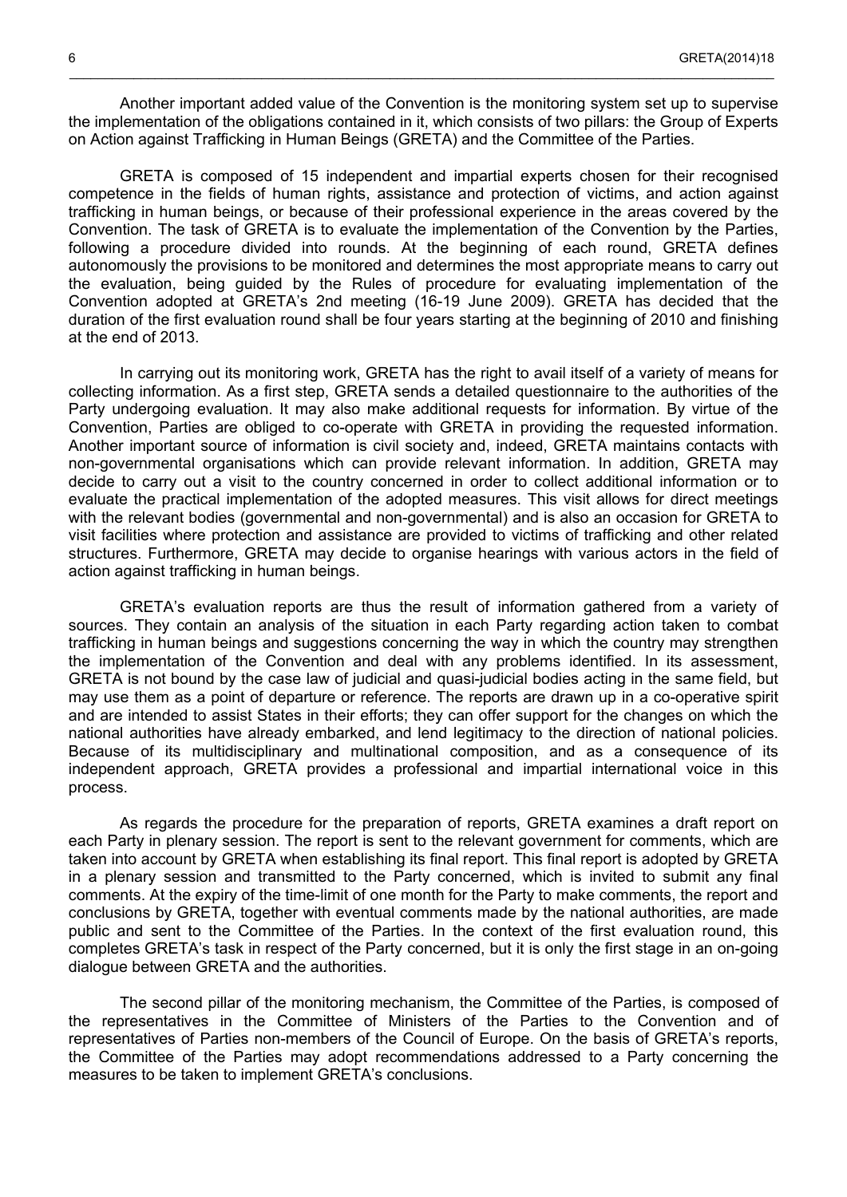Another important added value of the Convention is the monitoring system set up to supervise the implementation of the obligations contained in it, which consists of two pillars: the Group of Experts on Action against Trafficking in Human Beings (GRETA) and the Committee of the Parties.

GRETA is composed of 15 independent and impartial experts chosen for their recognised competence in the fields of human rights, assistance and protection of victims, and action against trafficking in human beings, or because of their professional experience in the areas covered by the Convention. The task of GRETA is to evaluate the implementation of the Convention by the Parties, following a procedure divided into rounds. At the beginning of each round, GRETA defines autonomously the provisions to be monitored and determines the most appropriate means to carry out the evaluation, being guided by the Rules of procedure for evaluating implementation of the Convention adopted at GRETA's 2nd meeting (16-19 June 2009). GRETA has decided that the duration of the first evaluation round shall be four years starting at the beginning of 2010 and finishing at the end of 2013.

In carrying out its monitoring work, GRETA has the right to avail itself of a variety of means for collecting information. As a first step, GRETA sends a detailed questionnaire to the authorities of the Party undergoing evaluation. It may also make additional requests for information. By virtue of the Convention, Parties are obliged to co-operate with GRETA in providing the requested information. Another important source of information is civil society and, indeed, GRETA maintains contacts with non-governmental organisations which can provide relevant information. In addition, GRETA may decide to carry out a visit to the country concerned in order to collect additional information or to evaluate the practical implementation of the adopted measures. This visit allows for direct meetings with the relevant bodies (governmental and non-governmental) and is also an occasion for GRETA to visit facilities where protection and assistance are provided to victims of trafficking and other related structures. Furthermore, GRETA may decide to organise hearings with various actors in the field of action against trafficking in human beings.

GRETA's evaluation reports are thus the result of information gathered from a variety of sources. They contain an analysis of the situation in each Party regarding action taken to combat trafficking in human beings and suggestions concerning the way in which the country may strengthen the implementation of the Convention and deal with any problems identified. In its assessment, GRETA is not bound by the case law of judicial and quasi-judicial bodies acting in the same field, but may use them as a point of departure or reference. The reports are drawn up in a co-operative spirit and are intended to assist States in their efforts; they can offer support for the changes on which the national authorities have already embarked, and lend legitimacy to the direction of national policies. Because of its multidisciplinary and multinational composition, and as a consequence of its independent approach, GRETA provides a professional and impartial international voice in this process.

As regards the procedure for the preparation of reports, GRETA examines a draft report on each Party in plenary session. The report is sent to the relevant government for comments, which are taken into account by GRETA when establishing its final report. This final report is adopted by GRETA in a plenary session and transmitted to the Party concerned, which is invited to submit any final comments. At the expiry of the time-limit of one month for the Party to make comments, the report and conclusions by GRETA, together with eventual comments made by the national authorities, are made public and sent to the Committee of the Parties. In the context of the first evaluation round, this completes GRETA's task in respect of the Party concerned, but it is only the first stage in an on-going dialogue between GRETA and the authorities.

The second pillar of the monitoring mechanism, the Committee of the Parties, is composed of the representatives in the Committee of Ministers of the Parties to the Convention and of representatives of Parties non-members of the Council of Europe. On the basis of GRETA's reports, the Committee of the Parties may adopt recommendations addressed to a Party concerning the measures to be taken to implement GRETA's conclusions.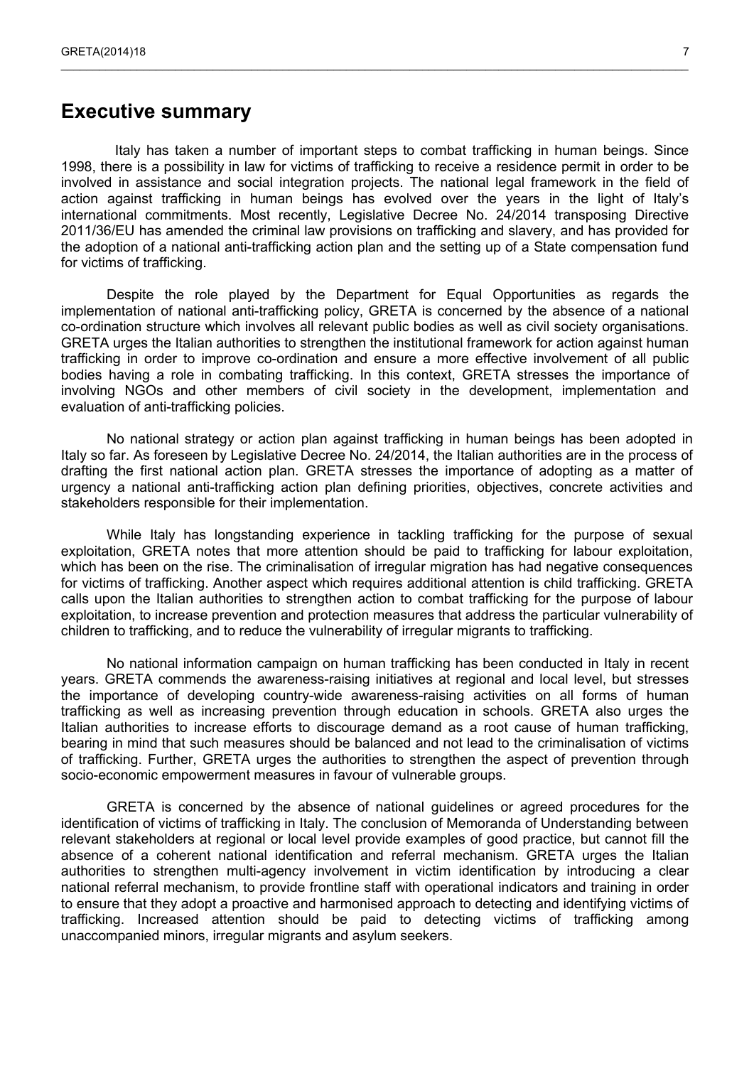# Executive summary

Italy has taken a number of important steps to combat trafficking in human beings. Since 1998, there is a possibility in law for victims of trafficking to receive a residence permit in order to be involved in assistance and social integration projects. The national legal framework in the field of action against trafficking in human beings has evolved over the years in the light of Italy's international commitments. Most recently, Legislative Decree No. 24/2014 transposing Directive 2011/36/EU has amended the criminal law provisions on trafficking and slavery, and has provided for the adoption of a national anti-trafficking action plan and the setting up of a State compensation fund for victims of trafficking.

Despite the role played by the Department for Equal Opportunities as regards the implementation of national anti-trafficking policy, GRETA is concerned by the absence of a national co-ordination structure which involves all relevant public bodies as well as civil society organisations. GRETA urges the Italian authorities to strengthen the institutional framework for action against human trafficking in order to improve co-ordination and ensure a more effective involvement of all public bodies having a role in combating trafficking. In this context, GRETA stresses the importance of involving NGOs and other members of civil society in the development, implementation and evaluation of anti-trafficking policies.

No national strategy or action plan against trafficking in human beings has been adopted in Italy so far. As foreseen by Legislative Decree No. 24/2014, the Italian authorities are in the process of drafting the first national action plan. GRETA stresses the importance of adopting as a matter of urgency a national anti-trafficking action plan defining priorities, objectives, concrete activities and stakeholders responsible for their implementation.

While Italy has longstanding experience in tackling trafficking for the purpose of sexual exploitation, GRETA notes that more attention should be paid to trafficking for labour exploitation, which has been on the rise. The criminalisation of irregular migration has had negative consequences for victims of trafficking. Another aspect which requires additional attention is child trafficking. GRETA calls upon the Italian authorities to strengthen action to combat trafficking for the purpose of labour exploitation, to increase prevention and protection measures that address the particular vulnerability of children to trafficking, and to reduce the vulnerability of irregular migrants to trafficking.

No national information campaign on human trafficking has been conducted in Italy in recent years. GRETA commends the awareness-raising initiatives at regional and local level, but stresses the importance of developing country-wide awareness-raising activities on all forms of human trafficking as well as increasing prevention through education in schools. GRETA also urges the Italian authorities to increase efforts to discourage demand as a root cause of human trafficking, bearing in mind that such measures should be balanced and not lead to the criminalisation of victims of trafficking. Further, GRETA urges the authorities to strengthen the aspect of prevention through socio-economic empowerment measures in favour of vulnerable groups.

GRETA is concerned by the absence of national guidelines or agreed procedures for the identification of victims of trafficking in Italy. The conclusion of Memoranda of Understanding between relevant stakeholders at regional or local level provide examples of good practice, but cannot fill the absence of a coherent national identification and referral mechanism. GRETA urges the Italian authorities to strengthen multi-agency involvement in victim identification by introducing a clear national referral mechanism, to provide frontline staff with operational indicators and training in order to ensure that they adopt a proactive and harmonised approach to detecting and identifying victims of trafficking. Increased attention should be paid to detecting victims of trafficking among unaccompanied minors, irregular migrants and asylum seekers.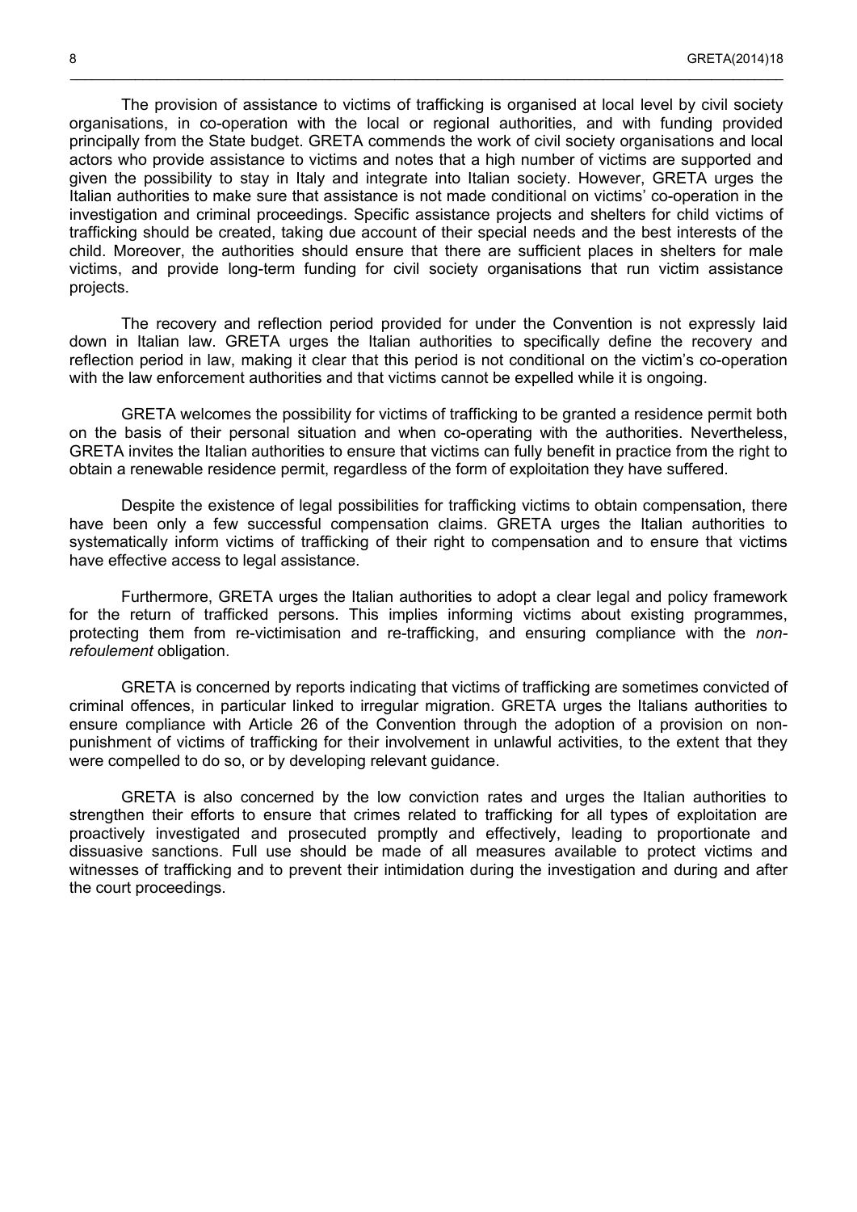The provision of assistance to victims of trafficking is organised at local level by civil society organisations, in co-operation with the local or regional authorities, and with funding provided principally from the State budget. GRETA commends the work of civil society organisations and local actors who provide assistance to victims and notes that a high number of victims are supported and given the possibility to stay in Italy and integrate into Italian society. However, GRETA urges the Italian authorities to make sure that assistance is not made conditional on victims' co-operation in the investigation and criminal proceedings. Specific assistance projects and shelters for child victims of trafficking should be created, taking due account of their special needs and the best interests of the child. Moreover, the authorities should ensure that there are sufficient places in shelters for male victims, and provide long-term funding for civil society organisations that run victim assistance projects.

The recovery and reflection period provided for under the Convention is not expressly laid down in Italian law. GRETA urges the Italian authorities to specifically define the recovery and reflection period in law, making it clear that this period is not conditional on the victim's co-operation with the law enforcement authorities and that victims cannot be expelled while it is ongoing.

GRETA welcomes the possibility for victims of trafficking to be granted a residence permit both on the basis of their personal situation and when co-operating with the authorities. Nevertheless, GRETA invites the Italian authorities to ensure that victims can fully benefit in practice from the right to obtain a renewable residence permit, regardless of the form of exploitation they have suffered.

Despite the existence of legal possibilities for trafficking victims to obtain compensation, there have been only a few successful compensation claims. GRETA urges the Italian authorities to systematically inform victims of trafficking of their right to compensation and to ensure that victims have effective access to legal assistance.

Furthermore, GRETA urges the Italian authorities to adopt a clear legal and policy framework for the return of trafficked persons. This implies informing victims about existing programmes, protecting them from re-victimisation and re-trafficking, and ensuring compliance with the *non-refoulement* obligation.

GRETA is concerned by reports indicating that victims of trafficking are sometimes convicted of criminal offences, in particular linked to irregular migration. GRETA urges the Italians authorities to ensure compliance with Article 26 of the Convention through the adoption of a provision on non-punishment of victims of trafficking for their involvement in unlawful activities, to the extent that they were compelled to do so, or by developing relevant guidance.

GRETA is also concerned by the low conviction rates and urges the Italian authorities to strengthen their efforts to ensure that crimes related to trafficking for all types of exploitation are proactively investigated and prosecuted promptly and effectively, leading to proportionate and dissuasive sanctions. Full use should be made of all measures available to protect victims and witnesses of trafficking and to prevent their intimidation during the investigation and during and after the court proceedings.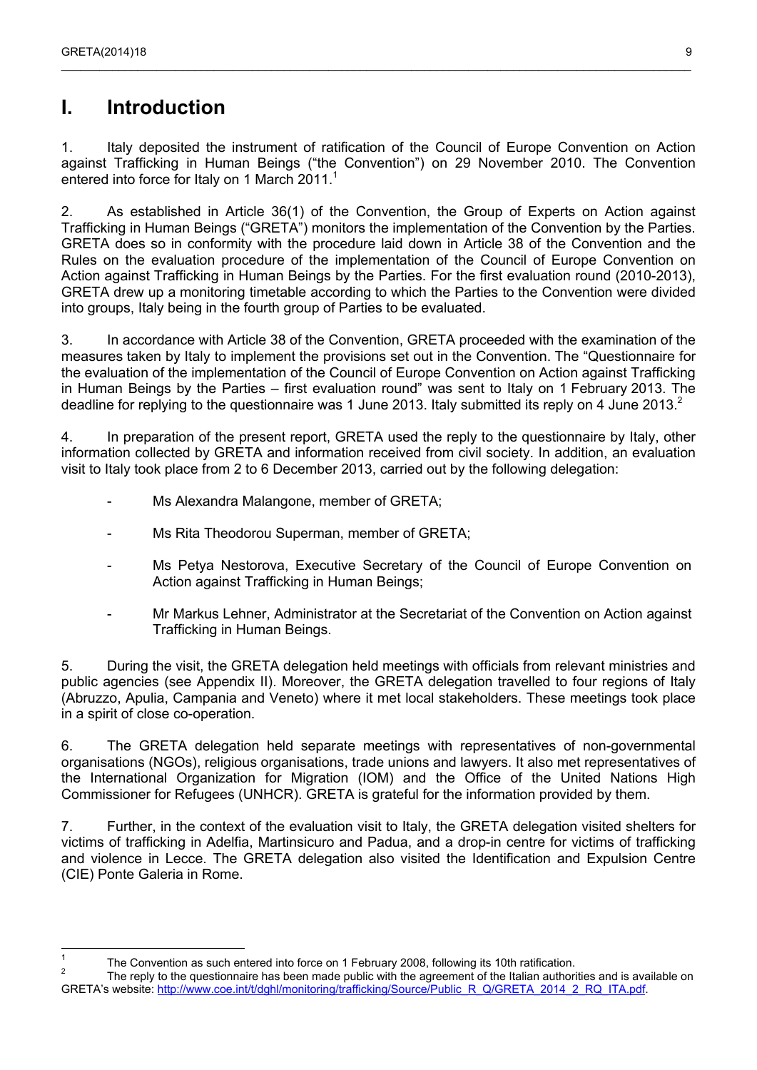# I. Introduction

1. Italy deposited the instrument of ratification of the Council of Europe Convention on Action against Trafficking in Human Beings ("the Convention") on 29 November 2010. The Convention entered into force for Italy on 1 March 2011.[1]

2. As established in Article 36(1) of the Convention, the Group of Experts on Action against Trafficking in Human Beings ("GRETA") monitors the implementation of the Convention by the Parties. GRETA does so in conformity with the procedure laid down in Article 38 of the Convention and the Rules on the evaluation procedure of the implementation of the Council of Europe Convention on Action against Trafficking in Human Beings by the Parties. For the first evaluation round (2010-2013), GRETA drew up a monitoring timetable according to which the Parties to the Convention were divided into groups, Italy being in the fourth group of Parties to be evaluated.

3. In accordance with Article 38 of the Convention, GRETA proceeded with the examination of the measures taken by Italy to implement the provisions set out in the Convention. The "Questionnaire for the evaluation of the implementation of the Council of Europe Convention on Action against Trafficking in Human Beings by the Parties – first evaluation round" was sent to Italy on 1 February 2013. The deadline for replying to the questionnaire was 1 June 2013. Italy submitted its reply on 4 June 2013.[2]

4. In preparation of the present report, GRETA used the reply to the questionnaire by Italy, other information collected by GRETA and information received from civil society. In addition, an evaluation visit to Italy took place from 2 to 6 December 2013, carried out by the following delegation:

- Ms Alexandra Malangone, member of GRETA;
- Ms Rita Theodorou Superman, member of GRETA;
- Ms Petya Nestorova, Executive Secretary of the Council of Europe Convention on Action against Trafficking in Human Beings;
- Mr Markus Lehner, Administrator at the Secretariat of the Convention on Action against Trafficking in Human Beings.

5. During the visit, the GRETA delegation held meetings with officials from relevant ministries and public agencies (see Appendix II). Moreover, the GRETA delegation travelled to four regions of Italy (Abruzzo, Apulia, Campania and Veneto) where it met local stakeholders. These meetings took place in a spirit of close co-operation.

6. The GRETA delegation held separate meetings with representatives of non-governmental organisations (NGOs), religious organisations, trade unions and lawyers. It also met representatives of the International Organization for Migration (IOM) and the Office of the United Nations High Commissioner for Refugees (UNHCR). GRETA is grateful for the information provided by them.

7. Further, in the context of the evaluation visit to Italy, the GRETA delegation visited shelters for victims of trafficking in Adelfia, Martinsicuro and Padua, and a drop-in centre for victims of trafficking and violence in Lecce. The GRETA delegation also visited the Identification and Expulsion Centre (CIE) Ponte Galeria in Rome.

---

[1] The Convention as such entered into force on 1 February 2008, following its 10th ratification.

[2] The reply to the questionnaire has been made public with the agreement of the Italian authorities and is available on GRETA's website: http://www.coe.int/t/dghl/monitoring/trafficking/Source/Public_R_Q/GRETA_2014_2_RQ_ITA.pdf.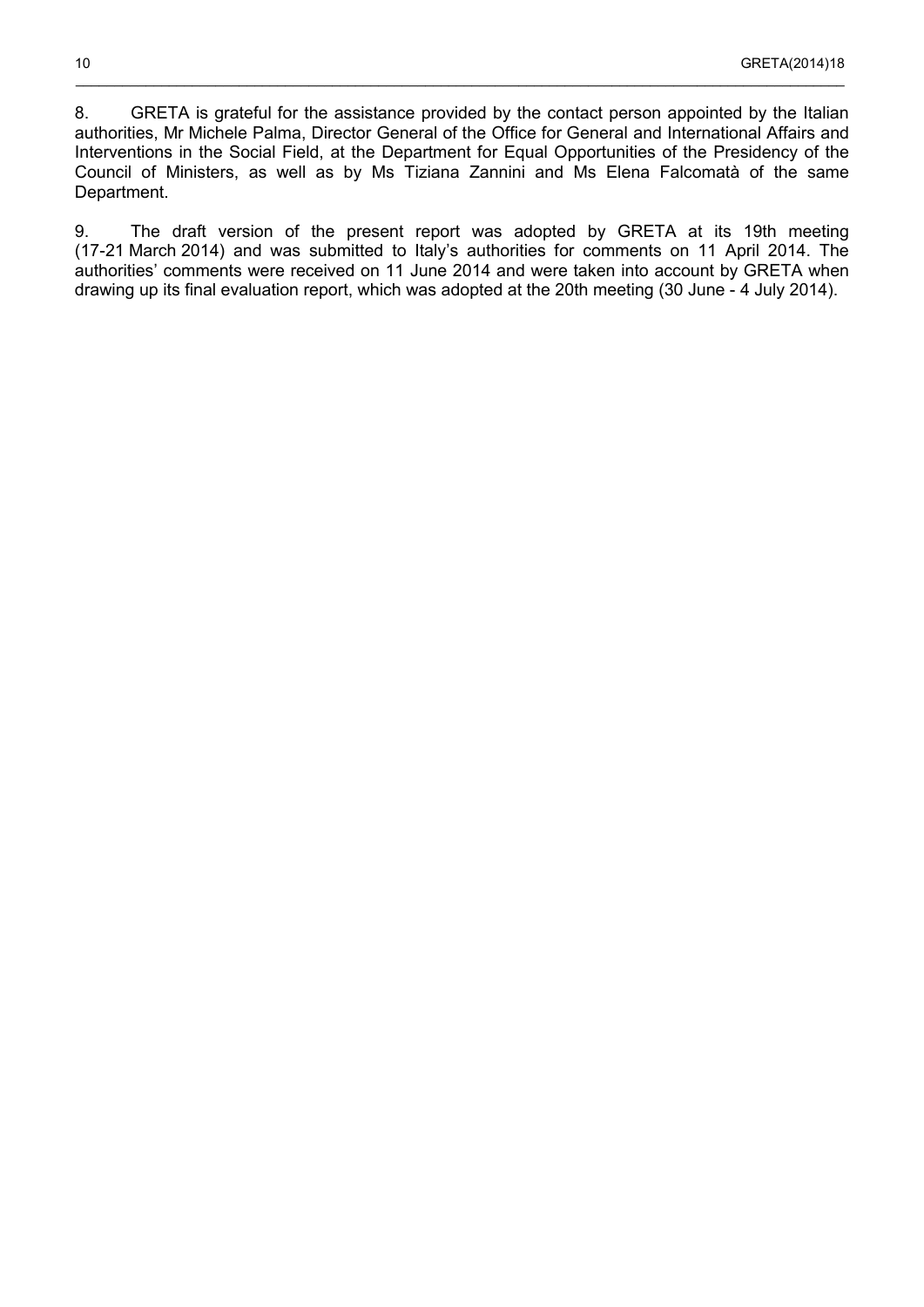8. GRETA is grateful for the assistance provided by the contact person appointed by the Italian authorities, Mr Michele Palma, Director General of the Office for General and International Affairs and Interventions in the Social Field, at the Department for Equal Opportunities of the Presidency of the Council of Ministers, as well as by Ms Tiziana Zannini and Ms Elena Falcomatà of the same Department.

9. The draft version of the present report was adopted by GRETA at its 19th meeting (17-21 March 2014) and was submitted to Italy's authorities for comments on 11 April 2014. The authorities' comments were received on 11 June 2014 and were taken into account by GRETA when drawing up its final evaluation report, which was adopted at the 20th meeting (30 June - 4 July 2014).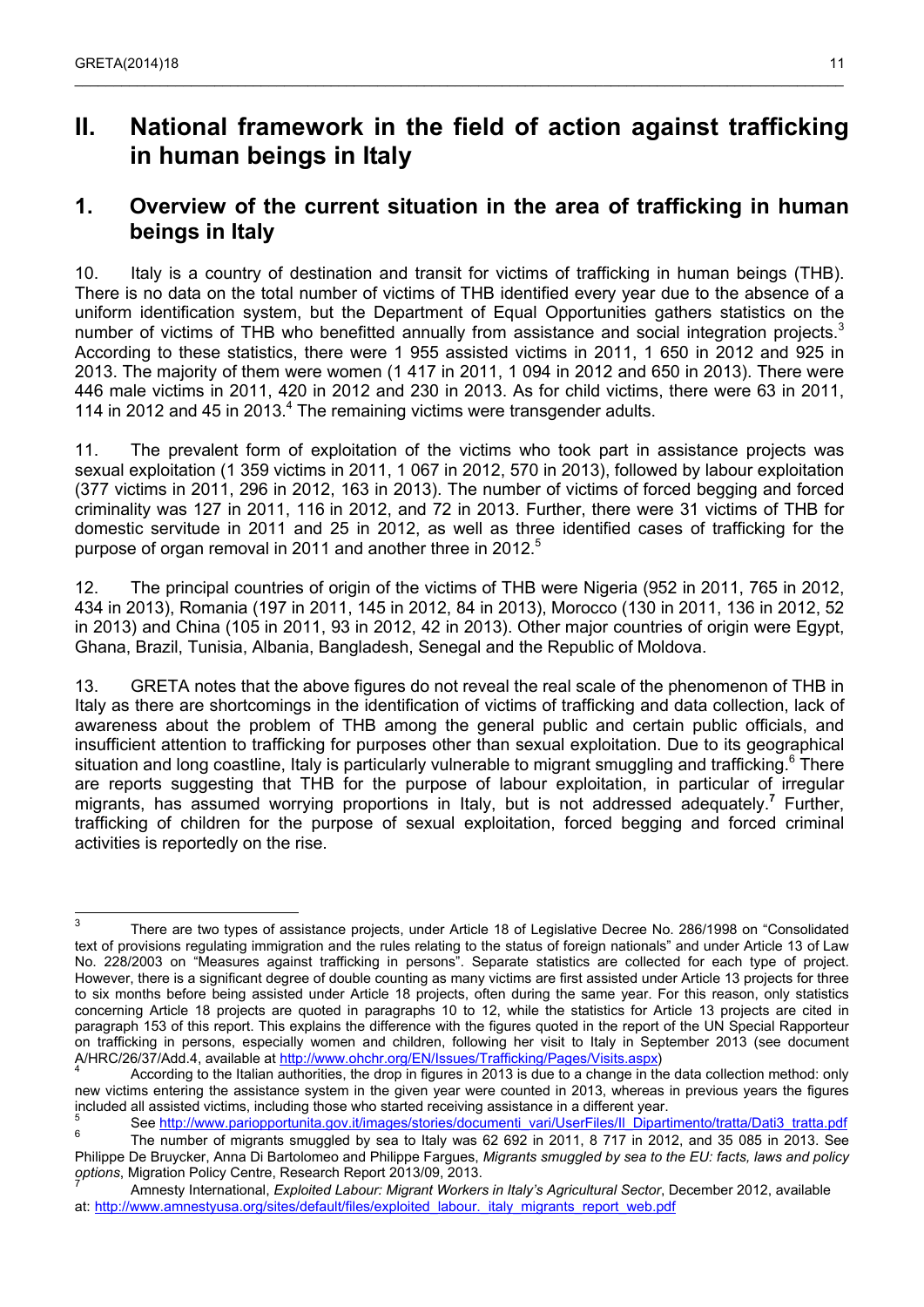# II. National framework in the field of action against trafficking in human beings in Italy

## 1. Overview of the current situation in the area of trafficking in human beings in Italy

10. Italy is a country of destination and transit for victims of trafficking in human beings (THB). There is no data on the total number of victims of THB identified every year due to the absence of a uniform identification system, but the Department of Equal Opportunities gathers statistics on the number of victims of THB who benefitted annually from assistance and social integration projects.[3] According to these statistics, there were 1 955 assisted victims in 2011, 1 650 in 2012 and 925 in 2013. The majority of them were women (1 417 in 2011, 1 094 in 2012 and 650 in 2013). There were 446 male victims in 2011, 420 in 2012 and 230 in 2013. As for child victims, there were 63 in 2011, 114 in 2012 and 45 in 2013.[4] The remaining victims were transgender adults.

11. The prevalent form of exploitation of the victims who took part in assistance projects was sexual exploitation (1 359 victims in 2011, 1 067 in 2012, 570 in 2013), followed by labour exploitation (377 victims in 2011, 296 in 2012, 163 in 2013). The number of victims of forced begging and forced criminality was 127 in 2011, 116 in 2012, and 72 in 2013. Further, there were 31 victims of THB for domestic servitude in 2011 and 25 in 2012, as well as three identified cases of trafficking for the purpose of organ removal in 2011 and another three in 2012.[5]

12. The principal countries of origin of the victims of THB were Nigeria (952 in 2011, 765 in 2012, 434 in 2013), Romania (197 in 2011, 145 in 2012, 84 in 2013), Morocco (130 in 2011, 136 in 2012, 52 in 2013) and China (105 in 2011, 93 in 2012, 42 in 2013). Other major countries of origin were Egypt, Ghana, Brazil, Tunisia, Albania, Bangladesh, Senegal and the Republic of Moldova.

13. GRETA notes that the above figures do not reveal the real scale of the phenomenon of THB in Italy as there are shortcomings in the identification of victims of trafficking and data collection, lack of awareness about the problem of THB among the general public and certain public officials, and insufficient attention to trafficking for purposes other than sexual exploitation. Due to its geographical situation and long coastline, Italy is particularly vulnerable to migrant smuggling and trafficking.[6] There are reports suggesting that THB for the purpose of labour exploitation, in particular of irregular migrants, has assumed worrying proportions in Italy, but is not addressed adequately.[7] Further, trafficking of children for the purpose of sexual exploitation, forced begging and forced criminal activities is reportedly on the rise.

---

[3] There are two types of assistance projects, under Article 18 of Legislative Decree No. 286/1998 on "Consolidated text of provisions regulating immigration and the rules relating to the status of foreign nationals" and under Article 13 of Law No. 228/2003 on "Measures against trafficking in persons". Separate statistics are collected for each type of project. However, there is a significant degree of double counting as many victims are first assisted under Article 13 projects for three to six months before being assisted under Article 18 projects, often during the same year. For this reason, only statistics concerning Article 18 projects are quoted in paragraphs 10 to 12, while the statistics for Article 13 projects are cited in paragraph 153 of this report. This explains the difference with the figures quoted in the report of the UN Special Rapporteur on trafficking in persons, especially women and children, following her visit to Italy in September 2013 (see document A/HRC/26/37/Add.4, available at http://www.ohchr.org/EN/Issues/Trafficking/Pages/Visits.aspx)

[4] According to the Italian authorities, the drop in figures in 2013 is due to a change in the data collection method: only new victims entering the assistance system in the given year were counted in 2013, whereas in previous years the figures included all assisted victims, including those who started receiving assistance in a different year.

[5] See http://www.pariopportunita.gov.it/images/stories/documenti_vari/UserFiles/Il_Dipartimento/tratta/Dati3_tratta.pdf

[6] The number of migrants smuggled by sea to Italy was 62 692 in 2011, 8 717 in 2012, and 35 085 in 2013. See Philippe De Bruycker, Anna Di Bartolomeo and Philippe Fargues, *Migrants smuggled by sea to the EU: facts, laws and policy options*, Migration Policy Centre, Research Report 2013/09, 2013.

[7] Amnesty International, *Exploited Labour: Migrant Workers in Italy's Agricultural Sector*, December 2012, available at: http://www.amnestyusa.org/sites/default/files/exploited_labour._italy_migrants_report_web.pdf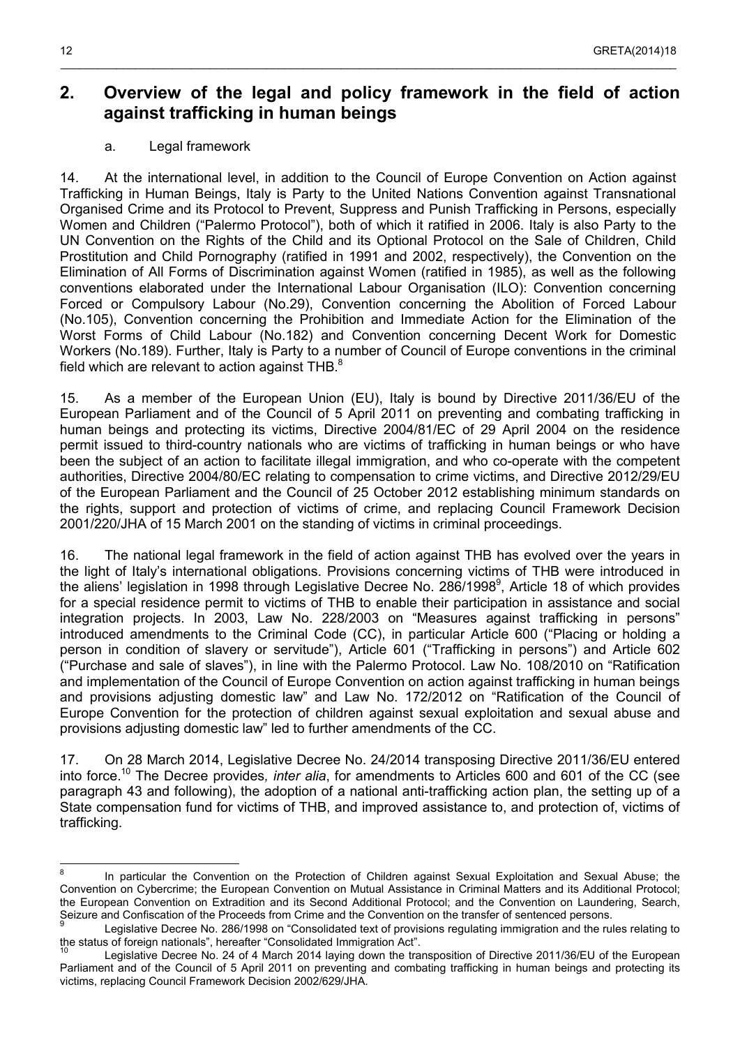## 2. Overview of the legal and policy framework in the field of action against trafficking in human beings

### a. Legal framework

14. At the international level, in addition to the Council of Europe Convention on Action against Trafficking in Human Beings, Italy is Party to the United Nations Convention against Transnational Organised Crime and its Protocol to Prevent, Suppress and Punish Trafficking in Persons, especially Women and Children ("Palermo Protocol"), both of which it ratified in 2006. Italy is also Party to the UN Convention on the Rights of the Child and its Optional Protocol on the Sale of Children, Child Prostitution and Child Pornography (ratified in 1991 and 2002, respectively), the Convention on the Elimination of All Forms of Discrimination against Women (ratified in 1985), as well as the following conventions elaborated under the International Labour Organisation (ILO): Convention concerning Forced or Compulsory Labour (No.29), Convention concerning the Abolition of Forced Labour (No.105), Convention concerning the Prohibition and Immediate Action for the Elimination of the Worst Forms of Child Labour (No.182) and Convention concerning Decent Work for Domestic Workers (No.189). Further, Italy is Party to a number of Council of Europe conventions in the criminal field which are relevant to action against THB.[8]

15. As a member of the European Union (EU), Italy is bound by Directive 2011/36/EU of the European Parliament and of the Council of 5 April 2011 on preventing and combating trafficking in human beings and protecting its victims, Directive 2004/81/EC of 29 April 2004 on the residence permit issued to third-country nationals who are victims of trafficking in human beings or who have been the subject of an action to facilitate illegal immigration, and who co-operate with the competent authorities, Directive 2004/80/EC relating to compensation to crime victims, and Directive 2012/29/EU of the European Parliament and the Council of 25 October 2012 establishing minimum standards on the rights, support and protection of victims of crime, and replacing Council Framework Decision 2001/220/JHA of 15 March 2001 on the standing of victims in criminal proceedings.

16. The national legal framework in the field of action against THB has evolved over the years in the light of Italy's international obligations. Provisions concerning victims of THB were introduced in the aliens' legislation in 1998 through Legislative Decree No. 286/1998[9], Article 18 of which provides for a special residence permit to victims of THB to enable their participation in assistance and social integration projects. In 2003, Law No. 228/2003 on "Measures against trafficking in persons" introduced amendments to the Criminal Code (CC), in particular Article 600 ("Placing or holding a person in condition of slavery or servitude"), Article 601 ("Trafficking in persons") and Article 602 ("Purchase and sale of slaves"), in line with the Palermo Protocol. Law No. 108/2010 on "Ratification and implementation of the Council of Europe Convention on action against trafficking in human beings and provisions adjusting domestic law" and Law No. 172/2012 on "Ratification of the Council of Europe Convention for the protection of children against sexual exploitation and sexual abuse and provisions adjusting domestic law" led to further amendments of the CC.

17. On 28 March 2014, Legislative Decree No. 24/2014 transposing Directive 2011/36/EU entered into force.[10] The Decree provides, *inter alia*, for amendments to Articles 600 and 601 of the CC (see paragraph 43 and following), the adoption of a national anti-trafficking action plan, the setting up of a State compensation fund for victims of THB, and improved assistance to, and protection of, victims of trafficking.

---

[8] In particular the Convention on the Protection of Children against Sexual Exploitation and Sexual Abuse; the Convention on Cybercrime; the European Convention on Mutual Assistance in Criminal Matters and its Additional Protocol; the European Convention on Extradition and its Second Additional Protocol; and the Convention on Laundering, Search, Seizure and Confiscation of the Proceeds from Crime and the Convention on the transfer of sentenced persons.

[9] Legislative Decree No. 286/1998 on "Consolidated text of provisions regulating immigration and the rules relating to the status of foreign nationals", hereafter "Consolidated Immigration Act".

[10] Legislative Decree No. 24 of 4 March 2014 laying down the transposition of Directive 2011/36/EU of the European Parliament and of the Council of 5 April 2011 on preventing and combating trafficking in human beings and protecting its victims, replacing Council Framework Decision 2002/629/JHA.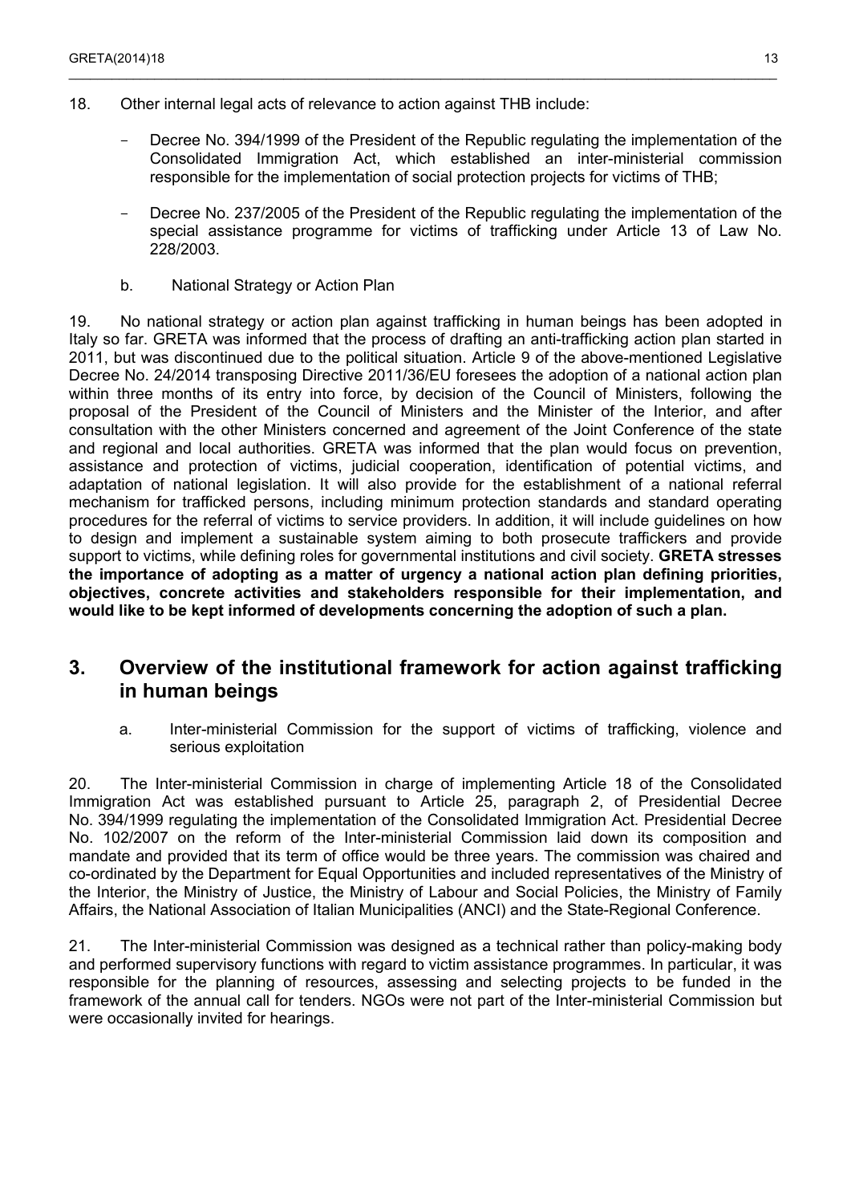18. Other internal legal acts of relevance to action against THB include:

- Decree No. 394/1999 of the President of the Republic regulating the implementation of the Consolidated Immigration Act, which established an inter-ministerial commission responsible for the implementation of social protection projects for victims of THB;

- Decree No. 237/2005 of the President of the Republic regulating the implementation of the special assistance programme for victims of trafficking under Article 13 of Law No. 228/2003.

### b. National Strategy or Action Plan

19. No national strategy or action plan against trafficking in human beings has been adopted in Italy so far. GRETA was informed that the process of drafting an anti-trafficking action plan started in 2011, but was discontinued due to the political situation. Article 9 of the above-mentioned Legislative Decree No. 24/2014 transposing Directive 2011/36/EU foresees the adoption of a national action plan within three months of its entry into force, by decision of the Council of Ministers, following the proposal of the President of the Council of Ministers and the Minister of the Interior, and after consultation with the other Ministers concerned and agreement of the Joint Conference of the state and regional and local authorities. GRETA was informed that the plan would focus on prevention, assistance and protection of victims, judicial cooperation, identification of potential victims, and adaptation of national legislation. It will also provide for the establishment of a national referral mechanism for trafficked persons, including minimum protection standards and standard operating procedures for the referral of victims to service providers. In addition, it will include guidelines on how to design and implement a sustainable system aiming to both prosecute traffickers and provide support to victims, while defining roles for governmental institutions and civil society. **GRETA stresses the importance of adopting as a matter of urgency a national action plan defining priorities, objectives, concrete activities and stakeholders responsible for their implementation, and would like to be kept informed of developments concerning the adoption of such a plan.**

## 3. Overview of the institutional framework for action against trafficking in human beings

### a. Inter-ministerial Commission for the support of victims of trafficking, violence and serious exploitation

20. The Inter-ministerial Commission in charge of implementing Article 18 of the Consolidated Immigration Act was established pursuant to Article 25, paragraph 2, of Presidential Decree No. 394/1999 regulating the implementation of the Consolidated Immigration Act. Presidential Decree No. 102/2007 on the reform of the Inter-ministerial Commission laid down its composition and mandate and provided that its term of office would be three years. The commission was chaired and co-ordinated by the Department for Equal Opportunities and included representatives of the Ministry of the Interior, the Ministry of Justice, the Ministry of Labour and Social Policies, the Ministry of Family Affairs, the National Association of Italian Municipalities (ANCI) and the State-Regional Conference.

21. The Inter-ministerial Commission was designed as a technical rather than policy-making body and performed supervisory functions with regard to victim assistance programmes. In particular, it was responsible for the planning of resources, assessing and selecting projects to be funded in the framework of the annual call for tenders. NGOs were not part of the Inter-ministerial Commission but were occasionally invited for hearings.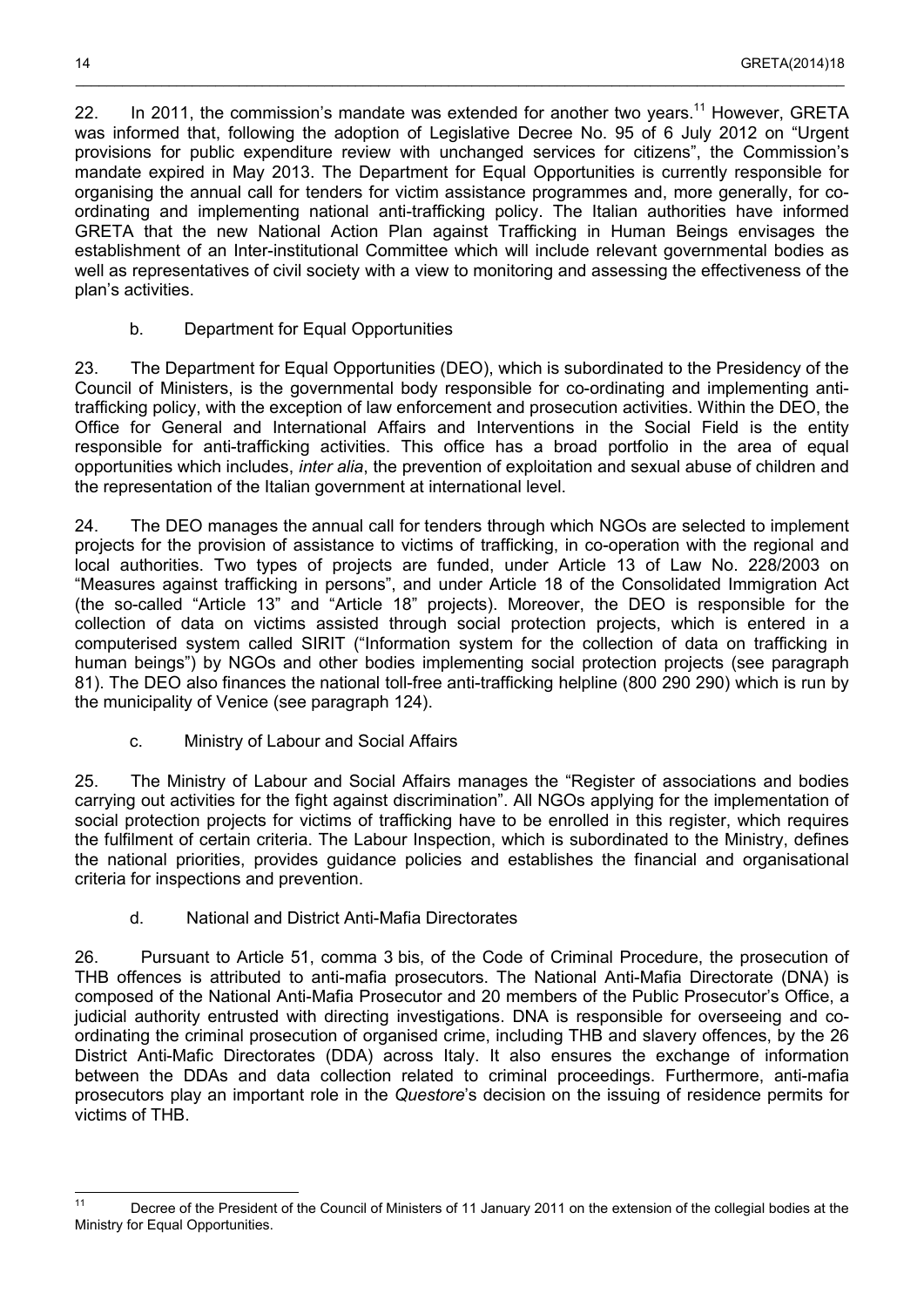22. In 2011, the commission's mandate was extended for another two years.[11] However, GRETA was informed that, following the adoption of Legislative Decree No. 95 of 6 July 2012 on "Urgent provisions for public expenditure review with unchanged services for citizens", the Commission's mandate expired in May 2013. The Department for Equal Opportunities is currently responsible for organising the annual call for tenders for victim assistance programmes and, more generally, for co-ordinating and implementing national anti-trafficking policy. The Italian authorities have informed GRETA that the new National Action Plan against Trafficking in Human Beings envisages the establishment of an Inter-institutional Committee which will include relevant governmental bodies as well as representatives of civil society with a view to monitoring and assessing the effectiveness of the plan's activities.

### b. Department for Equal Opportunities

23. The Department for Equal Opportunities (DEO), which is subordinated to the Presidency of the Council of Ministers, is the governmental body responsible for co-ordinating and implementing anti-trafficking policy, with the exception of law enforcement and prosecution activities. Within the DEO, the Office for General and International Affairs and Interventions in the Social Field is the entity responsible for anti-trafficking activities. This office has a broad portfolio in the area of equal opportunities which includes, *inter alia*, the prevention of exploitation and sexual abuse of children and the representation of the Italian government at international level.

24. The DEO manages the annual call for tenders through which NGOs are selected to implement projects for the provision of assistance to victims of trafficking, in co-operation with the regional and local authorities. Two types of projects are funded, under Article 13 of Law No. 228/2003 on "Measures against trafficking in persons", and under Article 18 of the Consolidated Immigration Act (the so-called "Article 13" and "Article 18" projects). Moreover, the DEO is responsible for the collection of data on victims assisted through social protection projects, which is entered in a computerised system called SIRIT ("Information system for the collection of data on trafficking in human beings") by NGOs and other bodies implementing social protection projects (see paragraph 81). The DEO also finances the national toll-free anti-trafficking helpline (800 290 290) which is run by the municipality of Venice (see paragraph 124).

### c. Ministry of Labour and Social Affairs

25. The Ministry of Labour and Social Affairs manages the "Register of associations and bodies carrying out activities for the fight against discrimination". All NGOs applying for the implementation of social protection projects for victims of trafficking have to be enrolled in this register, which requires the fulfilment of certain criteria. The Labour Inspection, which is subordinated to the Ministry, defines the national priorities, provides guidance policies and establishes the financial and organisational criteria for inspections and prevention.

### d. National and District Anti-Mafia Directorates

26. Pursuant to Article 51, comma 3 bis, of the Code of Criminal Procedure, the prosecution of THB offences is attributed to anti-mafia prosecutors. The National Anti-Mafia Directorate (DNA) is composed of the National Anti-Mafia Prosecutor and 20 members of the Public Prosecutor's Office, a judicial authority entrusted with directing investigations. DNA is responsible for overseeing and co-ordinating the criminal prosecution of organised crime, including THB and slavery offences, by the 26 District Anti-Mafic Directorates (DDA) across Italy. It also ensures the exchange of information between the DDAs and data collection related to criminal proceedings. Furthermore, anti-mafia prosecutors play an important role in the *Questore*'s decision on the issuing of residence permits for victims of THB.

---

[11] Decree of the President of the Council of Ministers of 11 January 2011 on the extension of the collegial bodies at the Ministry for Equal Opportunities.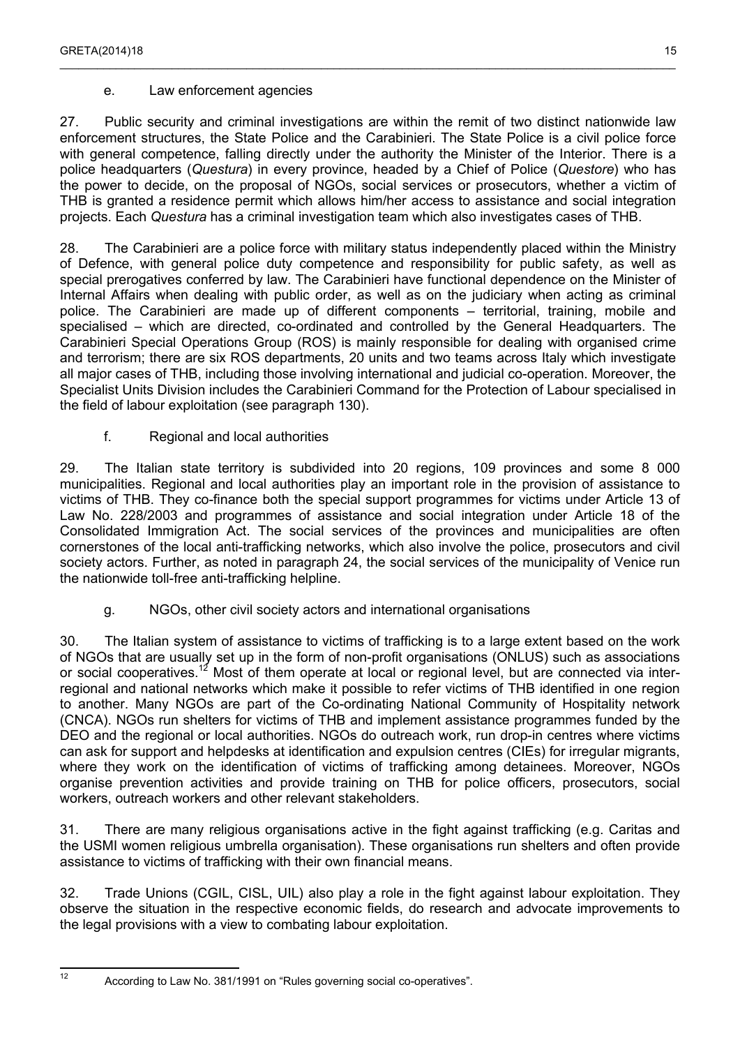### e. Law enforcement agencies

27. Public security and criminal investigations are within the remit of two distinct nationwide law enforcement structures, the State Police and the Carabinieri. The State Police is a civil police force with general competence, falling directly under the authority the Minister of the Interior. There is a police headquarters (*Questura*) in every province, headed by a Chief of Police (*Questore*) who has the power to decide, on the proposal of NGOs, social services or prosecutors, whether a victim of THB is granted a residence permit which allows him/her access to assistance and social integration projects. Each *Questura* has a criminal investigation team which also investigates cases of THB.

28. The Carabinieri are a police force with military status independently placed within the Ministry of Defence, with general police duty competence and responsibility for public safety, as well as special prerogatives conferred by law. The Carabinieri have functional dependence on the Minister of Internal Affairs when dealing with public order, as well as on the judiciary when acting as criminal police. The Carabinieri are made up of different components – territorial, training, mobile and specialised – which are directed, co-ordinated and controlled by the General Headquarters. The Carabinieri Special Operations Group (ROS) is mainly responsible for dealing with organised crime and terrorism; there are six ROS departments, 20 units and two teams across Italy which investigate all major cases of THB, including those involving international and judicial co-operation. Moreover, the Specialist Units Division includes the Carabinieri Command for the Protection of Labour specialised in the field of labour exploitation (see paragraph 130).

### f. Regional and local authorities

29. The Italian state territory is subdivided into 20 regions, 109 provinces and some 8 000 municipalities. Regional and local authorities play an important role in the provision of assistance to victims of THB. They co-finance both the special support programmes for victims under Article 13 of Law No. 228/2003 and programmes of assistance and social integration under Article 18 of the Consolidated Immigration Act. The social services of the provinces and municipalities are often cornerstones of the local anti-trafficking networks, which also involve the police, prosecutors and civil society actors. Further, as noted in paragraph 24, the social services of the municipality of Venice run the nationwide toll-free anti-trafficking helpline.

### g. NGOs, other civil society actors and international organisations

30. The Italian system of assistance to victims of trafficking is to a large extent based on the work of NGOs that are usually set up in the form of non-profit organisations (ONLUS) such as associations or social cooperatives.[12] Most of them operate at local or regional level, but are connected via inter-regional and national networks which make it possible to refer victims of THB identified in one region to another. Many NGOs are part of the Co-ordinating National Community of Hospitality network (CNCA). NGOs run shelters for victims of THB and implement assistance programmes funded by the DEO and the regional or local authorities. NGOs do outreach work, run drop-in centres where victims can ask for support and helpdesks at identification and expulsion centres (CIEs) for irregular migrants, where they work on the identification of victims of trafficking among detainees. Moreover, NGOs organise prevention activities and provide training on THB for police officers, prosecutors, social workers, outreach workers and other relevant stakeholders.

31. There are many religious organisations active in the fight against trafficking (e.g. Caritas and the USMI women religious umbrella organisation). These organisations run shelters and often provide assistance to victims of trafficking with their own financial means.

32. Trade Unions (CGIL, CISL, UIL) also play a role in the fight against labour exploitation. They observe the situation in the respective economic fields, do research and advocate improvements to the legal provisions with a view to combating labour exploitation.

---

[12] According to Law No. 381/1991 on "Rules governing social co-operatives".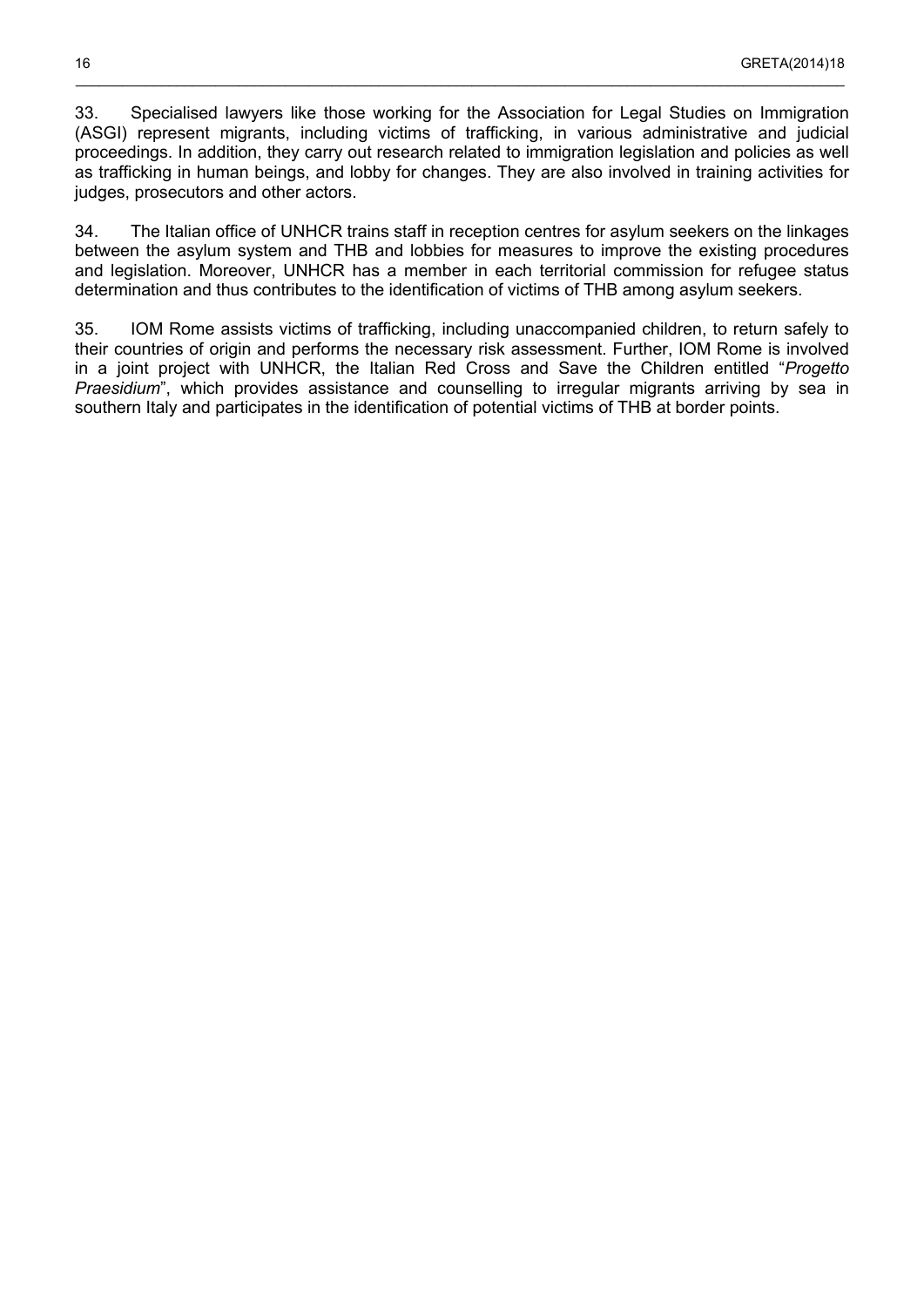33. Specialised lawyers like those working for the Association for Legal Studies on Immigration (ASGI) represent migrants, including victims of trafficking, in various administrative and judicial proceedings. In addition, they carry out research related to immigration legislation and policies as well as trafficking in human beings, and lobby for changes. They are also involved in training activities for judges, prosecutors and other actors.

34. The Italian office of UNHCR trains staff in reception centres for asylum seekers on the linkages between the asylum system and THB and lobbies for measures to improve the existing procedures and legislation. Moreover, UNHCR has a member in each territorial commission for refugee status determination and thus contributes to the identification of victims of THB among asylum seekers.

35. IOM Rome assists victims of trafficking, including unaccompanied children, to return safely to their countries of origin and performs the necessary risk assessment. Further, IOM Rome is involved in a joint project with UNHCR, the Italian Red Cross and Save the Children entitled "*Progetto Praesidium*", which provides assistance and counselling to irregular migrants arriving by sea in southern Italy and participates in the identification of potential victims of THB at border points.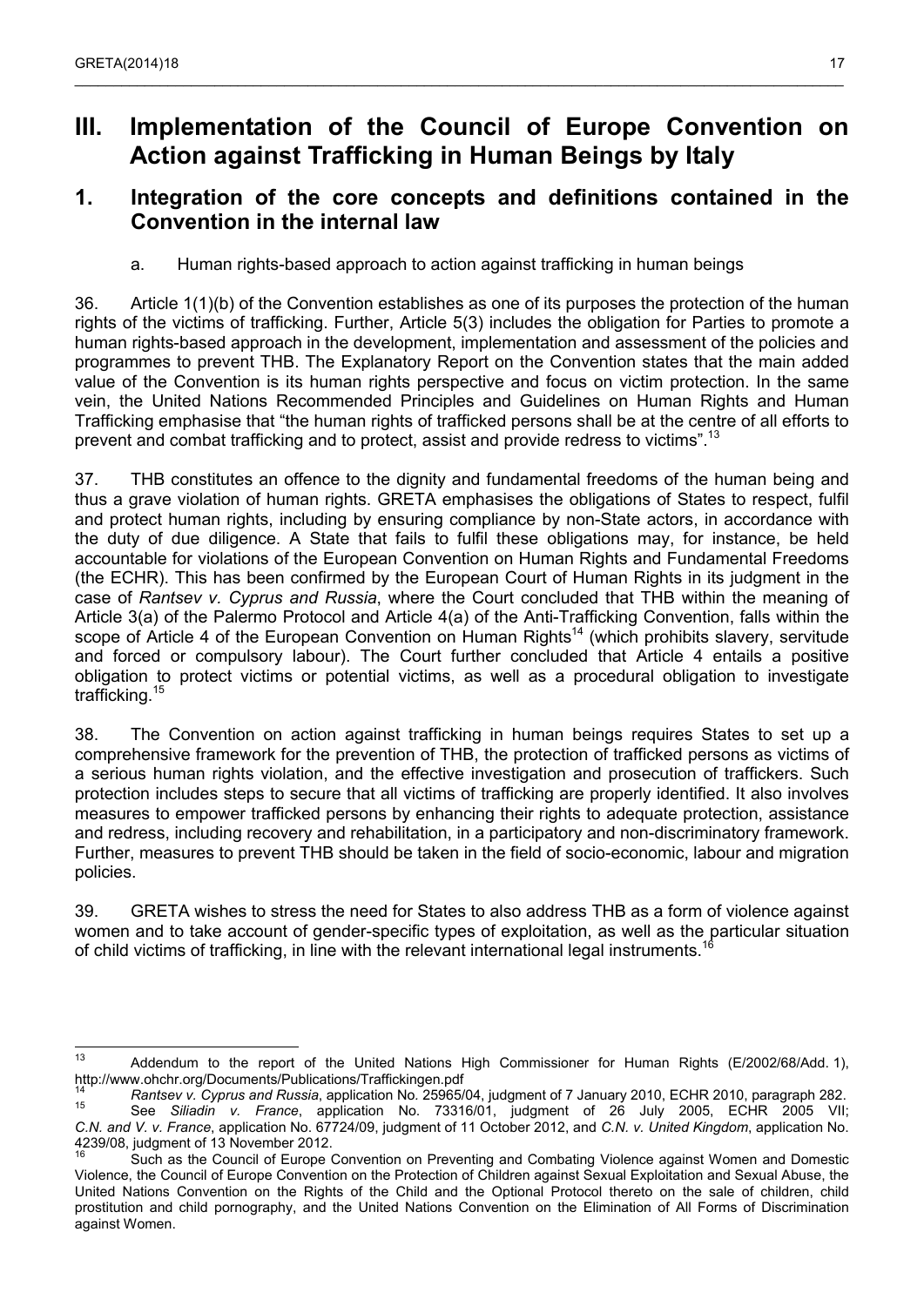# III. Implementation of the Council of Europe Convention on Action against Trafficking in Human Beings by Italy

## 1. Integration of the core concepts and definitions contained in the Convention in the internal law

### a. Human rights-based approach to action against trafficking in human beings

36. Article 1(1)(b) of the Convention establishes as one of its purposes the protection of the human rights of the victims of trafficking. Further, Article 5(3) includes the obligation for Parties to promote a human rights-based approach in the development, implementation and assessment of the policies and programmes to prevent THB. The Explanatory Report on the Convention states that the main added value of the Convention is its human rights perspective and focus on victim protection. In the same vein, the United Nations Recommended Principles and Guidelines on Human Rights and Human Trafficking emphasise that "the human rights of trafficked persons shall be at the centre of all efforts to prevent and combat trafficking and to protect, assist and provide redress to victims".[13]

37. THB constitutes an offence to the dignity and fundamental freedoms of the human being and thus a grave violation of human rights. GRETA emphasises the obligations of States to respect, fulfil and protect human rights, including by ensuring compliance by non-State actors, in accordance with the duty of due diligence. A State that fails to fulfil these obligations may, for instance, be held accountable for violations of the European Convention on Human Rights and Fundamental Freedoms (the ECHR). This has been confirmed by the European Court of Human Rights in its judgment in the case of *Rantsev v. Cyprus and Russia*, where the Court concluded that THB within the meaning of Article 3(a) of the Palermo Protocol and Article 4(a) of the Anti-Trafficking Convention, falls within the scope of Article 4 of the European Convention on Human Rights[14] (which prohibits slavery, servitude and forced or compulsory labour). The Court further concluded that Article 4 entails a positive obligation to protect victims or potential victims, as well as a procedural obligation to investigate trafficking.[15]

38. The Convention on action against trafficking in human beings requires States to set up a comprehensive framework for the prevention of THB, the protection of trafficked persons as victims of a serious human rights violation, and the effective investigation and prosecution of traffickers. Such protection includes steps to secure that all victims of trafficking are properly identified. It also involves measures to empower trafficked persons by enhancing their rights to adequate protection, assistance and redress, including recovery and rehabilitation, in a participatory and non-discriminatory framework. Further, measures to prevent THB should be taken in the field of socio-economic, labour and migration policies.

39. GRETA wishes to stress the need for States to also address THB as a form of violence against women and to take account of gender-specific types of exploitation, as well as the particular situation of child victims of trafficking, in line with the relevant international legal instruments.[16]

---

[13] Addendum to the report of the United Nations High Commissioner for Human Rights (E/2002/68/Add. 1), http://www.ohchr.org/Documents/Publications/Traffickingen.pdf

[14] *Rantsev v. Cyprus and Russia*, application No. 25965/04, judgment of 7 January 2010, ECHR 2010, paragraph 282.

[15] See *Siliadin v. France*, application No. 73316/01, judgment of 26 July 2005, ECHR 2005 VII; *C.N. and V. v. France*, application No. 67724/09, judgment of 11 October 2012, and *C.N. v. United Kingdom*, application No. 4239/08, judgment of 13 November 2012.

[16] Such as the Council of Europe Convention on Preventing and Combating Violence against Women and Domestic Violence, the Council of Europe Convention on the Protection of Children against Sexual Exploitation and Sexual Abuse, the United Nations Convention on the Rights of the Child and the Optional Protocol thereto on the sale of children, child prostitution and child pornography, and the United Nations Convention on the Elimination of All Forms of Discrimination against Women.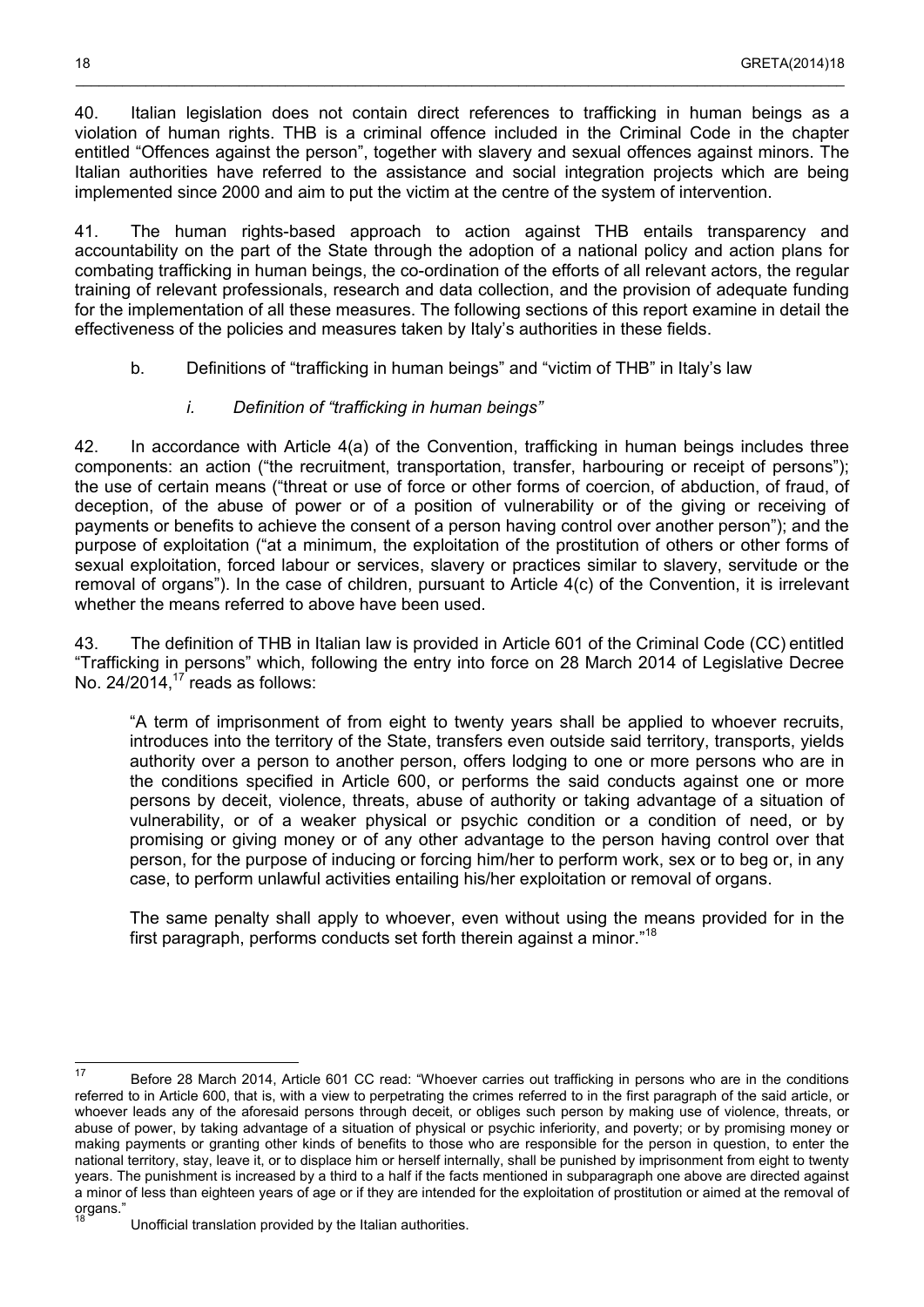40. Italian legislation does not contain direct references to trafficking in human beings as a violation of human rights. THB is a criminal offence included in the Criminal Code in the chapter entitled "Offences against the person", together with slavery and sexual offences against minors. The Italian authorities have referred to the assistance and social integration projects which are being implemented since 2000 and aim to put the victim at the centre of the system of intervention.

41. The human rights-based approach to action against THB entails transparency and accountability on the part of the State through the adoption of a national policy and action plans for combating trafficking in human beings, the co-ordination of the efforts of all relevant actors, the regular training of relevant professionals, research and data collection, and the provision of adequate funding for the implementation of all these measures. The following sections of this report examine in detail the effectiveness of the policies and measures taken by Italy's authorities in these fields.

b. Definitions of "trafficking in human beings" and "victim of THB" in Italy's law

*i. Definition of "trafficking in human beings"*

42. In accordance with Article 4(a) of the Convention, trafficking in human beings includes three components: an action ("the recruitment, transportation, transfer, harbouring or receipt of persons"); the use of certain means ("threat or use of force or other forms of coercion, of abduction, of fraud, of deception, of the abuse of power or of a position of vulnerability or of the giving or receiving of payments or benefits to achieve the consent of a person having control over another person"); and the purpose of exploitation ("at a minimum, the exploitation of the prostitution of others or other forms of sexual exploitation, forced labour or services, slavery or practices similar to slavery, servitude or the removal of organs"). In the case of children, pursuant to Article 4(c) of the Convention, it is irrelevant whether the means referred to above have been used.

43. The definition of THB in Italian law is provided in Article 601 of the Criminal Code (CC) entitled "Trafficking in persons" which, following the entry into force on 28 March 2014 of Legislative Decree No. 24/2014,[17] reads as follows:

> "A term of imprisonment of from eight to twenty years shall be applied to whoever recruits, introduces into the territory of the State, transfers even outside said territory, transports, yields authority over a person to another person, offers lodging to one or more persons who are in the conditions specified in Article 600, or performs the said conducts against one or more persons by deceit, violence, threats, abuse of authority or taking advantage of a situation of vulnerability, or of a weaker physical or psychic condition or a condition of need, or by promising or giving money or of any other advantage to the person having control over that person, for the purpose of inducing or forcing him/her to perform work, sex or to beg or, in any case, to perform unlawful activities entailing his/her exploitation or removal of organs.
>
> The same penalty shall apply to whoever, even without using the means provided for in the first paragraph, performs conducts set forth therein against a minor."[18]

[17] Before 28 March 2014, Article 601 CC read: "Whoever carries out trafficking in persons who are in the conditions referred to in Article 600, that is, with a view to perpetrating the crimes referred to in the first paragraph of the said article, or whoever leads any of the aforesaid persons through deceit, or obliges such person by making use of violence, threats, or abuse of power, by taking advantage of a situation of physical or psychic inferiority, and poverty; or by promising money or making payments or granting other kinds of benefits to those who are responsible for the person in question, to enter the national territory, stay, leave it, or to displace him or herself internally, shall be punished by imprisonment from eight to twenty years. The punishment is increased by a third to a half if the facts mentioned in subparagraph one above are directed against a minor of less than eighteen years of age or if they are intended for the exploitation of prostitution or aimed at the removal of organs."

[18] Unofficial translation provided by the Italian authorities.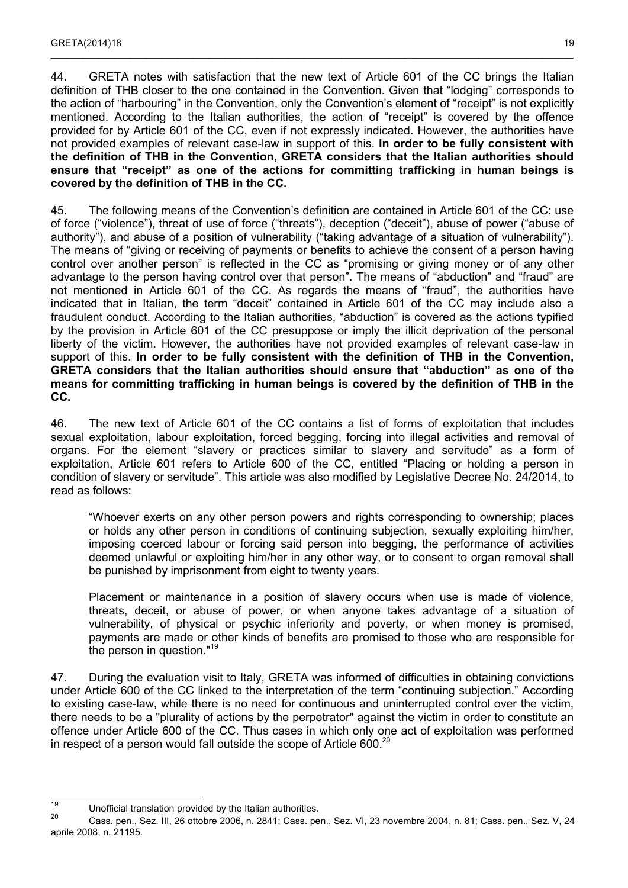44. GRETA notes with satisfaction that the new text of Article 601 of the CC brings the Italian definition of THB closer to the one contained in the Convention. Given that "lodging" corresponds to the action of "harbouring" in the Convention, only the Convention's element of "receipt" is not explicitly mentioned. According to the Italian authorities, the action of "receipt" is covered by the offence provided for by Article 601 of the CC, even if not expressly indicated. However, the authorities have not provided examples of relevant case-law in support of this. **In order to be fully consistent with the definition of THB in the Convention, GRETA considers that the Italian authorities should ensure that "receipt" as one of the actions for committing trafficking in human beings is covered by the definition of THB in the CC.**

45. The following means of the Convention's definition are contained in Article 601 of the CC: use of force ("violence"), threat of use of force ("threats"), deception ("deceit"), abuse of power ("abuse of authority"), and abuse of a position of vulnerability ("taking advantage of a situation of vulnerability"). The means of "giving or receiving of payments or benefits to achieve the consent of a person having control over another person" is reflected in the CC as "promising or giving money or of any other advantage to the person having control over that person". The means of "abduction" and "fraud" are not mentioned in Article 601 of the CC. As regards the means of "fraud", the authorities have indicated that in Italian, the term "deceit" contained in Article 601 of the CC may include also a fraudulent conduct. According to the Italian authorities, "abduction" is covered as the actions typified by the provision in Article 601 of the CC presuppose or imply the illicit deprivation of the personal liberty of the victim. However, the authorities have not provided examples of relevant case-law in support of this. **In order to be fully consistent with the definition of THB in the Convention, GRETA considers that the Italian authorities should ensure that "abduction" as one of the means for committing trafficking in human beings is covered by the definition of THB in the CC.**

46. The new text of Article 601 of the CC contains a list of forms of exploitation that includes sexual exploitation, labour exploitation, forced begging, forcing into illegal activities and removal of organs. For the element "slavery or practices similar to slavery and servitude" as a form of exploitation, Article 601 refers to Article 600 of the CC, entitled "Placing or holding a person in condition of slavery or servitude". This article was also modified by Legislative Decree No. 24/2014, to read as follows:

> "Whoever exerts on any other person powers and rights corresponding to ownership; places or holds any other person in conditions of continuing subjection, sexually exploiting him/her, imposing coerced labour or forcing said person into begging, the performance of activities deemed unlawful or exploiting him/her in any other way, or to consent to organ removal shall be punished by imprisonment from eight to twenty years.
>
> Placement or maintenance in a position of slavery occurs when use is made of violence, threats, deceit, or abuse of power, or when anyone takes advantage of a situation of vulnerability, of physical or psychic inferiority and poverty, or when money is promised, payments are made or other kinds of benefits are promised to those who are responsible for the person in question."[19]

47. During the evaluation visit to Italy, GRETA was informed of difficulties in obtaining convictions under Article 600 of the CC linked to the interpretation of the term "continuing subjection." According to existing case-law, while there is no need for continuous and uninterrupted control over the victim, there needs to be a "plurality of actions by the perpetrator" against the victim in order to constitute an offence under Article 600 of the CC. Thus cases in which only one act of exploitation was performed in respect of a person would fall outside the scope of Article 600.[20]

---

[19] Unofficial translation provided by the Italian authorities.

[20] Cass. pen., Sez. III, 26 ottobre 2006, n. 2841; Cass. pen., Sez. VI, 23 novembre 2004, n. 81; Cass. pen., Sez. V, 24 aprile 2008, n. 21195.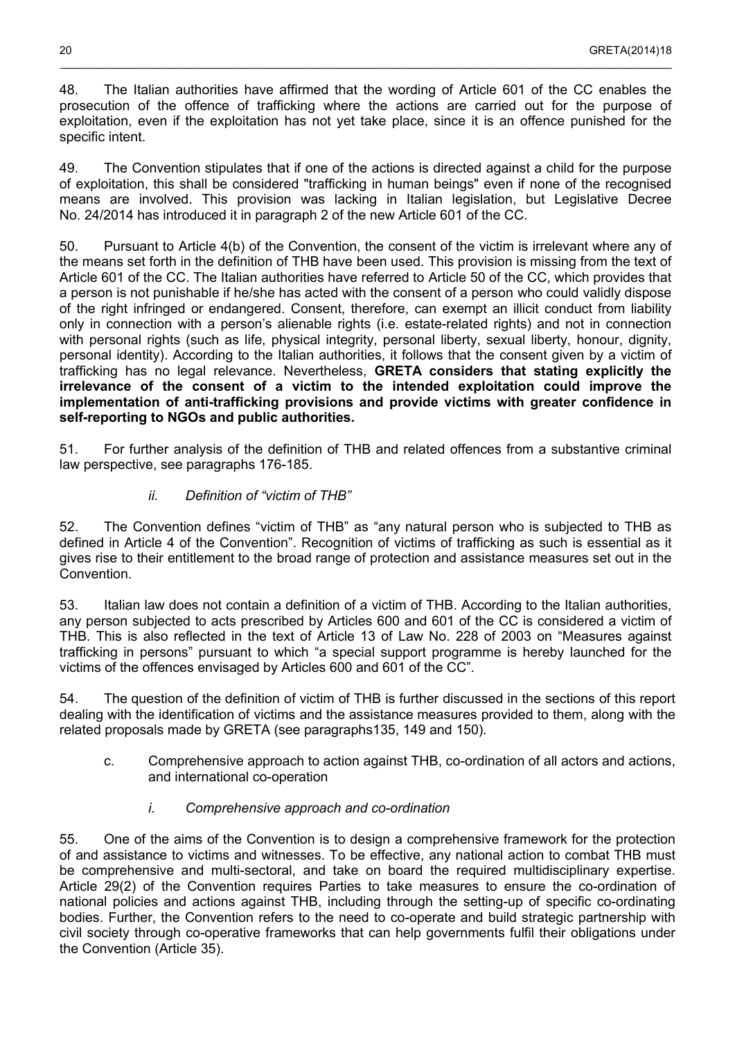48. The Italian authorities have affirmed that the wording of Article 601 of the CC enables the prosecution of the offence of trafficking where the actions are carried out for the purpose of exploitation, even if the exploitation has not yet take place, since it is an offence punished for the specific intent.

49. The Convention stipulates that if one of the actions is directed against a child for the purpose of exploitation, this shall be considered "trafficking in human beings" even if none of the recognised means are involved. This provision was lacking in Italian legislation, but Legislative Decree No. 24/2014 has introduced it in paragraph 2 of the new Article 601 of the CC.

50. Pursuant to Article 4(b) of the Convention, the consent of the victim is irrelevant where any of the means set forth in the definition of THB have been used. This provision is missing from the text of Article 601 of the CC. The Italian authorities have referred to Article 50 of the CC, which provides that a person is not punishable if he/she has acted with the consent of a person who could validly dispose of the right infringed or endangered. Consent, therefore, can exempt an illicit conduct from liability only in connection with a person's alienable rights (i.e. estate-related rights) and not in connection with personal rights (such as life, physical integrity, personal liberty, sexual liberty, honour, dignity, personal identity). According to the Italian authorities, it follows that the consent given by a victim of trafficking has no legal relevance. Nevertheless, **GRETA considers that stating explicitly the irrelevance of the consent of a victim to the intended exploitation could improve the implementation of anti-trafficking provisions and provide victims with greater confidence in self-reporting to NGOs and public authorities.**

51. For further analysis of the definition of THB and related offences from a substantive criminal law perspective, see paragraphs 176-185.

### *ii. Definition of "victim of THB"*

52. The Convention defines "victim of THB" as "any natural person who is subjected to THB as defined in Article 4 of the Convention". Recognition of victims of trafficking as such is essential as it gives rise to their entitlement to the broad range of protection and assistance measures set out in the Convention.

53. Italian law does not contain a definition of a victim of THB. According to the Italian authorities, any person subjected to acts prescribed by Articles 600 and 601 of the CC is considered a victim of THB. This is also reflected in the text of Article 13 of Law No. 228 of 2003 on "Measures against trafficking in persons" pursuant to which "a special support programme is hereby launched for the victims of the offences envisaged by Articles 600 and 601 of the CC".

54. The question of the definition of victim of THB is further discussed in the sections of this report dealing with the identification of victims and the assistance measures provided to them, along with the related proposals made by GRETA (see paragraphs135, 149 and 150).

## c. Comprehensive approach to action against THB, co-ordination of all actors and actions, and international co-operation

### *i. Comprehensive approach and co-ordination*

55. One of the aims of the Convention is to design a comprehensive framework for the protection of and assistance to victims and witnesses. To be effective, any national action to combat THB must be comprehensive and multi-sectoral, and take on board the required multidisciplinary expertise. Article 29(2) of the Convention requires Parties to take measures to ensure the co-ordination of national policies and actions against THB, including through the setting-up of specific co-ordinating bodies. Further, the Convention refers to the need to co-operate and build strategic partnership with civil society through co-operative frameworks that can help governments fulfil their obligations under the Convention (Article 35).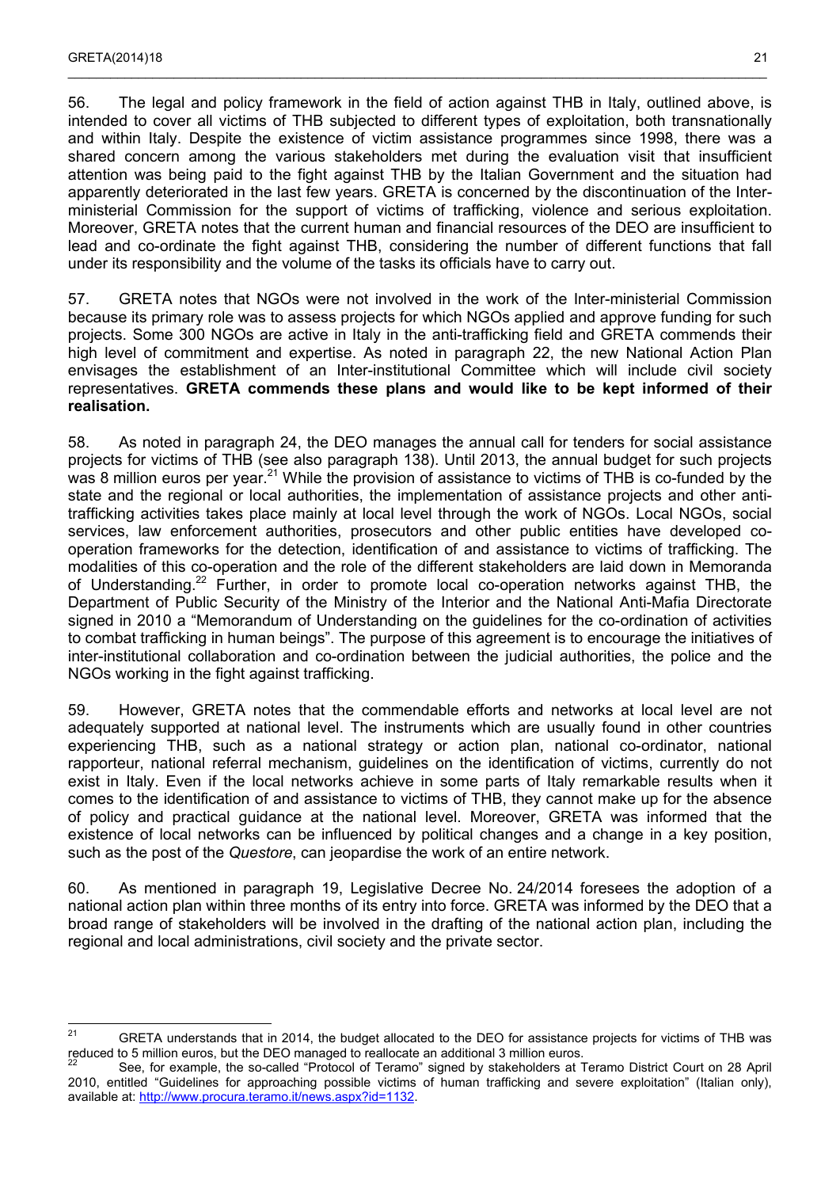56. The legal and policy framework in the field of action against THB in Italy, outlined above, is intended to cover all victims of THB subjected to different types of exploitation, both transnationally and within Italy. Despite the existence of victim assistance programmes since 1998, there was a shared concern among the various stakeholders met during the evaluation visit that insufficient attention was being paid to the fight against THB by the Italian Government and the situation had apparently deteriorated in the last few years. GRETA is concerned by the discontinuation of the Inter-ministerial Commission for the support of victims of trafficking, violence and serious exploitation. Moreover, GRETA notes that the current human and financial resources of the DEO are insufficient to lead and co-ordinate the fight against THB, considering the number of different functions that fall under its responsibility and the volume of the tasks its officials have to carry out.

57. GRETA notes that NGOs were not involved in the work of the Inter-ministerial Commission because its primary role was to assess projects for which NGOs applied and approve funding for such projects. Some 300 NGOs are active in Italy in the anti-trafficking field and GRETA commends their high level of commitment and expertise. As noted in paragraph 22, the new National Action Plan envisages the establishment of an Inter-institutional Committee which will include civil society representatives. **GRETA commends these plans and would like to be kept informed of their realisation.**

58. As noted in paragraph 24, the DEO manages the annual call for tenders for social assistance projects for victims of THB (see also paragraph 138). Until 2013, the annual budget for such projects was 8 million euros per year.[21] While the provision of assistance to victims of THB is co-funded by the state and the regional or local authorities, the implementation of assistance projects and other anti-trafficking activities takes place mainly at local level through the work of NGOs. Local NGOs, social services, law enforcement authorities, prosecutors and other public entities have developed co-operation frameworks for the detection, identification of and assistance to victims of trafficking. The modalities of this co-operation and the role of the different stakeholders are laid down in Memoranda of Understanding.[22] Further, in order to promote local co-operation networks against THB, the Department of Public Security of the Ministry of the Interior and the National Anti-Mafia Directorate signed in 2010 a "Memorandum of Understanding on the guidelines for the co-ordination of activities to combat trafficking in human beings". The purpose of this agreement is to encourage the initiatives of inter-institutional collaboration and co-ordination between the judicial authorities, the police and the NGOs working in the fight against trafficking.

59. However, GRETA notes that the commendable efforts and networks at local level are not adequately supported at national level. The instruments which are usually found in other countries experiencing THB, such as a national strategy or action plan, national co-ordinator, national rapporteur, national referral mechanism, guidelines on the identification of victims, currently do not exist in Italy. Even if the local networks achieve in some parts of Italy remarkable results when it comes to the identification of and assistance to victims of THB, they cannot make up for the absence of policy and practical guidance at the national level. Moreover, GRETA was informed that the existence of local networks can be influenced by political changes and a change in a key position, such as the post of the *Questore*, can jeopardise the work of an entire network.

60. As mentioned in paragraph 19, Legislative Decree No. 24/2014 foresees the adoption of a national action plan within three months of its entry into force. GRETA was informed by the DEO that a broad range of stakeholders will be involved in the drafting of the national action plan, including the regional and local administrations, civil society and the private sector.

---

[21] GRETA understands that in 2014, the budget allocated to the DEO for assistance projects for victims of THB was reduced to 5 million euros, but the DEO managed to reallocate an additional 3 million euros.

[22] See, for example, the so-called "Protocol of Teramo" signed by stakeholders at Teramo District Court on 28 April 2010, entitled "Guidelines for approaching possible victims of human trafficking and severe exploitation" (Italian only), available at: http://www.procura.teramo.it/news.aspx?id=1132.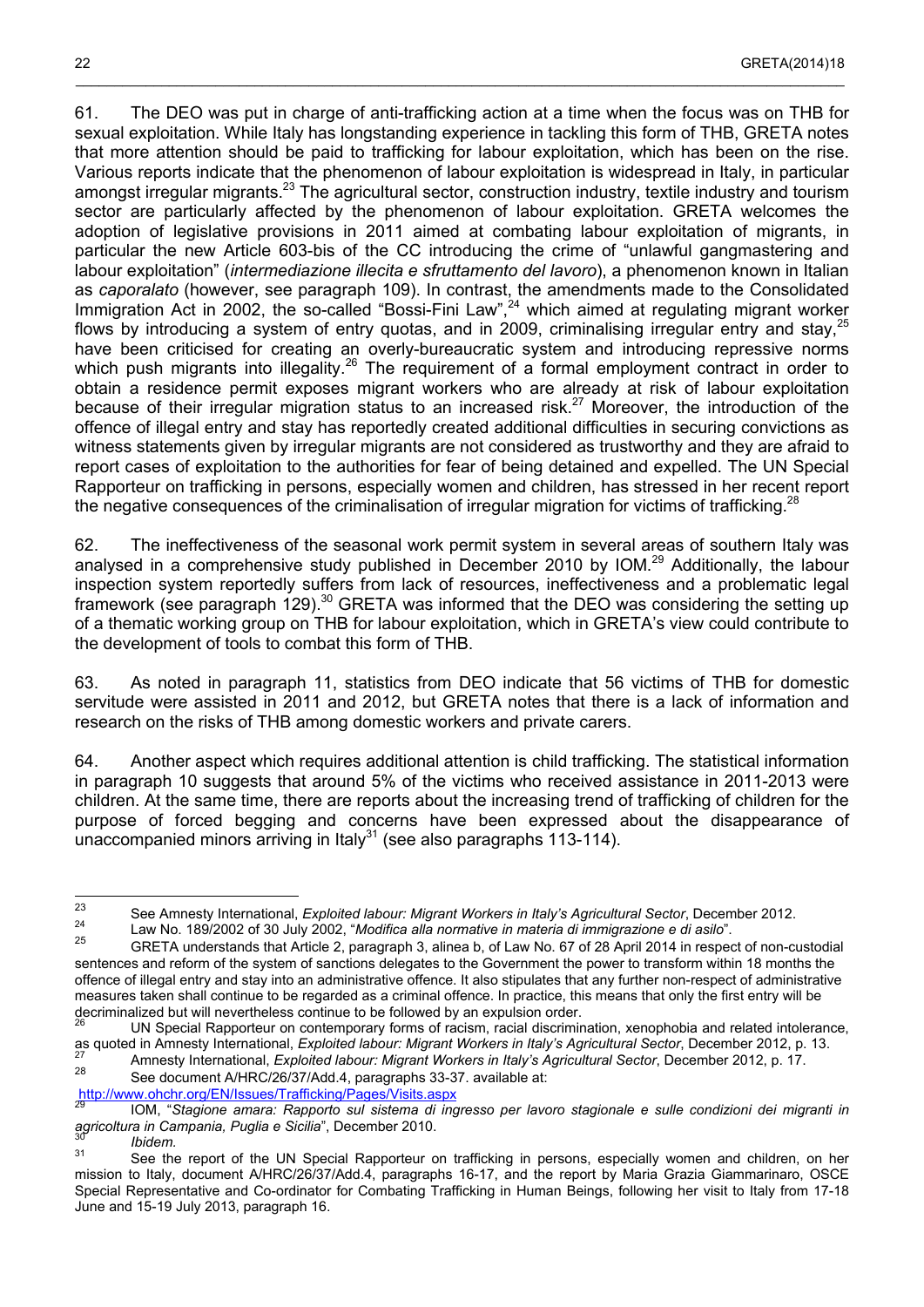61. The DEO was put in charge of anti-trafficking action at a time when the focus was on THB for sexual exploitation. While Italy has longstanding experience in tackling this form of THB, GRETA notes that more attention should be paid to trafficking for labour exploitation, which has been on the rise. Various reports indicate that the phenomenon of labour exploitation is widespread in Italy, in particular amongst irregular migrants.[23] The agricultural sector, construction industry, textile industry and tourism sector are particularly affected by the phenomenon of labour exploitation. GRETA welcomes the adoption of legislative provisions in 2011 aimed at combating labour exploitation of migrants, in particular the new Article 603-bis of the CC introducing the crime of "unlawful gangmastering and labour exploitation" (*intermediazione illecita e sfruttamento del lavoro*), a phenomenon known in Italian as *caporalato* (however, see paragraph 109). In contrast, the amendments made to the Consolidated Immigration Act in 2002, the so-called "Bossi-Fini Law",[24] which aimed at regulating migrant worker flows by introducing a system of entry quotas, and in 2009, criminalising irregular entry and stay,[25] have been criticised for creating an overly-bureaucratic system and introducing repressive norms which push migrants into illegality.[26] The requirement of a formal employment contract in order to obtain a residence permit exposes migrant workers who are already at risk of labour exploitation because of their irregular migration status to an increased risk.[27] Moreover, the introduction of the offence of illegal entry and stay has reportedly created additional difficulties in securing convictions as witness statements given by irregular migrants are not considered as trustworthy and they are afraid to report cases of exploitation to the authorities for fear of being detained and expelled. The UN Special Rapporteur on trafficking in persons, especially women and children, has stressed in her recent report the negative consequences of the criminalisation of irregular migration for victims of trafficking.[28]

62. The ineffectiveness of the seasonal work permit system in several areas of southern Italy was analysed in a comprehensive study published in December 2010 by IOM.[29] Additionally, the labour inspection system reportedly suffers from lack of resources, ineffectiveness and a problematic legal framework (see paragraph 129).[30] GRETA was informed that the DEO was considering the setting up of a thematic working group on THB for labour exploitation, which in GRETA's view could contribute to the development of tools to combat this form of THB.

63. As noted in paragraph 11, statistics from DEO indicate that 56 victims of THB for domestic servitude were assisted in 2011 and 2012, but GRETA notes that there is a lack of information and research on the risks of THB among domestic workers and private carers.

64. Another aspect which requires additional attention is child trafficking. The statistical information in paragraph 10 suggests that around 5% of the victims who received assistance in 2011-2013 were children. At the same time, there are reports about the increasing trend of trafficking of children for the purpose of forced begging and concerns have been expressed about the disappearance of unaccompanied minors arriving in Italy[31] (see also paragraphs 113-114).

---

[23] See Amnesty International, *Exploited labour: Migrant Workers in Italy's Agricultural Sector*, December 2012.

[24] Law No. 189/2002 of 30 July 2002, "*Modifica alla normative in materia di immigrazione e di asilo*".

[25] GRETA understands that Article 2, paragraph 3, alinea b, of Law No. 67 of 28 April 2014 in respect of non-custodial sentences and reform of the system of sanctions delegates to the Government the power to transform within 18 months the offence of illegal entry and stay into an administrative offence. It also stipulates that any further non-respect of administrative measures taken shall continue to be regarded as a criminal offence. In practice, this means that only the first entry will be decriminalized but will nevertheless continue to be followed by an expulsion order.

[26] UN Special Rapporteur on contemporary forms of racism, racial discrimination, xenophobia and related intolerance, as quoted in Amnesty International, *Exploited labour: Migrant Workers in Italy's Agricultural Sector*, December 2012, p. 13.

[27] Amnesty International, *Exploited labour: Migrant Workers in Italy's Agricultural Sector*, December 2012, p. 17.

[28] See document A/HRC/26/37/Add.4, paragraphs 33-37. available at: http://www.ohchr.org/EN/Issues/Trafficking/Pages/Visits.aspx

[29] IOM, "*Stagione amara: Rapporto sul sistema di ingresso per lavoro stagionale e sulle condizioni dei migranti in agricoltura in Campania, Puglia e Sicilia*", December 2010.

[30] *Ibidem.*

[31] See the report of the UN Special Rapporteur on trafficking in persons, especially women and children, on her mission to Italy, document A/HRC/26/37/Add.4, paragraphs 16-17, and the report by Maria Grazia Giammarinaro, OSCE Special Representative and Co-ordinator for Combating Trafficking in Human Beings, following her visit to Italy from 17-18 June and 15-19 July 2013, paragraph 16.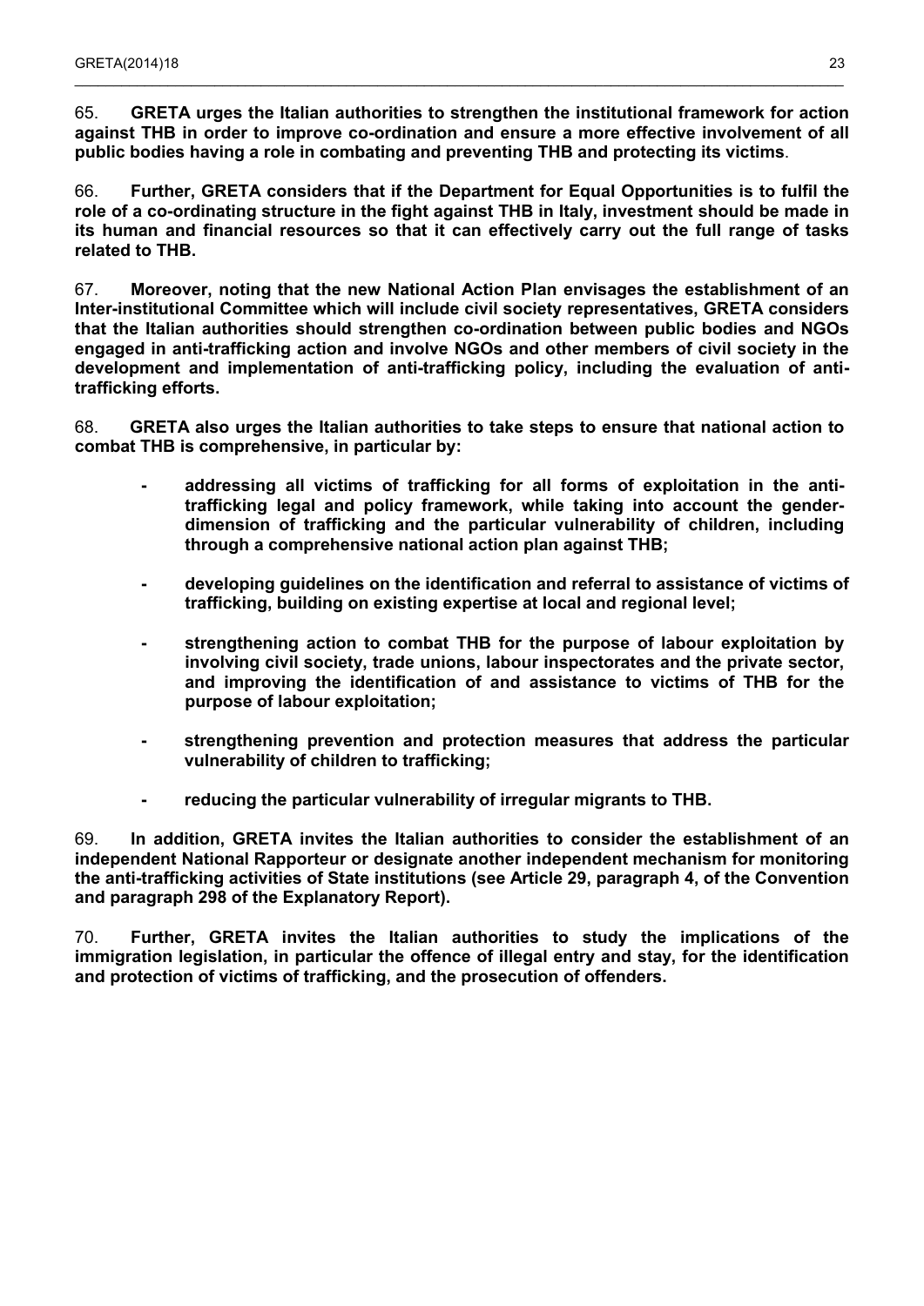65. **GRETA urges the Italian authorities to strengthen the institutional framework for action against THB in order to improve co-ordination and ensure a more effective involvement of all public bodies having a role in combating and preventing THB and protecting its victims**.

66. **Further, GRETA considers that if the Department for Equal Opportunities is to fulfil the role of a co-ordinating structure in the fight against THB in Italy, investment should be made in its human and financial resources so that it can effectively carry out the full range of tasks related to THB.**

67. **Moreover, noting that the new National Action Plan envisages the establishment of an Inter-institutional Committee which will include civil society representatives, GRETA considers that the Italian authorities should strengthen co-ordination between public bodies and NGOs engaged in anti-trafficking action and involve NGOs and other members of civil society in the development and implementation of anti-trafficking policy, including the evaluation of anti-trafficking efforts.**

68. **GRETA also urges the Italian authorities to take steps to ensure that national action to combat THB is comprehensive, in particular by:**

- **addressing all victims of trafficking for all forms of exploitation in the anti-trafficking legal and policy framework, while taking into account the gender-dimension of trafficking and the particular vulnerability of children, including through a comprehensive national action plan against THB;**
- **developing guidelines on the identification and referral to assistance of victims of trafficking, building on existing expertise at local and regional level;**
- **strengthening action to combat THB for the purpose of labour exploitation by involving civil society, trade unions, labour inspectorates and the private sector, and improving the identification of and assistance to victims of THB for the purpose of labour exploitation;**
- **strengthening prevention and protection measures that address the particular vulnerability of children to trafficking;**
- **reducing the particular vulnerability of irregular migrants to THB.**

69. **In addition, GRETA invites the Italian authorities to consider the establishment of an independent National Rapporteur or designate another independent mechanism for monitoring the anti-trafficking activities of State institutions (see Article 29, paragraph 4, of the Convention and paragraph 298 of the Explanatory Report).**

70. **Further, GRETA invites the Italian authorities to study the implications of the immigration legislation, in particular the offence of illegal entry and stay, for the identification and protection of victims of trafficking, and the prosecution of offenders.**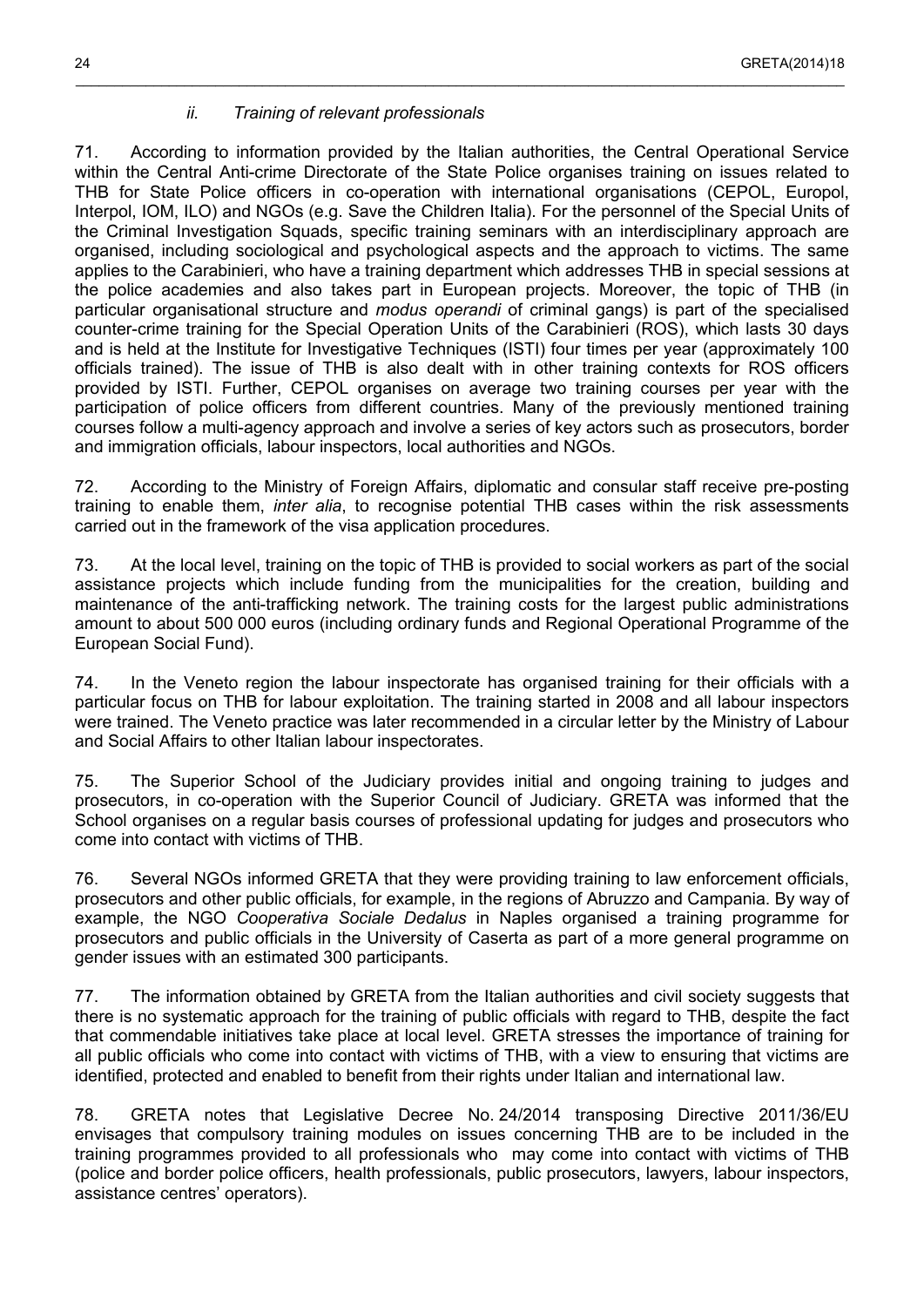### *ii. Training of relevant professionals*

71. According to information provided by the Italian authorities, the Central Operational Service within the Central Anti-crime Directorate of the State Police organises training on issues related to THB for State Police officers in co-operation with international organisations (CEPOL, Europol, Interpol, IOM, ILO) and NGOs (e.g. Save the Children Italia). For the personnel of the Special Units of the Criminal Investigation Squads, specific training seminars with an interdisciplinary approach are organised, including sociological and psychological aspects and the approach to victims. The same applies to the Carabinieri, who have a training department which addresses THB in special sessions at the police academies and also takes part in European projects. Moreover, the topic of THB (in particular organisational structure and *modus operandi* of criminal gangs) is part of the specialised counter-crime training for the Special Operation Units of the Carabinieri (ROS), which lasts 30 days and is held at the Institute for Investigative Techniques (ISTI) four times per year (approximately 100 officials trained). The issue of THB is also dealt with in other training contexts for ROS officers provided by ISTI. Further, CEPOL organises on average two training courses per year with the participation of police officers from different countries. Many of the previously mentioned training courses follow a multi-agency approach and involve a series of key actors such as prosecutors, border and immigration officials, labour inspectors, local authorities and NGOs.

72. According to the Ministry of Foreign Affairs, diplomatic and consular staff receive pre-posting training to enable them, *inter alia*, to recognise potential THB cases within the risk assessments carried out in the framework of the visa application procedures.

73. At the local level, training on the topic of THB is provided to social workers as part of the social assistance projects which include funding from the municipalities for the creation, building and maintenance of the anti-trafficking network. The training costs for the largest public administrations amount to about 500 000 euros (including ordinary funds and Regional Operational Programme of the European Social Fund).

74. In the Veneto region the labour inspectorate has organised training for their officials with a particular focus on THB for labour exploitation. The training started in 2008 and all labour inspectors were trained. The Veneto practice was later recommended in a circular letter by the Ministry of Labour and Social Affairs to other Italian labour inspectorates.

75. The Superior School of the Judiciary provides initial and ongoing training to judges and prosecutors, in co-operation with the Superior Council of Judiciary. GRETA was informed that the School organises on a regular basis courses of professional updating for judges and prosecutors who come into contact with victims of THB.

76. Several NGOs informed GRETA that they were providing training to law enforcement officials, prosecutors and other public officials, for example, in the regions of Abruzzo and Campania. By way of example, the NGO *Cooperativa Sociale Dedalus* in Naples organised a training programme for prosecutors and public officials in the University of Caserta as part of a more general programme on gender issues with an estimated 300 participants.

77. The information obtained by GRETA from the Italian authorities and civil society suggests that there is no systematic approach for the training of public officials with regard to THB, despite the fact that commendable initiatives take place at local level. GRETA stresses the importance of training for all public officials who come into contact with victims of THB, with a view to ensuring that victims are identified, protected and enabled to benefit from their rights under Italian and international law.

78. GRETA notes that Legislative Decree No. 24/2014 transposing Directive 2011/36/EU envisages that compulsory training modules on issues concerning THB are to be included in the training programmes provided to all professionals who may come into contact with victims of THB (police and border police officers, health professionals, public prosecutors, lawyers, labour inspectors, assistance centres' operators).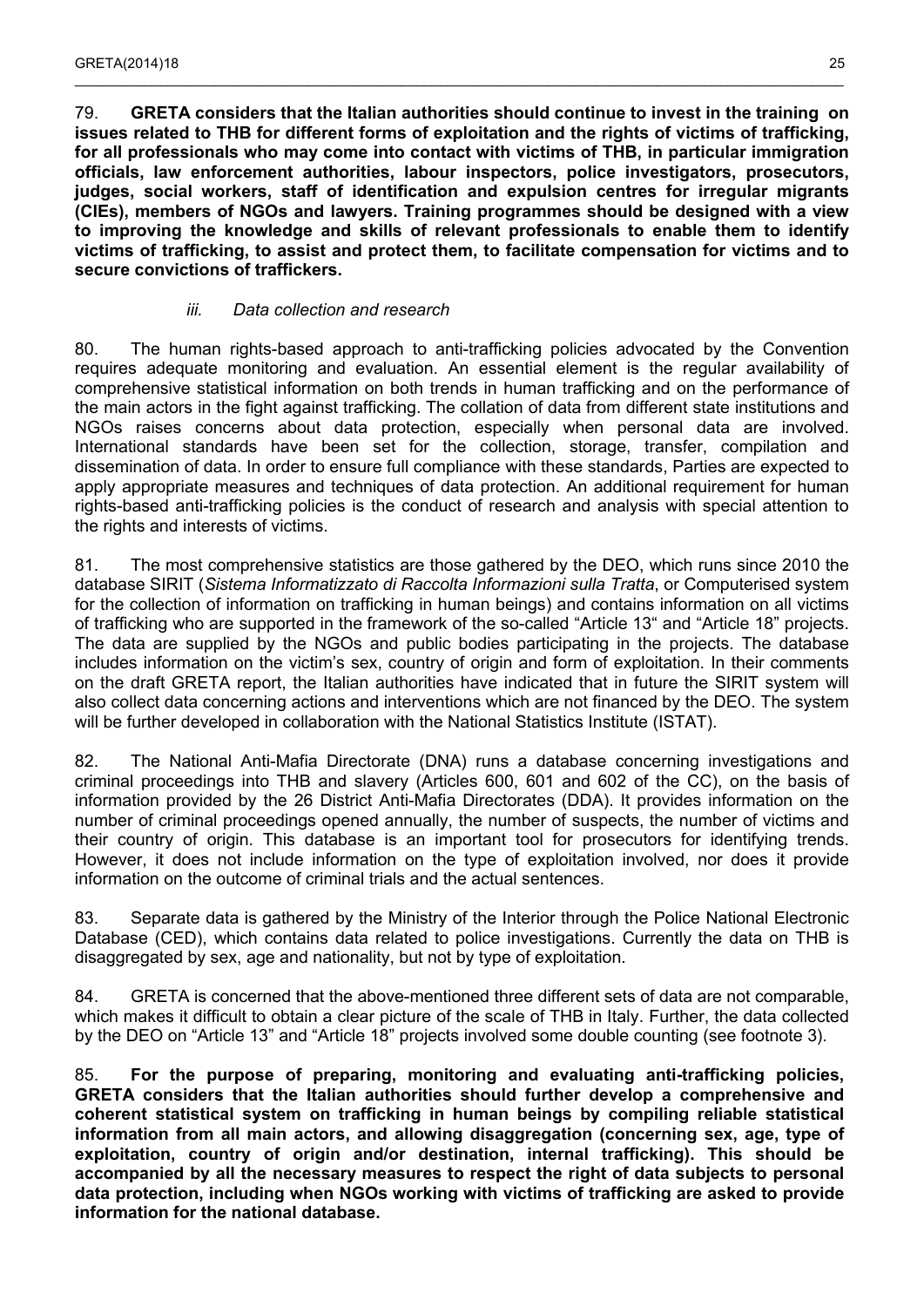79. **GRETA considers that the Italian authorities should continue to invest in the training on issues related to THB for different forms of exploitation and the rights of victims of trafficking, for all professionals who may come into contact with victims of THB, in particular immigration officials, law enforcement authorities, labour inspectors, police investigators, prosecutors, judges, social workers, staff of identification and expulsion centres for irregular migrants (CIEs), members of NGOs and lawyers. Training programmes should be designed with a view to improving the knowledge and skills of relevant professionals to enable them to identify victims of trafficking, to assist and protect them, to facilitate compensation for victims and to secure convictions of traffickers.**

### *iii. Data collection and research*

80. The human rights-based approach to anti-trafficking policies advocated by the Convention requires adequate monitoring and evaluation. An essential element is the regular availability of comprehensive statistical information on both trends in human trafficking and on the performance of the main actors in the fight against trafficking. The collation of data from different state institutions and NGOs raises concerns about data protection, especially when personal data are involved. International standards have been set for the collection, storage, transfer, compilation and dissemination of data. In order to ensure full compliance with these standards, Parties are expected to apply appropriate measures and techniques of data protection. An additional requirement for human rights-based anti-trafficking policies is the conduct of research and analysis with special attention to the rights and interests of victims.

81. The most comprehensive statistics are those gathered by the DEO, which runs since 2010 the database SIRIT (*Sistema Informatizzato di Raccolta Informazioni sulla Tratta*, or Computerised system for the collection of information on trafficking in human beings) and contains information on all victims of trafficking who are supported in the framework of the so-called "Article 13" and "Article 18" projects. The data are supplied by the NGOs and public bodies participating in the projects. The database includes information on the victim's sex, country of origin and form of exploitation. In their comments on the draft GRETA report, the Italian authorities have indicated that in future the SIRIT system will also collect data concerning actions and interventions which are not financed by the DEO. The system will be further developed in collaboration with the National Statistics Institute (ISTAT).

82. The National Anti-Mafia Directorate (DNA) runs a database concerning investigations and criminal proceedings into THB and slavery (Articles 600, 601 and 602 of the CC), on the basis of information provided by the 26 District Anti-Mafia Directorates (DDA). It provides information on the number of criminal proceedings opened annually, the number of suspects, the number of victims and their country of origin. This database is an important tool for prosecutors for identifying trends. However, it does not include information on the type of exploitation involved, nor does it provide information on the outcome of criminal trials and the actual sentences.

83. Separate data is gathered by the Ministry of the Interior through the Police National Electronic Database (CED), which contains data related to police investigations. Currently the data on THB is disaggregated by sex, age and nationality, but not by type of exploitation.

84. GRETA is concerned that the above-mentioned three different sets of data are not comparable, which makes it difficult to obtain a clear picture of the scale of THB in Italy. Further, the data collected by the DEO on "Article 13" and "Article 18" projects involved some double counting (see footnote 3).

85. **For the purpose of preparing, monitoring and evaluating anti-trafficking policies, GRETA considers that the Italian authorities should further develop a comprehensive and coherent statistical system on trafficking in human beings by compiling reliable statistical information from all main actors, and allowing disaggregation (concerning sex, age, type of exploitation, country of origin and/or destination, internal trafficking). This should be accompanied by all the necessary measures to respect the right of data subjects to personal data protection, including when NGOs working with victims of trafficking are asked to provide information for the national database.**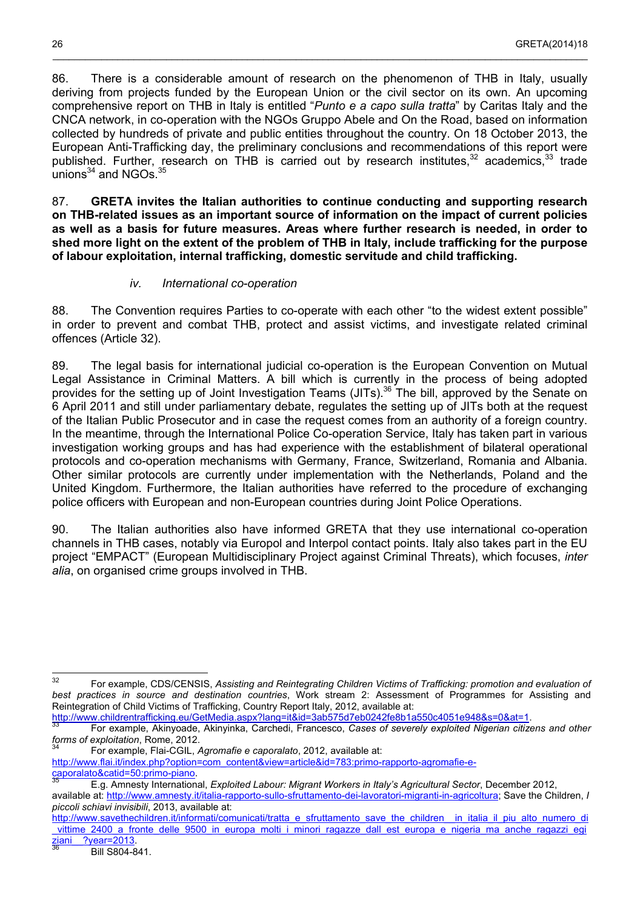86. There is a considerable amount of research on the phenomenon of THB in Italy, usually deriving from projects funded by the European Union or the civil sector on its own. An upcoming comprehensive report on THB in Italy is entitled "*Punto e a capo sulla tratta*" by Caritas Italy and the CNCA network, in co-operation with the NGOs Gruppo Abele and On the Road, based on information collected by hundreds of private and public entities throughout the country. On 18 October 2013, the European Anti-Trafficking day, the preliminary conclusions and recommendations of this report were published. Further, research on THB is carried out by research institutes,[32] academics,[33] trade unions[34] and NGOs.[35]

87. **GRETA invites the Italian authorities to continue conducting and supporting research on THB-related issues as an important source of information on the impact of current policies as well as a basis for future measures. Areas where further research is needed, in order to shed more light on the extent of the problem of THB in Italy, include trafficking for the purpose of labour exploitation, internal trafficking, domestic servitude and child trafficking.**

*iv. International co-operation*

88. The Convention requires Parties to co-operate with each other "to the widest extent possible" in order to prevent and combat THB, protect and assist victims, and investigate related criminal offences (Article 32).

89. The legal basis for international judicial co-operation is the European Convention on Mutual Legal Assistance in Criminal Matters. A bill which is currently in the process of being adopted provides for the setting up of Joint Investigation Teams (JITs).[36] The bill, approved by the Senate on 6 April 2011 and still under parliamentary debate, regulates the setting up of JITs both at the request of the Italian Public Prosecutor and in case the request comes from an authority of a foreign country. In the meantime, through the International Police Co-operation Service, Italy has taken part in various investigation working groups and has had experience with the establishment of bilateral operational protocols and co-operation mechanisms with Germany, France, Switzerland, Romania and Albania. Other similar protocols are currently under implementation with the Netherlands, Poland and the United Kingdom. Furthermore, the Italian authorities have referred to the procedure of exchanging police officers with European and non-European countries during Joint Police Operations.

90. The Italian authorities also have informed GRETA that they use international co-operation channels in THB cases, notably via Europol and Interpol contact points. Italy also takes part in the EU project "EMPACT" (European Multidisciplinary Project against Criminal Threats), which focuses, *inter alia*, on organised crime groups involved in THB.

---

[32] For example, CDS/CENSIS, *Assisting and Reintegrating Children Victims of Trafficking: promotion and evaluation of best practices in source and destination countries*, Work stream 2: Assessment of Programmes for Assisting and Reintegration of Child Victims of Trafficking, Country Report Italy, 2012, available at: http://www.childrentrafficking.eu/GetMedia.aspx?lang=it&id=3ab575d7eb0242fe8b1a550c4051e948&s=0&at=1.

[33] For example, Akinyoade, Akinyinka, Carchedi, Francesco, *Cases of severely exploited Nigerian citizens and other forms of exploitation*, Rome, 2012.

[34] For example, Flai-CGIL, *Agromafie e caporalato*, 2012, available at: http://www.flai.it/index.php?option=com_content&view=article&id=783:primo-rapporto-agromafie-e-caporalato&catid=50:primo-piano.

[35] E.g. Amnesty International, *Exploited Labour: Migrant Workers in Italy's Agricultural Sector*, December 2012, available at: http://www.amnesty.it/italia-rapporto-sullo-sfruttamento-dei-lavoratori-migranti-in-agricoltura; Save the Children, *I piccoli schiavi invisibili*, 2013, available at: http://www.savethechildren.it/informati/comunicati/tratta_e_sfruttamento_save_the_children__in_italia_il_piu_alto_numero_di_vittime_2400_a_fronte_delle_9500_in_europa_molti_i_minori_ragazze_dall_est_europa_e_nigeria_ma_anche_ragazzi_egiziani__?year=2013.

[36] Bill S804-841.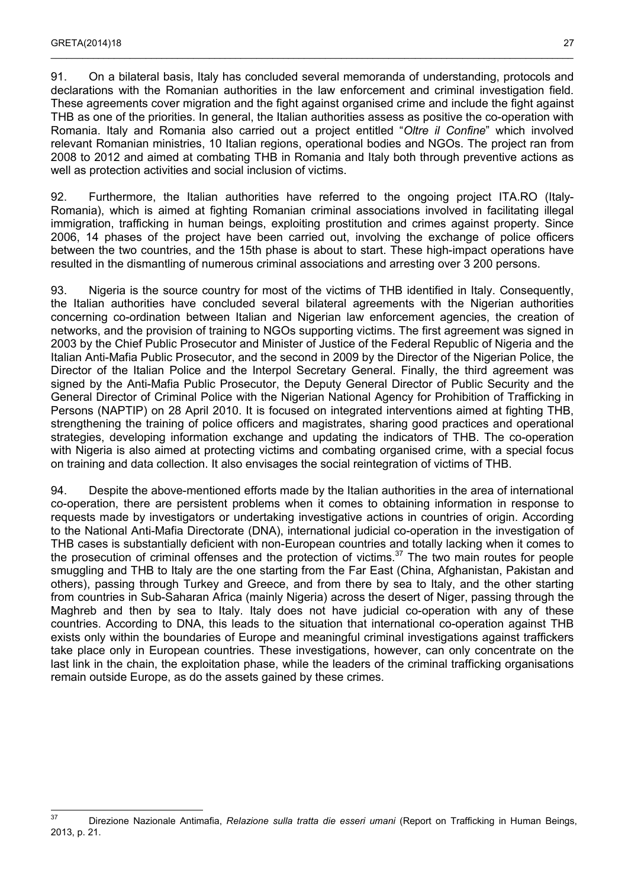91. On a bilateral basis, Italy has concluded several memoranda of understanding, protocols and declarations with the Romanian authorities in the law enforcement and criminal investigation field. These agreements cover migration and the fight against organised crime and include the fight against THB as one of the priorities. In general, the Italian authorities assess as positive the co-operation with Romania. Italy and Romania also carried out a project entitled "*Oltre il Confine*" which involved relevant Romanian ministries, 10 Italian regions, operational bodies and NGOs. The project ran from 2008 to 2012 and aimed at combating THB in Romania and Italy both through preventive actions as well as protection activities and social inclusion of victims.

92. Furthermore, the Italian authorities have referred to the ongoing project ITA.RO (Italy-Romania), which is aimed at fighting Romanian criminal associations involved in facilitating illegal immigration, trafficking in human beings, exploiting prostitution and crimes against property. Since 2006, 14 phases of the project have been carried out, involving the exchange of police officers between the two countries, and the 15th phase is about to start. These high-impact operations have resulted in the dismantling of numerous criminal associations and arresting over 3 200 persons.

93. Nigeria is the source country for most of the victims of THB identified in Italy. Consequently, the Italian authorities have concluded several bilateral agreements with the Nigerian authorities concerning co-ordination between Italian and Nigerian law enforcement agencies, the creation of networks, and the provision of training to NGOs supporting victims. The first agreement was signed in 2003 by the Chief Public Prosecutor and Minister of Justice of the Federal Republic of Nigeria and the Italian Anti-Mafia Public Prosecutor, and the second in 2009 by the Director of the Nigerian Police, the Director of the Italian Police and the Interpol Secretary General. Finally, the third agreement was signed by the Anti-Mafia Public Prosecutor, the Deputy General Director of Public Security and the General Director of Criminal Police with the Nigerian National Agency for Prohibition of Trafficking in Persons (NAPTIP) on 28 April 2010. It is focused on integrated interventions aimed at fighting THB, strengthening the training of police officers and magistrates, sharing good practices and operational strategies, developing information exchange and updating the indicators of THB. The co-operation with Nigeria is also aimed at protecting victims and combating organised crime, with a special focus on training and data collection. It also envisages the social reintegration of victims of THB.

94. Despite the above-mentioned efforts made by the Italian authorities in the area of international co-operation, there are persistent problems when it comes to obtaining information in response to requests made by investigators or undertaking investigative actions in countries of origin. According to the National Anti-Mafia Directorate (DNA), international judicial co-operation in the investigation of THB cases is substantially deficient with non-European countries and totally lacking when it comes to the prosecution of criminal offenses and the protection of victims.[37] The two main routes for people smuggling and THB to Italy are the one starting from the Far East (China, Afghanistan, Pakistan and others), passing through Turkey and Greece, and from there by sea to Italy, and the other starting from countries in Sub-Saharan Africa (mainly Nigeria) across the desert of Niger, passing through the Maghreb and then by sea to Italy. Italy does not have judicial co-operation with any of these countries. According to DNA, this leads to the situation that international co-operation against THB exists only within the boundaries of Europe and meaningful criminal investigations against traffickers take place only in European countries. These investigations, however, can only concentrate on the last link in the chain, the exploitation phase, while the leaders of the criminal trafficking organisations remain outside Europe, as do the assets gained by these crimes.

---

[37] Direzione Nazionale Antimafia, *Relazione sulla tratta die esseri umani* (Report on Trafficking in Human Beings, 2013, p. 21.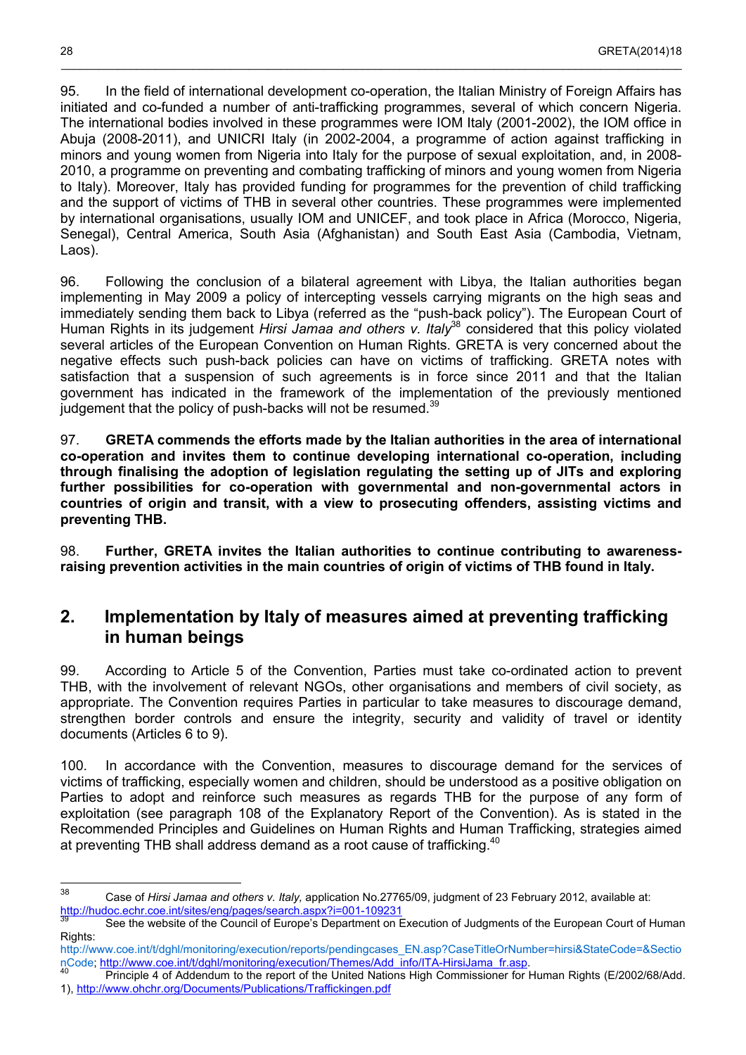95. In the field of international development co-operation, the Italian Ministry of Foreign Affairs has initiated and co-funded a number of anti-trafficking programmes, several of which concern Nigeria. The international bodies involved in these programmes were IOM Italy (2001-2002), the IOM office in Abuja (2008-2011), and UNICRI Italy (in 2002-2004, a programme of action against trafficking in minors and young women from Nigeria into Italy for the purpose of sexual exploitation, and, in 2008-2010, a programme on preventing and combating trafficking of minors and young women from Nigeria to Italy). Moreover, Italy has provided funding for programmes for the prevention of child trafficking and the support of victims of THB in several other countries. These programmes were implemented by international organisations, usually IOM and UNICEF, and took place in Africa (Morocco, Nigeria, Senegal), Central America, South Asia (Afghanistan) and South East Asia (Cambodia, Vietnam, Laos).

96. Following the conclusion of a bilateral agreement with Libya, the Italian authorities began implementing in May 2009 a policy of intercepting vessels carrying migrants on the high seas and immediately sending them back to Libya (referred as the "push-back policy"). The European Court of Human Rights in its judgement *Hirsi Jamaa and others v. Italy*[38] considered that this policy violated several articles of the European Convention on Human Rights. GRETA is very concerned about the negative effects such push-back policies can have on victims of trafficking. GRETA notes with satisfaction that a suspension of such agreements is in force since 2011 and that the Italian government has indicated in the framework of the implementation of the previously mentioned judgement that the policy of push-backs will not be resumed.[39]

97. **GRETA commends the efforts made by the Italian authorities in the area of international co-operation and invites them to continue developing international co-operation, including through finalising the adoption of legislation regulating the setting up of JITs and exploring further possibilities for co-operation with governmental and non-governmental actors in countries of origin and transit, with a view to prosecuting offenders, assisting victims and preventing THB.**

98. **Further, GRETA invites the Italian authorities to continue contributing to awareness-raising prevention activities in the main countries of origin of victims of THB found in Italy.**

## 2. Implementation by Italy of measures aimed at preventing trafficking in human beings

99. According to Article 5 of the Convention, Parties must take co-ordinated action to prevent THB, with the involvement of relevant NGOs, other organisations and members of civil society, as appropriate. The Convention requires Parties in particular to take measures to discourage demand, strengthen border controls and ensure the integrity, security and validity of travel or identity documents (Articles 6 to 9).

100. In accordance with the Convention, measures to discourage demand for the services of victims of trafficking, especially women and children, should be understood as a positive obligation on Parties to adopt and reinforce such measures as regards THB for the purpose of any form of exploitation (see paragraph 108 of the Explanatory Report of the Convention). As is stated in the Recommended Principles and Guidelines on Human Rights and Human Trafficking, strategies aimed at preventing THB shall address demand as a root cause of trafficking.[40]

---

[38] Case of *Hirsi Jamaa and others v. Italy,* application No.27765/09, judgment of 23 February 2012, available at: http://hudoc.echr.coe.int/sites/eng/pages/search.aspx?i=001-109231

[39] See the website of the Council of Europe's Department on Execution of Judgments of the European Court of Human Rights: http://www.coe.int/t/dghl/monitoring/execution/reports/pendingcases_EN.asp?CaseTitleOrNumber=hirsi&StateCode=&SectionCode; http://www.coe.int/t/dghl/monitoring/execution/Themes/Add_info/ITA-HirsiJama_fr.asp.

[40] Principle 4 of Addendum to the report of the United Nations High Commissioner for Human Rights (E/2002/68/Add. 1), http://www.ohchr.org/Documents/Publications/Traffickingen.pdf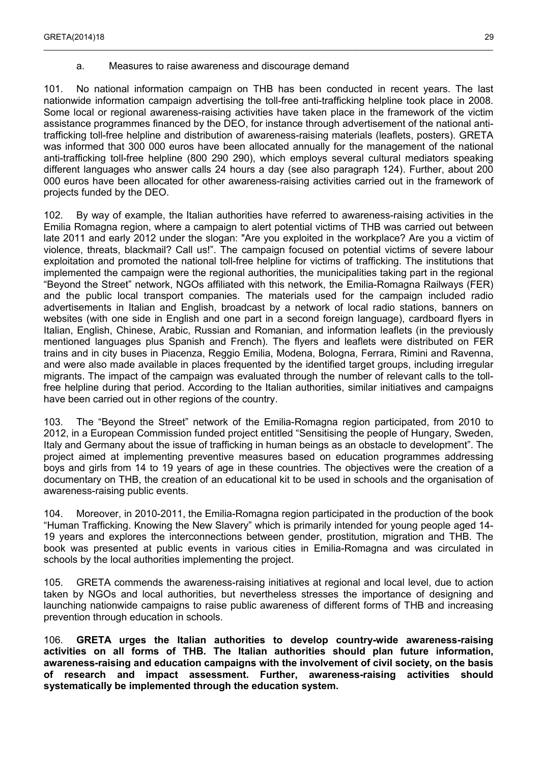### a. Measures to raise awareness and discourage demand

101. No national information campaign on THB has been conducted in recent years. The last nationwide information campaign advertising the toll-free anti-trafficking helpline took place in 2008. Some local or regional awareness-raising activities have taken place in the framework of the victim assistance programmes financed by the DEO, for instance through advertisement of the national anti-trafficking toll-free helpline and distribution of awareness-raising materials (leaflets, posters). GRETA was informed that 300 000 euros have been allocated annually for the management of the national anti-trafficking toll-free helpline (800 290 290), which employs several cultural mediators speaking different languages who answer calls 24 hours a day (see also paragraph 124). Further, about 200 000 euros have been allocated for other awareness-raising activities carried out in the framework of projects funded by the DEO.

102. By way of example, the Italian authorities have referred to awareness-raising activities in the Emilia Romagna region, where a campaign to alert potential victims of THB was carried out between late 2011 and early 2012 under the slogan: "Are you exploited in the workplace? Are you a victim of violence, threats, blackmail? Call us!". The campaign focused on potential victims of severe labour exploitation and promoted the national toll-free helpline for victims of trafficking. The institutions that implemented the campaign were the regional authorities, the municipalities taking part in the regional "Beyond the Street" network, NGOs affiliated with this network, the Emilia-Romagna Railways (FER) and the public local transport companies. The materials used for the campaign included radio advertisements in Italian and English, broadcast by a network of local radio stations, banners on websites (with one side in English and one part in a second foreign language), cardboard flyers in Italian, English, Chinese, Arabic, Russian and Romanian, and information leaflets (in the previously mentioned languages plus Spanish and French). The flyers and leaflets were distributed on FER trains and in city buses in Piacenza, Reggio Emilia, Modena, Bologna, Ferrara, Rimini and Ravenna, and were also made available in places frequented by the identified target groups, including irregular migrants. The impact of the campaign was evaluated through the number of relevant calls to the toll-free helpline during that period. According to the Italian authorities, similar initiatives and campaigns have been carried out in other regions of the country.

103. The "Beyond the Street" network of the Emilia-Romagna region participated, from 2010 to 2012, in a European Commission funded project entitled "Sensitising the people of Hungary, Sweden, Italy and Germany about the issue of trafficking in human beings as an obstacle to development". The project aimed at implementing preventive measures based on education programmes addressing boys and girls from 14 to 19 years of age in these countries. The objectives were the creation of a documentary on THB, the creation of an educational kit to be used in schools and the organisation of awareness-raising public events.

104. Moreover, in 2010-2011, the Emilia-Romagna region participated in the production of the book "Human Trafficking. Knowing the New Slavery" which is primarily intended for young people aged 14-19 years and explores the interconnections between gender, prostitution, migration and THB. The book was presented at public events in various cities in Emilia-Romagna and was circulated in schools by the local authorities implementing the project.

105. GRETA commends the awareness-raising initiatives at regional and local level, due to action taken by NGOs and local authorities, but nevertheless stresses the importance of designing and launching nationwide campaigns to raise public awareness of different forms of THB and increasing prevention through education in schools.

106. **GRETA urges the Italian authorities to develop country-wide awareness-raising activities on all forms of THB. The Italian authorities should plan future information, awareness-raising and education campaigns with the involvement of civil society, on the basis of research and impact assessment. Further, awareness-raising activities should systematically be implemented through the education system.**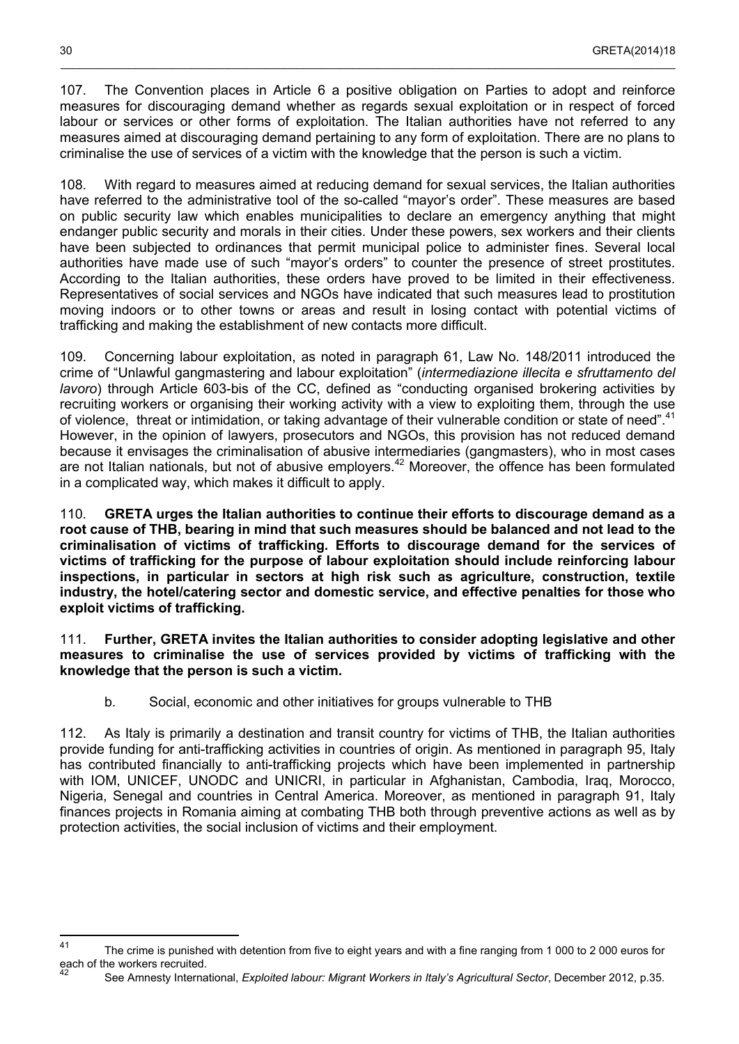107. The Convention places in Article 6 a positive obligation on Parties to adopt and reinforce measures for discouraging demand whether as regards sexual exploitation or in respect of forced labour or services or other forms of exploitation. The Italian authorities have not referred to any measures aimed at discouraging demand pertaining to any form of exploitation. There are no plans to criminalise the use of services of a victim with the knowledge that the person is such a victim.

108. With regard to measures aimed at reducing demand for sexual services, the Italian authorities have referred to the administrative tool of the so-called "mayor's order". These measures are based on public security law which enables municipalities to declare an emergency anything that might endanger public security and morals in their cities. Under these powers, sex workers and their clients have been subjected to ordinances that permit municipal police to administer fines. Several local authorities have made use of such "mayor's orders" to counter the presence of street prostitutes. According to the Italian authorities, these orders have proved to be limited in their effectiveness. Representatives of social services and NGOs have indicated that such measures lead to prostitution moving indoors or to other towns or areas and result in losing contact with potential victims of trafficking and making the establishment of new contacts more difficult.

109. Concerning labour exploitation, as noted in paragraph 61, Law No. 148/2011 introduced the crime of "Unlawful gangmastering and labour exploitation" (*intermediazione illecita e sfruttamento del lavoro*) through Article 603-bis of the CC, defined as "conducting organised brokering activities by recruiting workers or organising their working activity with a view to exploiting them, through the use of violence, threat or intimidation, or taking advantage of their vulnerable condition or state of need".[41] However, in the opinion of lawyers, prosecutors and NGOs, this provision has not reduced demand because it envisages the criminalisation of abusive intermediaries (gangmasters), who in most cases are not Italian nationals, but not of abusive employers.[42] Moreover, the offence has been formulated in a complicated way, which makes it difficult to apply.

110. **GRETA urges the Italian authorities to continue their efforts to discourage demand as a root cause of THB, bearing in mind that such measures should be balanced and not lead to the criminalisation of victims of trafficking. Efforts to discourage demand for the services of victims of trafficking for the purpose of labour exploitation should include reinforcing labour inspections, in particular in sectors at high risk such as agriculture, construction, textile industry, the hotel/catering sector and domestic service, and effective penalties for those who exploit victims of trafficking.**

111. **Further, GRETA invites the Italian authorities to consider adopting legislative and other measures to criminalise the use of services provided by victims of trafficking with the knowledge that the person is such a victim.**

b. Social, economic and other initiatives for groups vulnerable to THB

112. As Italy is primarily a destination and transit country for victims of THB, the Italian authorities provide funding for anti-trafficking activities in countries of origin. As mentioned in paragraph 95, Italy has contributed financially to anti-trafficking projects which have been implemented in partnership with IOM, UNICEF, UNODC and UNICRI, in particular in Afghanistan, Cambodia, Iraq, Morocco, Nigeria, Senegal and countries in Central America. Moreover, as mentioned in paragraph 91, Italy finances projects in Romania aiming at combating THB both through preventive actions as well as by protection activities, the social inclusion of victims and their employment.

---

[41] The crime is punished with detention from five to eight years and with a fine ranging from 1 000 to 2 000 euros for each of the workers recruited.

[42] See Amnesty International, *Exploited labour: Migrant Workers in Italy's Agricultural Sector*, December 2012, p.35.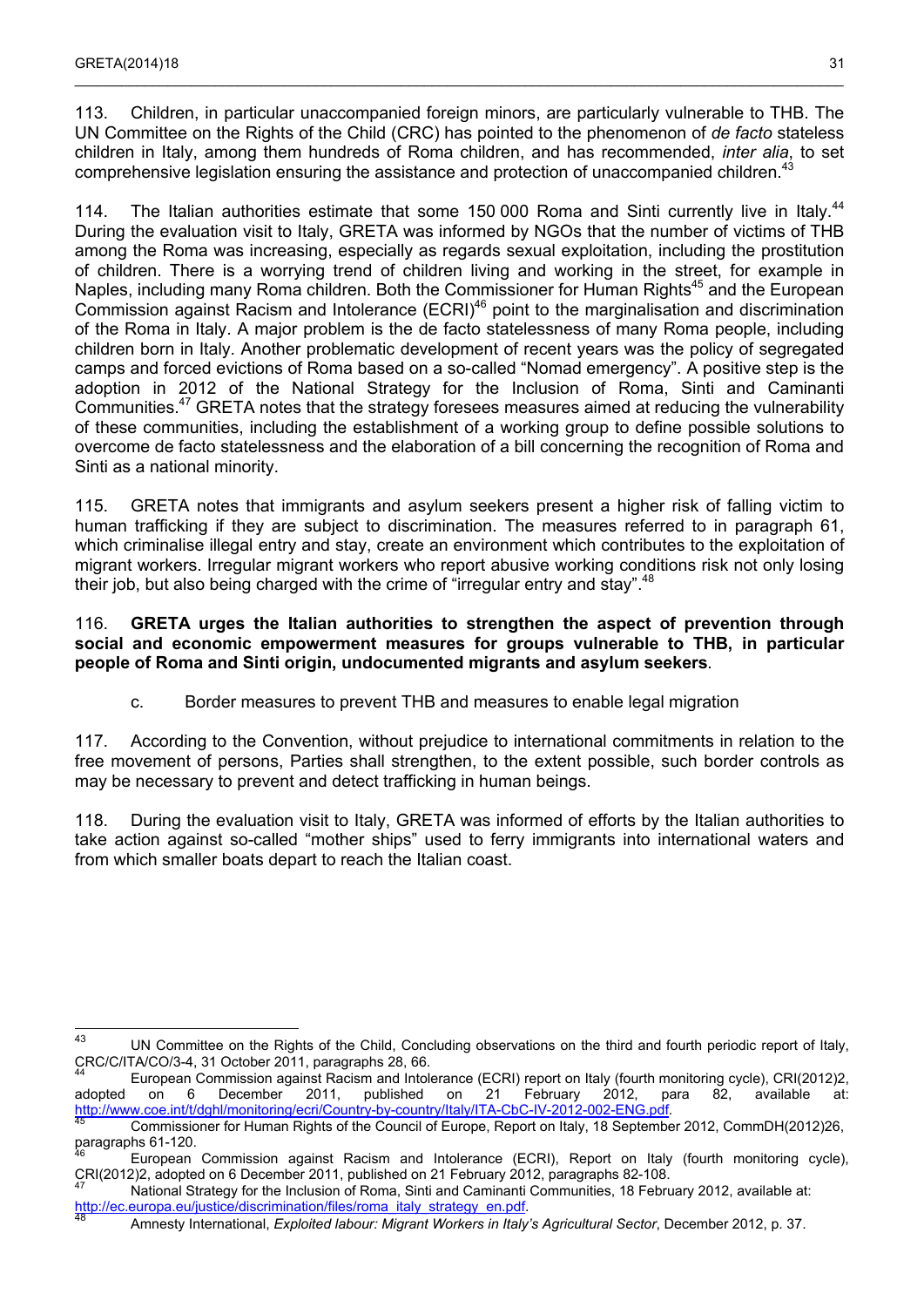113. Children, in particular unaccompanied foreign minors, are particularly vulnerable to THB. The UN Committee on the Rights of the Child (CRC) has pointed to the phenomenon of *de facto* stateless children in Italy, among them hundreds of Roma children, and has recommended, *inter alia*, to set comprehensive legislation ensuring the assistance and protection of unaccompanied children.[43]

114. The Italian authorities estimate that some 150 000 Roma and Sinti currently live in Italy.[44] During the evaluation visit to Italy, GRETA was informed by NGOs that the number of victims of THB among the Roma was increasing, especially as regards sexual exploitation, including the prostitution of children. There is a worrying trend of children living and working in the street, for example in Naples, including many Roma children. Both the Commissioner for Human Rights[45] and the European Commission against Racism and Intolerance (ECRI)[46] point to the marginalisation and discrimination of the Roma in Italy. A major problem is the de facto statelessness of many Roma people, including children born in Italy. Another problematic development of recent years was the policy of segregated camps and forced evictions of Roma based on a so-called "Nomad emergency". A positive step is the adoption in 2012 of the National Strategy for the Inclusion of Roma, Sinti and Caminanti Communities.[47] GRETA notes that the strategy foresees measures aimed at reducing the vulnerability of these communities, including the establishment of a working group to define possible solutions to overcome de facto statelessness and the elaboration of a bill concerning the recognition of Roma and Sinti as a national minority.

115. GRETA notes that immigrants and asylum seekers present a higher risk of falling victim to human trafficking if they are subject to discrimination. The measures referred to in paragraph 61, which criminalise illegal entry and stay, create an environment which contributes to the exploitation of migrant workers. Irregular migrant workers who report abusive working conditions risk not only losing their job, but also being charged with the crime of "irregular entry and stay".[48]

116. **GRETA urges the Italian authorities to strengthen the aspect of prevention through social and economic empowerment measures for groups vulnerable to THB, in particular people of Roma and Sinti origin, undocumented migrants and asylum seekers**.

c. Border measures to prevent THB and measures to enable legal migration

117. According to the Convention, without prejudice to international commitments in relation to the free movement of persons, Parties shall strengthen, to the extent possible, such border controls as may be necessary to prevent and detect trafficking in human beings.

118. During the evaluation visit to Italy, GRETA was informed of efforts by the Italian authorities to take action against so-called "mother ships" used to ferry immigrants into international waters and from which smaller boats depart to reach the Italian coast.

---

[43] UN Committee on the Rights of the Child, Concluding observations on the third and fourth periodic report of Italy, CRC/C/ITA/CO/3-4, 31 October 2011, paragraphs 28, 66.

[44] European Commission against Racism and Intolerance (ECRI) report on Italy (fourth monitoring cycle), CRI(2012)2, adopted on 6 December 2011, published on 21 February 2012, para 82, available at: http://www.coe.int/t/dghl/monitoring/ecri/Country-by-country/Italy/ITA-CbC-IV-2012-002-ENG.pdf.

[45] Commissioner for Human Rights of the Council of Europe, Report on Italy, 18 September 2012, CommDH(2012)26, paragraphs 61-120.

[46] European Commission against Racism and Intolerance (ECRI), Report on Italy (fourth monitoring cycle), CRI(2012)2, adopted on 6 December 2011, published on 21 February 2012, paragraphs 82-108.

[47] National Strategy for the Inclusion of Roma, Sinti and Caminanti Communities, 18 February 2012, available at: http://ec.europa.eu/justice/discrimination/files/roma_italy_strategy_en.pdf.

[48] Amnesty International, *Exploited labour: Migrant Workers in Italy's Agricultural Sector*, December 2012, p. 37.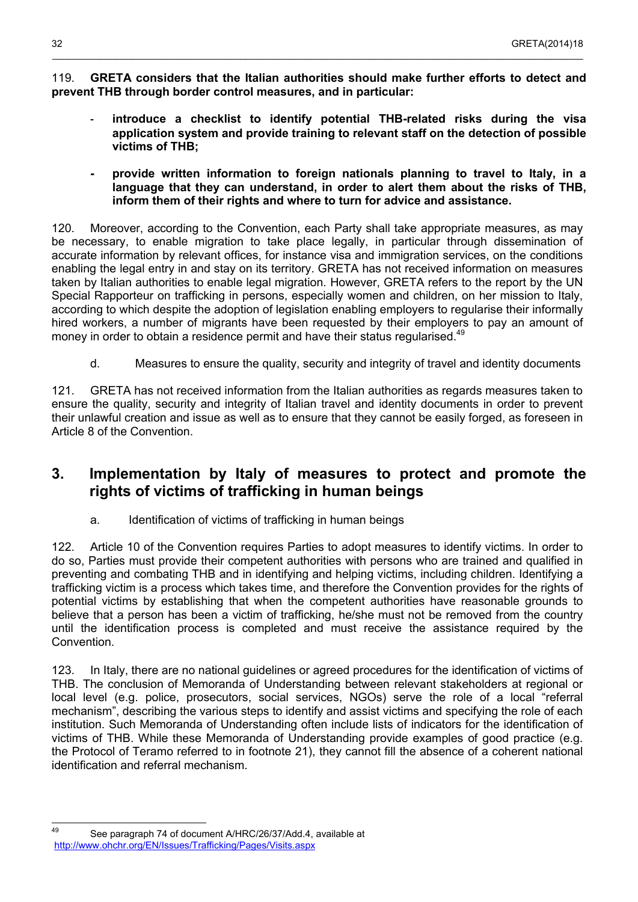119. **GRETA considers that the Italian authorities should make further efforts to detect and prevent THB through border control measures, and in particular:**

- **introduce a checklist to identify potential THB-related risks during the visa application system and provide training to relevant staff on the detection of possible victims of THB;**

- **provide written information to foreign nationals planning to travel to Italy, in a language that they can understand, in order to alert them about the risks of THB, inform them of their rights and where to turn for advice and assistance.**

120. Moreover, according to the Convention, each Party shall take appropriate measures, as may be necessary, to enable migration to take place legally, in particular through dissemination of accurate information by relevant offices, for instance visa and immigration services, on the conditions enabling the legal entry in and stay on its territory. GRETA has not received information on measures taken by Italian authorities to enable legal migration. However, GRETA refers to the report by the UN Special Rapporteur on trafficking in persons, especially women and children, on her mission to Italy, according to which despite the adoption of legislation enabling employers to regularise their informally hired workers, a number of migrants have been requested by their employers to pay an amount of money in order to obtain a residence permit and have their status regularised.[49]

d. Measures to ensure the quality, security and integrity of travel and identity documents

121. GRETA has not received information from the Italian authorities as regards measures taken to ensure the quality, security and integrity of Italian travel and identity documents in order to prevent their unlawful creation and issue as well as to ensure that they cannot be easily forged, as foreseen in Article 8 of the Convention.

## 3. Implementation by Italy of measures to protect and promote the rights of victims of trafficking in human beings

a. Identification of victims of trafficking in human beings

122. Article 10 of the Convention requires Parties to adopt measures to identify victims. In order to do so, Parties must provide their competent authorities with persons who are trained and qualified in preventing and combating THB and in identifying and helping victims, including children. Identifying a trafficking victim is a process which takes time, and therefore the Convention provides for the rights of potential victims by establishing that when the competent authorities have reasonable grounds to believe that a person has been a victim of trafficking, he/she must not be removed from the country until the identification process is completed and must receive the assistance required by the Convention.

123. In Italy, there are no national guidelines or agreed procedures for the identification of victims of THB. The conclusion of Memoranda of Understanding between relevant stakeholders at regional or local level (e.g. police, prosecutors, social services, NGOs) serve the role of a local "referral mechanism", describing the various steps to identify and assist victims and specifying the role of each institution. Such Memoranda of Understanding often include lists of indicators for the identification of victims of THB. While these Memoranda of Understanding provide examples of good practice (e.g. the Protocol of Teramo referred to in footnote 21), they cannot fill the absence of a coherent national identification and referral mechanism.

---

[49] See paragraph 74 of document A/HRC/26/37/Add.4, available at http://www.ohchr.org/EN/Issues/Trafficking/Pages/Visits.aspx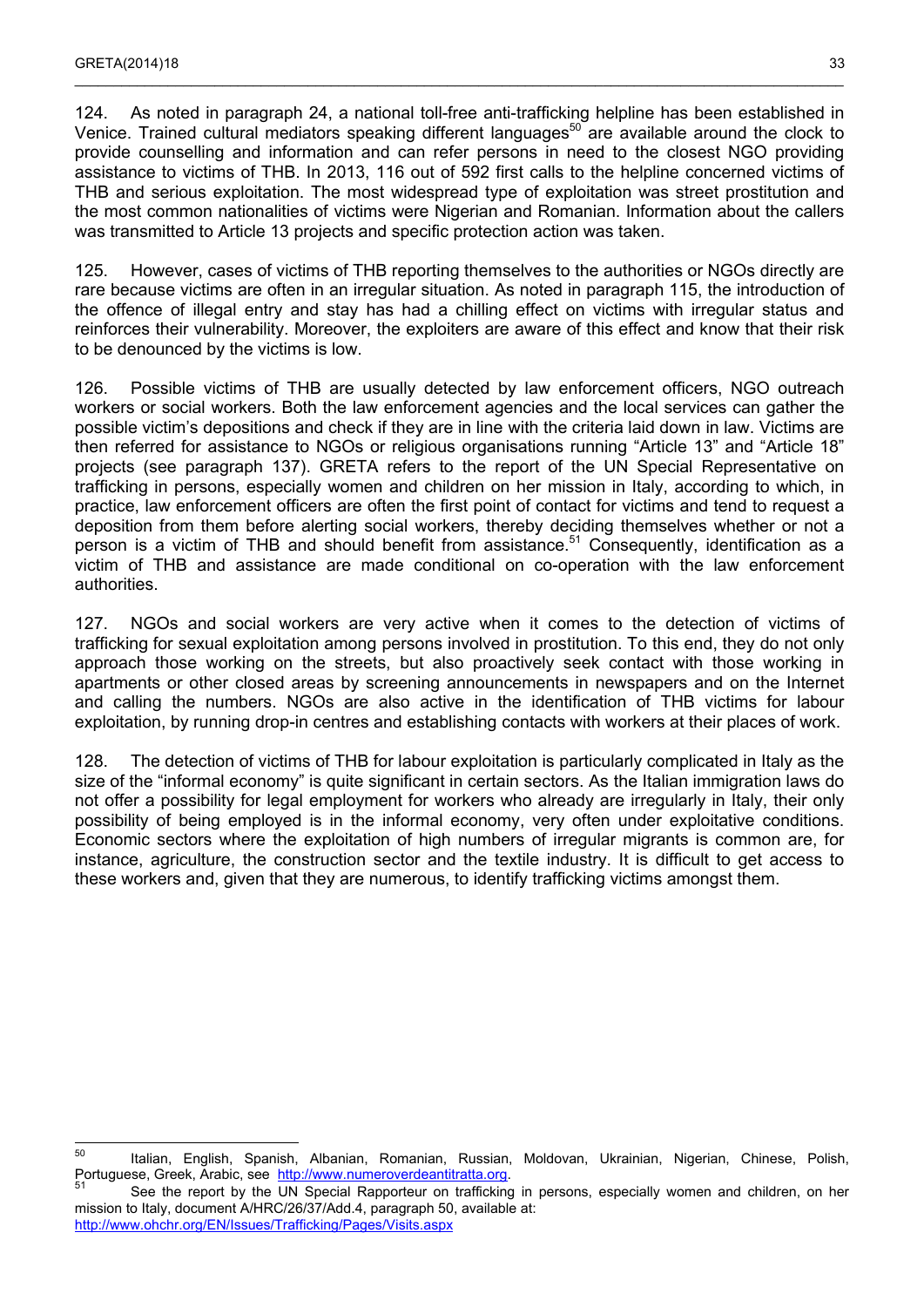124. As noted in paragraph 24, a national toll-free anti-trafficking helpline has been established in Venice. Trained cultural mediators speaking different languages[50] are available around the clock to provide counselling and information and can refer persons in need to the closest NGO providing assistance to victims of THB. In 2013, 116 out of 592 first calls to the helpline concerned victims of THB and serious exploitation. The most widespread type of exploitation was street prostitution and the most common nationalities of victims were Nigerian and Romanian. Information about the callers was transmitted to Article 13 projects and specific protection action was taken.

125. However, cases of victims of THB reporting themselves to the authorities or NGOs directly are rare because victims are often in an irregular situation. As noted in paragraph 115, the introduction of the offence of illegal entry and stay has had a chilling effect on victims with irregular status and reinforces their vulnerability. Moreover, the exploiters are aware of this effect and know that their risk to be denounced by the victims is low.

126. Possible victims of THB are usually detected by law enforcement officers, NGO outreach workers or social workers. Both the law enforcement agencies and the local services can gather the possible victim's depositions and check if they are in line with the criteria laid down in law. Victims are then referred for assistance to NGOs or religious organisations running "Article 13" and "Article 18" projects (see paragraph 137). GRETA refers to the report of the UN Special Representative on trafficking in persons, especially women and children on her mission in Italy, according to which, in practice, law enforcement officers are often the first point of contact for victims and tend to request a deposition from them before alerting social workers, thereby deciding themselves whether or not a person is a victim of THB and should benefit from assistance.[51] Consequently, identification as a victim of THB and assistance are made conditional on co-operation with the law enforcement authorities.

127. NGOs and social workers are very active when it comes to the detection of victims of trafficking for sexual exploitation among persons involved in prostitution. To this end, they do not only approach those working on the streets, but also proactively seek contact with those working in apartments or other closed areas by screening announcements in newspapers and on the Internet and calling the numbers. NGOs are also active in the identification of THB victims for labour exploitation, by running drop-in centres and establishing contacts with workers at their places of work.

128. The detection of victims of THB for labour exploitation is particularly complicated in Italy as the size of the "informal economy" is quite significant in certain sectors. As the Italian immigration laws do not offer a possibility for legal employment for workers who already are irregularly in Italy, their only possibility of being employed is in the informal economy, very often under exploitative conditions. Economic sectors where the exploitation of high numbers of irregular migrants is common are, for instance, agriculture, the construction sector and the textile industry. It is difficult to get access to these workers and, given that they are numerous, to identify trafficking victims amongst them.

---

[50] Italian, English, Spanish, Albanian, Romanian, Russian, Moldovan, Ukrainian, Nigerian, Chinese, Polish, Portuguese, Greek, Arabic, see http://www.numeroverdeantitratta.org.

[51] See the report by the UN Special Rapporteur on trafficking in persons, especially women and children, on her mission to Italy, document A/HRC/26/37/Add.4, paragraph 50, available at: http://www.ohchr.org/EN/Issues/Trafficking/Pages/Visits.aspx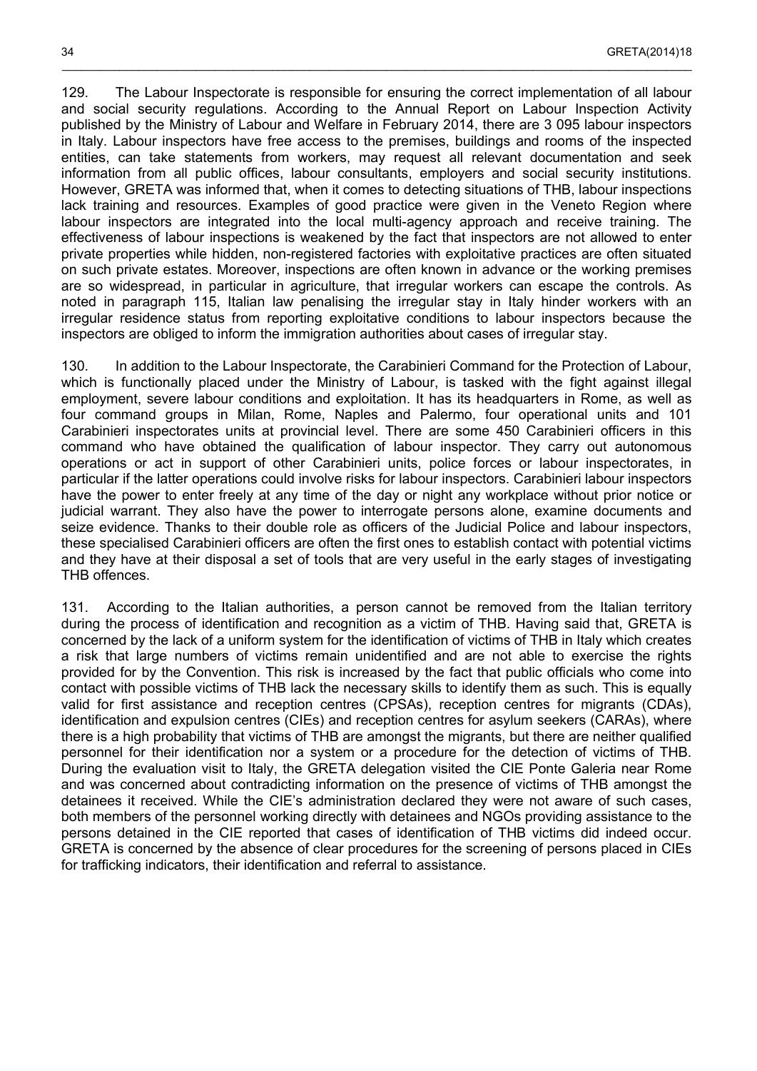129. The Labour Inspectorate is responsible for ensuring the correct implementation of all labour and social security regulations. According to the Annual Report on Labour Inspection Activity published by the Ministry of Labour and Welfare in February 2014, there are 3 095 labour inspectors in Italy. Labour inspectors have free access to the premises, buildings and rooms of the inspected entities, can take statements from workers, may request all relevant documentation and seek information from all public offices, labour consultants, employers and social security institutions. However, GRETA was informed that, when it comes to detecting situations of THB, labour inspections lack training and resources. Examples of good practice were given in the Veneto Region where labour inspectors are integrated into the local multi-agency approach and receive training. The effectiveness of labour inspections is weakened by the fact that inspectors are not allowed to enter private properties while hidden, non-registered factories with exploitative practices are often situated on such private estates. Moreover, inspections are often known in advance or the working premises are so widespread, in particular in agriculture, that irregular workers can escape the controls. As noted in paragraph 115, Italian law penalising the irregular stay in Italy hinder workers with an irregular residence status from reporting exploitative conditions to labour inspectors because the inspectors are obliged to inform the immigration authorities about cases of irregular stay.

130. In addition to the Labour Inspectorate, the Carabinieri Command for the Protection of Labour, which is functionally placed under the Ministry of Labour, is tasked with the fight against illegal employment, severe labour conditions and exploitation. It has its headquarters in Rome, as well as four command groups in Milan, Rome, Naples and Palermo, four operational units and 101 Carabinieri inspectorates units at provincial level. There are some 450 Carabinieri officers in this command who have obtained the qualification of labour inspector. They carry out autonomous operations or act in support of other Carabinieri units, police forces or labour inspectorates, in particular if the latter operations could involve risks for labour inspectors. Carabinieri labour inspectors have the power to enter freely at any time of the day or night any workplace without prior notice or judicial warrant. They also have the power to interrogate persons alone, examine documents and seize evidence. Thanks to their double role as officers of the Judicial Police and labour inspectors, these specialised Carabinieri officers are often the first ones to establish contact with potential victims and they have at their disposal a set of tools that are very useful in the early stages of investigating THB offences.

131. According to the Italian authorities, a person cannot be removed from the Italian territory during the process of identification and recognition as a victim of THB. Having said that, GRETA is concerned by the lack of a uniform system for the identification of victims of THB in Italy which creates a risk that large numbers of victims remain unidentified and are not able to exercise the rights provided for by the Convention. This risk is increased by the fact that public officials who come into contact with possible victims of THB lack the necessary skills to identify them as such. This is equally valid for first assistance and reception centres (CPSAs), reception centres for migrants (CDAs), identification and expulsion centres (CIEs) and reception centres for asylum seekers (CARAs), where there is a high probability that victims of THB are amongst the migrants, but there are neither qualified personnel for their identification nor a system or a procedure for the detection of victims of THB. During the evaluation visit to Italy, the GRETA delegation visited the CIE Ponte Galeria near Rome and was concerned about contradicting information on the presence of victims of THB amongst the detainees it received. While the CIE's administration declared they were not aware of such cases, both members of the personnel working directly with detainees and NGOs providing assistance to the persons detained in the CIE reported that cases of identification of THB victims did indeed occur. GRETA is concerned by the absence of clear procedures for the screening of persons placed in CIEs for trafficking indicators, their identification and referral to assistance.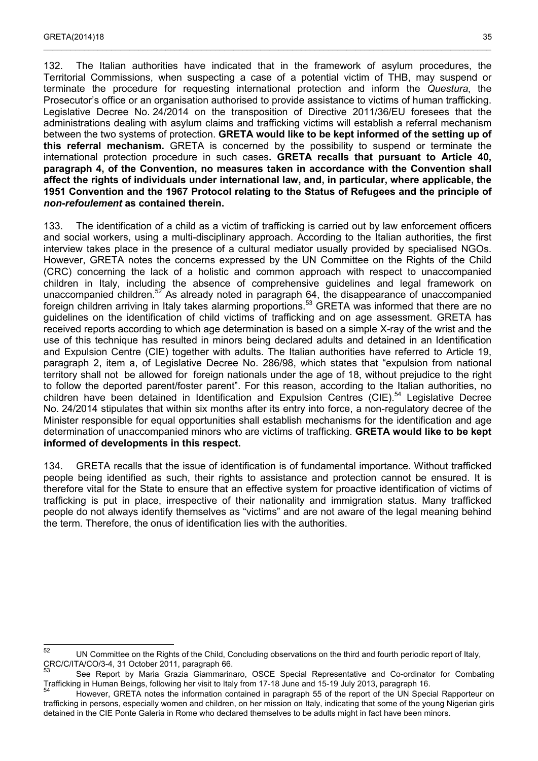132. The Italian authorities have indicated that in the framework of asylum procedures, the Territorial Commissions, when suspecting a case of a potential victim of THB, may suspend or terminate the procedure for requesting international protection and inform the *Questura*, the Prosecutor's office or an organisation authorised to provide assistance to victims of human trafficking. Legislative Decree No. 24/2014 on the transposition of Directive 2011/36/EU foresees that the administrations dealing with asylum claims and trafficking victims will establish a referral mechanism between the two systems of protection. **GRETA would like to be kept informed of the setting up of this referral mechanism.** GRETA is concerned by the possibility to suspend or terminate the international protection procedure in such cases**. GRETA recalls that pursuant to Article 40, paragraph 4, of the Convention, no measures taken in accordance with the Convention shall affect the rights of individuals under international law, and, in particular, where applicable, the 1951 Convention and the 1967 Protocol relating to the Status of Refugees and the principle of *non-refoulement* as contained therein.**

133. The identification of a child as a victim of trafficking is carried out by law enforcement officers and social workers, using a multi-disciplinary approach. According to the Italian authorities, the first interview takes place in the presence of a cultural mediator usually provided by specialised NGOs. However, GRETA notes the concerns expressed by the UN Committee on the Rights of the Child (CRC) concerning the lack of a holistic and common approach with respect to unaccompanied children in Italy, including the absence of comprehensive guidelines and legal framework on unaccompanied children.[52] As already noted in paragraph 64, the disappearance of unaccompanied foreign children arriving in Italy takes alarming proportions.[53] GRETA was informed that there are no guidelines on the identification of child victims of trafficking and on age assessment. GRETA has received reports according to which age determination is based on a simple X-ray of the wrist and the use of this technique has resulted in minors being declared adults and detained in an Identification and Expulsion Centre (CIE) together with adults. The Italian authorities have referred to Article 19, paragraph 2, item a, of Legislative Decree No. 286/98, which states that "expulsion from national territory shall not be allowed for foreign nationals under the age of 18, without prejudice to the right to follow the deported parent/foster parent". For this reason, according to the Italian authorities, no children have been detained in Identification and Expulsion Centres (CIE).[54] Legislative Decree No. 24/2014 stipulates that within six months after its entry into force, a non-regulatory decree of the Minister responsible for equal opportunities shall establish mechanisms for the identification and age determination of unaccompanied minors who are victims of trafficking. **GRETA would like to be kept informed of developments in this respect.**

134. GRETA recalls that the issue of identification is of fundamental importance. Without trafficked people being identified as such, their rights to assistance and protection cannot be ensured. It is therefore vital for the State to ensure that an effective system for proactive identification of victims of trafficking is put in place, irrespective of their nationality and immigration status. Many trafficked people do not always identify themselves as "victims" and are not aware of the legal meaning behind the term. Therefore, the onus of identification lies with the authorities.

---

[52] UN Committee on the Rights of the Child, Concluding observations on the third and fourth periodic report of Italy, CRC/C/ITA/CO/3-4, 31 October 2011, paragraph 66.

[53] See Report by Maria Grazia Giammarinaro, OSCE Special Representative and Co-ordinator for Combating Trafficking in Human Beings, following her visit to Italy from 17-18 June and 15-19 July 2013, paragraph 16.

[54] However, GRETA notes the information contained in paragraph 55 of the report of the UN Special Rapporteur on trafficking in persons, especially women and children, on her mission on Italy, indicating that some of the young Nigerian girls detained in the CIE Ponte Galeria in Rome who declared themselves to be adults might in fact have been minors.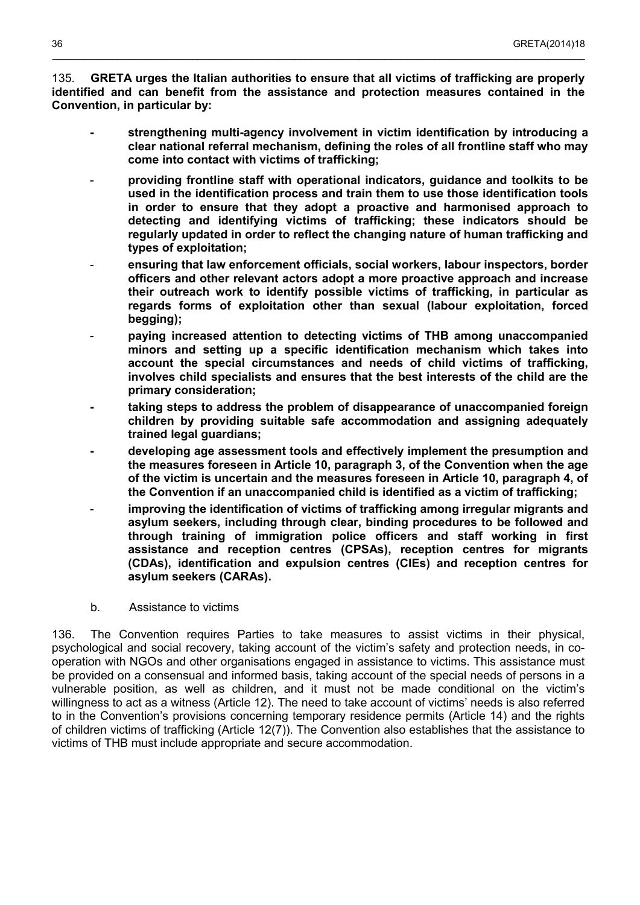135. **GRETA urges the Italian authorities to ensure that all victims of trafficking are properly identified and can benefit from the assistance and protection measures contained in the Convention, in particular by:**

- **strengthening multi-agency involvement in victim identification by introducing a clear national referral mechanism, defining the roles of all frontline staff who may come into contact with victims of trafficking;**
- **providing frontline staff with operational indicators, guidance and toolkits to be used in the identification process and train them to use those identification tools in order to ensure that they adopt a proactive and harmonised approach to detecting and identifying victims of trafficking; these indicators should be regularly updated in order to reflect the changing nature of human trafficking and types of exploitation;**
- **ensuring that law enforcement officials, social workers, labour inspectors, border officers and other relevant actors adopt a more proactive approach and increase their outreach work to identify possible victims of trafficking, in particular as regards forms of exploitation other than sexual (labour exploitation, forced begging);**
- **paying increased attention to detecting victims of THB among unaccompanied minors and setting up a specific identification mechanism which takes into account the special circumstances and needs of child victims of trafficking, involves child specialists and ensures that the best interests of the child are the primary consideration;**
- **taking steps to address the problem of disappearance of unaccompanied foreign children by providing suitable safe accommodation and assigning adequately trained legal guardians;**
- **developing age assessment tools and effectively implement the presumption and the measures foreseen in Article 10, paragraph 3, of the Convention when the age of the victim is uncertain and the measures foreseen in Article 10, paragraph 4, of the Convention if an unaccompanied child is identified as a victim of trafficking;**
- **improving the identification of victims of trafficking among irregular migrants and asylum seekers, including through clear, binding procedures to be followed and through training of immigration police officers and staff working in first assistance and reception centres (CPSAs), reception centres for migrants (CDAs), identification and expulsion centres (CIEs) and reception centres for asylum seekers (CARAs).**

### b. Assistance to victims

136. The Convention requires Parties to take measures to assist victims in their physical, psychological and social recovery, taking account of the victim's safety and protection needs, in co-operation with NGOs and other organisations engaged in assistance to victims. This assistance must be provided on a consensual and informed basis, taking account of the special needs of persons in a vulnerable position, as well as children, and it must not be made conditional on the victim's willingness to act as a witness (Article 12). The need to take account of victims' needs is also referred to in the Convention's provisions concerning temporary residence permits (Article 14) and the rights of children victims of trafficking (Article 12(7)). The Convention also establishes that the assistance to victims of THB must include appropriate and secure accommodation.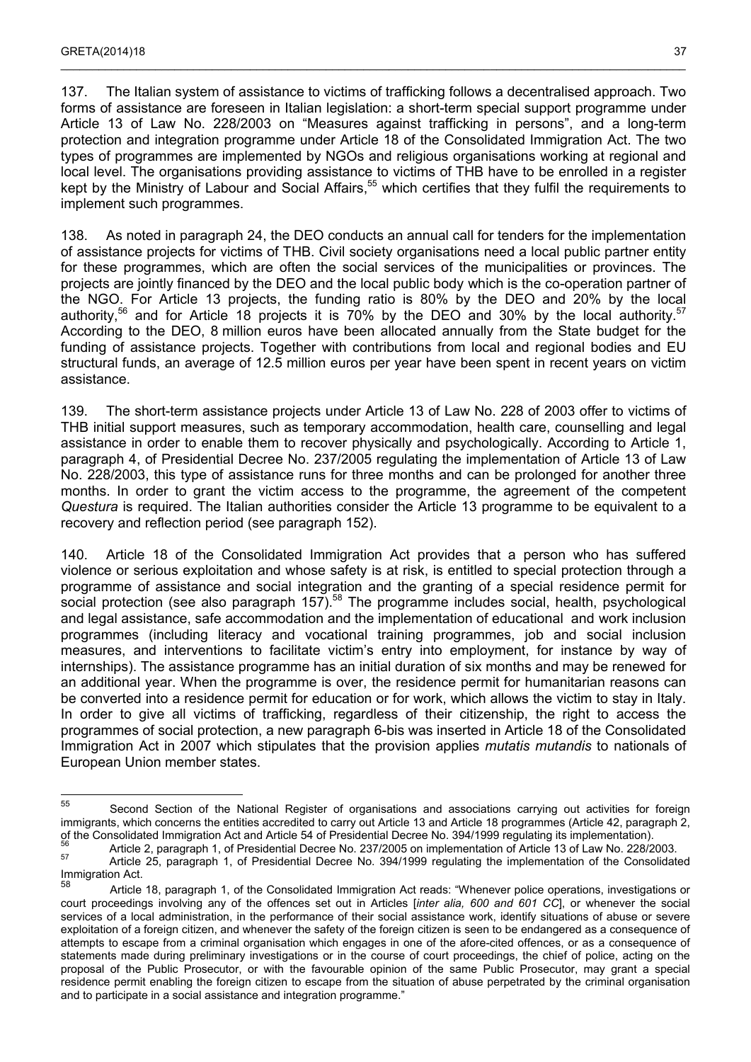137. The Italian system of assistance to victims of trafficking follows a decentralised approach. Two forms of assistance are foreseen in Italian legislation: a short-term special support programme under Article 13 of Law No. 228/2003 on "Measures against trafficking in persons", and a long-term protection and integration programme under Article 18 of the Consolidated Immigration Act. The two types of programmes are implemented by NGOs and religious organisations working at regional and local level. The organisations providing assistance to victims of THB have to be enrolled in a register kept by the Ministry of Labour and Social Affairs,[55] which certifies that they fulfil the requirements to implement such programmes.

138. As noted in paragraph 24, the DEO conducts an annual call for tenders for the implementation of assistance projects for victims of THB. Civil society organisations need a local public partner entity for these programmes, which are often the social services of the municipalities or provinces. The projects are jointly financed by the DEO and the local public body which is the co-operation partner of the NGO. For Article 13 projects, the funding ratio is 80% by the DEO and 20% by the local authority,[56] and for Article 18 projects it is 70% by the DEO and 30% by the local authority.[57] According to the DEO, 8 million euros have been allocated annually from the State budget for the funding of assistance projects. Together with contributions from local and regional bodies and EU structural funds, an average of 12.5 million euros per year have been spent in recent years on victim assistance.

139. The short-term assistance projects under Article 13 of Law No. 228 of 2003 offer to victims of THB initial support measures, such as temporary accommodation, health care, counselling and legal assistance in order to enable them to recover physically and psychologically. According to Article 1, paragraph 4, of Presidential Decree No. 237/2005 regulating the implementation of Article 13 of Law No. 228/2003, this type of assistance runs for three months and can be prolonged for another three months. In order to grant the victim access to the programme, the agreement of the competent *Questura* is required. The Italian authorities consider the Article 13 programme to be equivalent to a recovery and reflection period (see paragraph 152).

140. Article 18 of the Consolidated Immigration Act provides that a person who has suffered violence or serious exploitation and whose safety is at risk, is entitled to special protection through a programme of assistance and social integration and the granting of a special residence permit for social protection (see also paragraph 157).[58] The programme includes social, health, psychological and legal assistance, safe accommodation and the implementation of educational and work inclusion programmes (including literacy and vocational training programmes, job and social inclusion measures, and interventions to facilitate victim's entry into employment, for instance by way of internships). The assistance programme has an initial duration of six months and may be renewed for an additional year. When the programme is over, the residence permit for humanitarian reasons can be converted into a residence permit for education or for work, which allows the victim to stay in Italy. In order to give all victims of trafficking, regardless of their citizenship, the right to access the programmes of social protection, a new paragraph 6-bis was inserted in Article 18 of the Consolidated Immigration Act in 2007 which stipulates that the provision applies *mutatis mutandis* to nationals of European Union member states.

---

[55] Second Section of the National Register of organisations and associations carrying out activities for foreign immigrants, which concerns the entities accredited to carry out Article 13 and Article 18 programmes (Article 42, paragraph 2, of the Consolidated Immigration Act and Article 54 of Presidential Decree No. 394/1999 regulating its implementation).

[56] Article 2, paragraph 1, of Presidential Decree No. 237/2005 on implementation of Article 13 of Law No. 228/2003.

[57] Article 25, paragraph 1, of Presidential Decree No. 394/1999 regulating the implementation of the Consolidated Immigration Act.

[58] Article 18, paragraph 1, of the Consolidated Immigration Act reads: "Whenever police operations, investigations or court proceedings involving any of the offences set out in Articles [*inter alia, 600 and 601 CC*], or whenever the social services of a local administration, in the performance of their social assistance work, identify situations of abuse or severe exploitation of a foreign citizen, and whenever the safety of the foreign citizen is seen to be endangered as a consequence of attempts to escape from a criminal organisation which engages in one of the afore-cited offences, or as a consequence of statements made during preliminary investigations or in the course of court proceedings, the chief of police, acting on the proposal of the Public Prosecutor, or with the favourable opinion of the same Public Prosecutor, may grant a special residence permit enabling the foreign citizen to escape from the situation of abuse perpetrated by the criminal organisation and to participate in a social assistance and integration programme."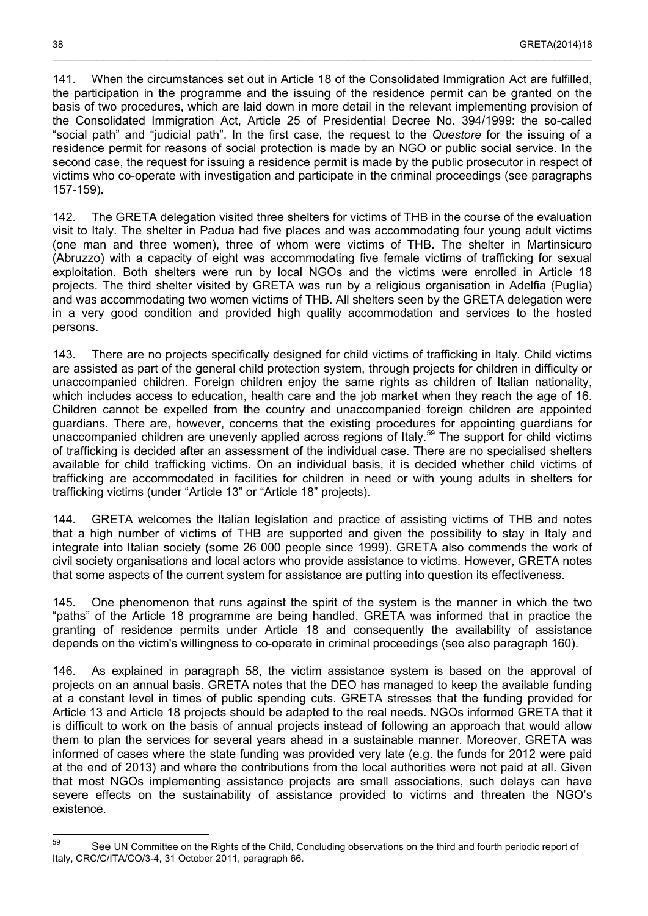141. When the circumstances set out in Article 18 of the Consolidated Immigration Act are fulfilled, the participation in the programme and the issuing of the residence permit can be granted on the basis of two procedures, which are laid down in more detail in the relevant implementing provision of the Consolidated Immigration Act, Article 25 of Presidential Decree No. 394/1999: the so-called "social path" and "judicial path". In the first case, the request to the *Questore* for the issuing of a residence permit for reasons of social protection is made by an NGO or public social service. In the second case, the request for issuing a residence permit is made by the public prosecutor in respect of victims who co-operate with investigation and participate in the criminal proceedings (see paragraphs 157-159).

142. The GRETA delegation visited three shelters for victims of THB in the course of the evaluation visit to Italy. The shelter in Padua had five places and was accommodating four young adult victims (one man and three women), three of whom were victims of THB. The shelter in Martinsicuro (Abruzzo) with a capacity of eight was accommodating five female victims of trafficking for sexual exploitation. Both shelters were run by local NGOs and the victims were enrolled in Article 18 projects. The third shelter visited by GRETA was run by a religious organisation in Adelfia (Puglia) and was accommodating two women victims of THB. All shelters seen by the GRETA delegation were in a very good condition and provided high quality accommodation and services to the hosted persons.

143. There are no projects specifically designed for child victims of trafficking in Italy. Child victims are assisted as part of the general child protection system, through projects for children in difficulty or unaccompanied children. Foreign children enjoy the same rights as children of Italian nationality, which includes access to education, health care and the job market when they reach the age of 16. Children cannot be expelled from the country and unaccompanied foreign children are appointed guardians. There are, however, concerns that the existing procedures for appointing guardians for unaccompanied children are unevenly applied across regions of Italy.[59] The support for child victims of trafficking is decided after an assessment of the individual case. There are no specialised shelters available for child trafficking victims. On an individual basis, it is decided whether child victims of trafficking are accommodated in facilities for children in need or with young adults in shelters for trafficking victims (under "Article 13" or "Article 18" projects).

144. GRETA welcomes the Italian legislation and practice of assisting victims of THB and notes that a high number of victims of THB are supported and given the possibility to stay in Italy and integrate into Italian society (some 26 000 people since 1999). GRETA also commends the work of civil society organisations and local actors who provide assistance to victims. However, GRETA notes that some aspects of the current system for assistance are putting into question its effectiveness.

145. One phenomenon that runs against the spirit of the system is the manner in which the two "paths" of the Article 18 programme are being handled. GRETA was informed that in practice the granting of residence permits under Article 18 and consequently the availability of assistance depends on the victim's willingness to co-operate in criminal proceedings (see also paragraph 160).

146. As explained in paragraph 58, the victim assistance system is based on the approval of projects on an annual basis. GRETA notes that the DEO has managed to keep the available funding at a constant level in times of public spending cuts. GRETA stresses that the funding provided for Article 13 and Article 18 projects should be adapted to the real needs. NGOs informed GRETA that it is difficult to work on the basis of annual projects instead of following an approach that would allow them to plan the services for several years ahead in a sustainable manner. Moreover, GRETA was informed of cases where the state funding was provided very late (e.g. the funds for 2012 were paid at the end of 2013) and where the contributions from the local authorities were not paid at all. Given that most NGOs implementing assistance projects are small associations, such delays can have severe effects on the sustainability of assistance provided to victims and threaten the NGO's existence.

---

[59] See UN Committee on the Rights of the Child, Concluding observations on the third and fourth periodic report of Italy, CRC/C/ITA/CO/3-4, 31 October 2011, paragraph 66.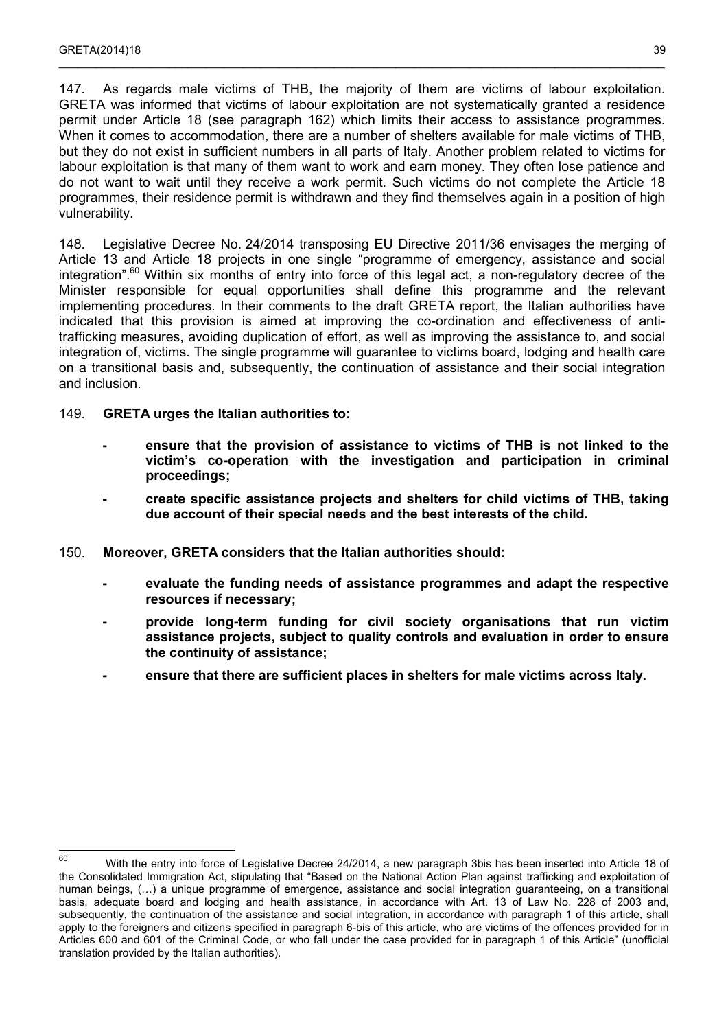147. As regards male victims of THB, the majority of them are victims of labour exploitation. GRETA was informed that victims of labour exploitation are not systematically granted a residence permit under Article 18 (see paragraph 162) which limits their access to assistance programmes. When it comes to accommodation, there are a number of shelters available for male victims of THB, but they do not exist in sufficient numbers in all parts of Italy. Another problem related to victims for labour exploitation is that many of them want to work and earn money. They often lose patience and do not want to wait until they receive a work permit. Such victims do not complete the Article 18 programmes, their residence permit is withdrawn and they find themselves again in a position of high vulnerability.

148. Legislative Decree No. 24/2014 transposing EU Directive 2011/36 envisages the merging of Article 13 and Article 18 projects in one single "programme of emergency, assistance and social integration".[60] Within six months of entry into force of this legal act, a non-regulatory decree of the Minister responsible for equal opportunities shall define this programme and the relevant implementing procedures. In their comments to the draft GRETA report, the Italian authorities have indicated that this provision is aimed at improving the co-ordination and effectiveness of anti-trafficking measures, avoiding duplication of effort, as well as improving the assistance to, and social integration of, victims. The single programme will guarantee to victims board, lodging and health care on a transitional basis and, subsequently, the continuation of assistance and their social integration and inclusion.

149. **GRETA urges the Italian authorities to:**

- **ensure that the provision of assistance to victims of THB is not linked to the victim's co-operation with the investigation and participation in criminal proceedings;**
- **create specific assistance projects and shelters for child victims of THB, taking due account of their special needs and the best interests of the child.**

150. **Moreover, GRETA considers that the Italian authorities should:**

- **evaluate the funding needs of assistance programmes and adapt the respective resources if necessary;**
- **provide long-term funding for civil society organisations that run victim assistance projects, subject to quality controls and evaluation in order to ensure the continuity of assistance;**
- **ensure that there are sufficient places in shelters for male victims across Italy.**

---

[60] With the entry into force of Legislative Decree 24/2014, a new paragraph 3bis has been inserted into Article 18 of the Consolidated Immigration Act, stipulating that "Based on the National Action Plan against trafficking and exploitation of human beings, (…) a unique programme of emergence, assistance and social integration guaranteeing, on a transitional basis, adequate board and lodging and health assistance, in accordance with Art. 13 of Law No. 228 of 2003 and, subsequently, the continuation of the assistance and social integration, in accordance with paragraph 1 of this article, shall apply to the foreigners and citizens specified in paragraph 6-bis of this article, who are victims of the offences provided for in Articles 600 and 601 of the Criminal Code, or who fall under the case provided for in paragraph 1 of this Article" (unofficial translation provided by the Italian authorities).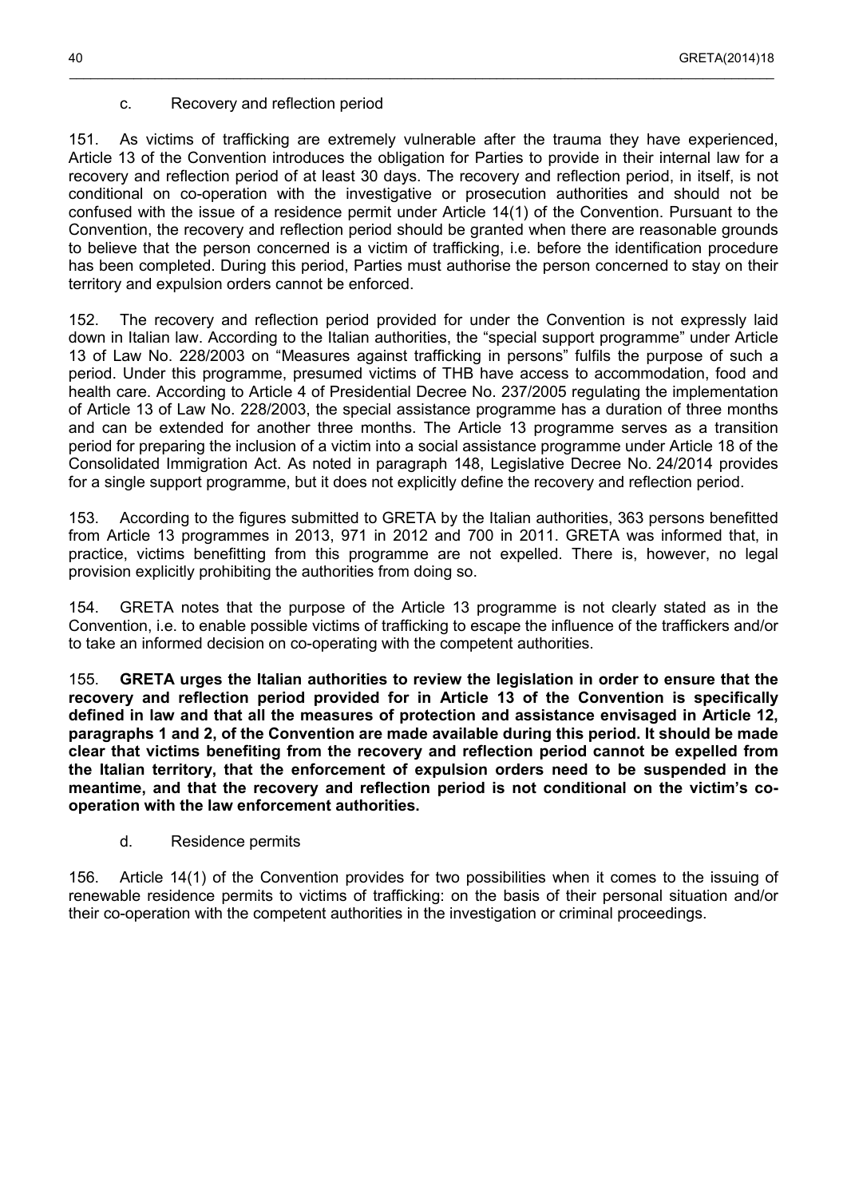### c. Recovery and reflection period

151. As victims of trafficking are extremely vulnerable after the trauma they have experienced, Article 13 of the Convention introduces the obligation for Parties to provide in their internal law for a recovery and reflection period of at least 30 days. The recovery and reflection period, in itself, is not conditional on co-operation with the investigative or prosecution authorities and should not be confused with the issue of a residence permit under Article 14(1) of the Convention. Pursuant to the Convention, the recovery and reflection period should be granted when there are reasonable grounds to believe that the person concerned is a victim of trafficking, i.e. before the identification procedure has been completed. During this period, Parties must authorise the person concerned to stay on their territory and expulsion orders cannot be enforced.

152. The recovery and reflection period provided for under the Convention is not expressly laid down in Italian law. According to the Italian authorities, the "special support programme" under Article 13 of Law No. 228/2003 on "Measures against trafficking in persons" fulfils the purpose of such a period. Under this programme, presumed victims of THB have access to accommodation, food and health care. According to Article 4 of Presidential Decree No. 237/2005 regulating the implementation of Article 13 of Law No. 228/2003, the special assistance programme has a duration of three months and can be extended for another three months. The Article 13 programme serves as a transition period for preparing the inclusion of a victim into a social assistance programme under Article 18 of the Consolidated Immigration Act. As noted in paragraph 148, Legislative Decree No. 24/2014 provides for a single support programme, but it does not explicitly define the recovery and reflection period.

153. According to the figures submitted to GRETA by the Italian authorities, 363 persons benefitted from Article 13 programmes in 2013, 971 in 2012 and 700 in 2011. GRETA was informed that, in practice, victims benefitting from this programme are not expelled. There is, however, no legal provision explicitly prohibiting the authorities from doing so.

154. GRETA notes that the purpose of the Article 13 programme is not clearly stated as in the Convention, i.e. to enable possible victims of trafficking to escape the influence of the traffickers and/or to take an informed decision on co-operating with the competent authorities.

155. **GRETA urges the Italian authorities to review the legislation in order to ensure that the recovery and reflection period provided for in Article 13 of the Convention is specifically defined in law and that all the measures of protection and assistance envisaged in Article 12, paragraphs 1 and 2, of the Convention are made available during this period. It should be made clear that victims benefiting from the recovery and reflection period cannot be expelled from the Italian territory, that the enforcement of expulsion orders need to be suspended in the meantime, and that the recovery and reflection period is not conditional on the victim's co-operation with the law enforcement authorities.**

### d. Residence permits

156. Article 14(1) of the Convention provides for two possibilities when it comes to the issuing of renewable residence permits to victims of trafficking: on the basis of their personal situation and/or their co-operation with the competent authorities in the investigation or criminal proceedings.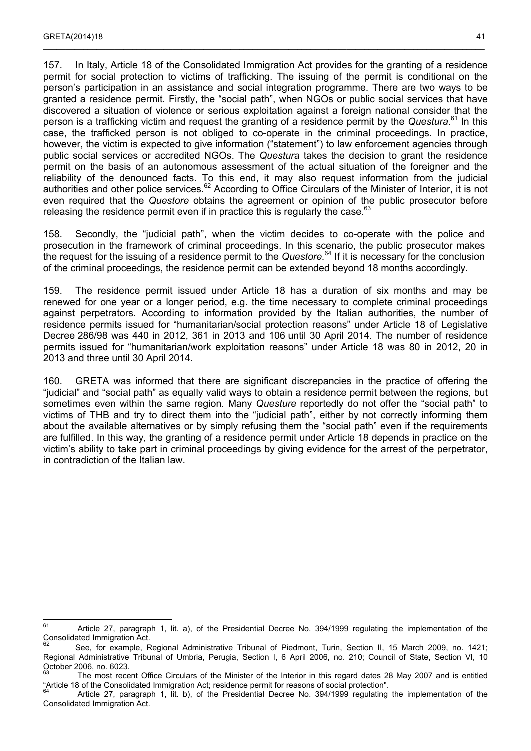157. In Italy, Article 18 of the Consolidated Immigration Act provides for the granting of a residence permit for social protection to victims of trafficking. The issuing of the permit is conditional on the person's participation in an assistance and social integration programme. There are two ways to be granted a residence permit. Firstly, the "social path", when NGOs or public social services that have discovered a situation of violence or serious exploitation against a foreign national consider that the person is a trafficking victim and request the granting of a residence permit by the *Questura*.[61] In this case, the trafficked person is not obliged to co-operate in the criminal proceedings. In practice, however, the victim is expected to give information ("statement") to law enforcement agencies through public social services or accredited NGOs. The *Questura* takes the decision to grant the residence permit on the basis of an autonomous assessment of the actual situation of the foreigner and the reliability of the denounced facts. To this end, it may also request information from the judicial authorities and other police services.[62] According to Office Circulars of the Minister of Interior, it is not even required that the *Questore* obtains the agreement or opinion of the public prosecutor before releasing the residence permit even if in practice this is regularly the case.[63]

158. Secondly, the "judicial path", when the victim decides to co-operate with the police and prosecution in the framework of criminal proceedings. In this scenario, the public prosecutor makes the request for the issuing of a residence permit to the *Questore*.[64] If it is necessary for the conclusion of the criminal proceedings, the residence permit can be extended beyond 18 months accordingly.

159. The residence permit issued under Article 18 has a duration of six months and may be renewed for one year or a longer period, e.g. the time necessary to complete criminal proceedings against perpetrators. According to information provided by the Italian authorities, the number of residence permits issued for "humanitarian/social protection reasons" under Article 18 of Legislative Decree 286/98 was 440 in 2012, 361 in 2013 and 106 until 30 April 2014. The number of residence permits issued for "humanitarian/work exploitation reasons" under Article 18 was 80 in 2012, 20 in 2013 and three until 30 April 2014.

160. GRETA was informed that there are significant discrepancies in the practice of offering the "judicial" and "social path" as equally valid ways to obtain a residence permit between the regions, but sometimes even within the same region. Many *Questure* reportedly do not offer the "social path" to victims of THB and try to direct them into the "judicial path", either by not correctly informing them about the available alternatives or by simply refusing them the "social path" even if the requirements are fulfilled. In this way, the granting of a residence permit under Article 18 depends in practice on the victim's ability to take part in criminal proceedings by giving evidence for the arrest of the perpetrator, in contradiction of the Italian law.

---

[61] Article 27, paragraph 1, lit. a), of the Presidential Decree No. 394/1999 regulating the implementation of the Consolidated Immigration Act.

[62] See, for example, Regional Administrative Tribunal of Piedmont, Turin, Section II, 15 March 2009, no. 1421; Regional Administrative Tribunal of Umbria, Perugia, Section I, 6 April 2006, no. 210; Council of State, Section VI, 10 October 2006, no. 6023.

[63] The most recent Office Circulars of the Minister of the Interior in this regard dates 28 May 2007 and is entitled "Article 18 of the Consolidated Immigration Act; residence permit for reasons of social protection".

[64] Article 27, paragraph 1, lit. b), of the Presidential Decree No. 394/1999 regulating the implementation of the Consolidated Immigration Act.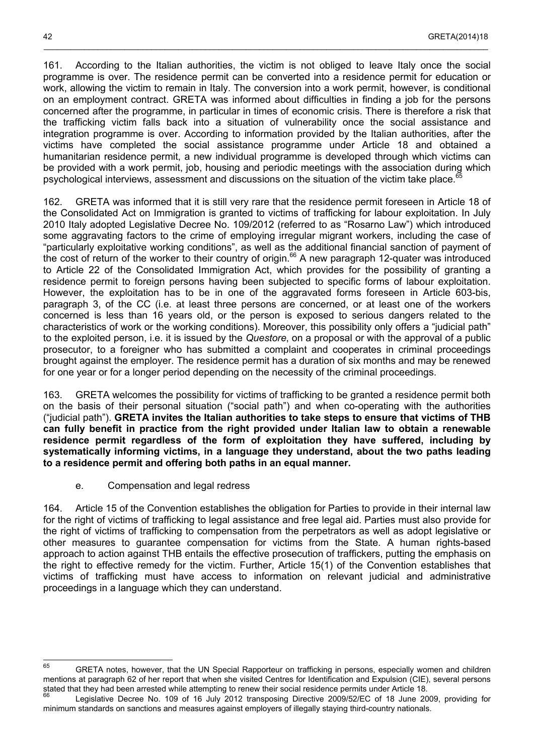161. According to the Italian authorities, the victim is not obliged to leave Italy once the social programme is over. The residence permit can be converted into a residence permit for education or work, allowing the victim to remain in Italy. The conversion into a work permit, however, is conditional on an employment contract. GRETA was informed about difficulties in finding a job for the persons concerned after the programme, in particular in times of economic crisis. There is therefore a risk that the trafficking victim falls back into a situation of vulnerability once the social assistance and integration programme is over. According to information provided by the Italian authorities, after the victims have completed the social assistance programme under Article 18 and obtained a humanitarian residence permit, a new individual programme is developed through which victims can be provided with a work permit, job, housing and periodic meetings with the association during which psychological interviews, assessment and discussions on the situation of the victim take place.[65]

162. GRETA was informed that it is still very rare that the residence permit foreseen in Article 18 of the Consolidated Act on Immigration is granted to victims of trafficking for labour exploitation. In July 2010 Italy adopted Legislative Decree No. 109/2012 (referred to as "Rosarno Law") which introduced some aggravating factors to the crime of employing irregular migrant workers, including the case of "particularly exploitative working conditions", as well as the additional financial sanction of payment of the cost of return of the worker to their country of origin.[66] A new paragraph 12-quater was introduced to Article 22 of the Consolidated Immigration Act, which provides for the possibility of granting a residence permit to foreign persons having been subjected to specific forms of labour exploitation. However, the exploitation has to be in one of the aggravated forms foreseen in Article 603-bis, paragraph 3, of the CC (i.e. at least three persons are concerned, or at least one of the workers concerned is less than 16 years old, or the person is exposed to serious dangers related to the characteristics of work or the working conditions). Moreover, this possibility only offers a "judicial path" to the exploited person, i.e. it is issued by the *Questore*, on a proposal or with the approval of a public prosecutor, to a foreigner who has submitted a complaint and cooperates in criminal proceedings brought against the employer. The residence permit has a duration of six months and may be renewed for one year or for a longer period depending on the necessity of the criminal proceedings.

163. GRETA welcomes the possibility for victims of trafficking to be granted a residence permit both on the basis of their personal situation ("social path") and when co-operating with the authorities ("judicial path"). **GRETA invites the Italian authorities to take steps to ensure that victims of THB can fully benefit in practice from the right provided under Italian law to obtain a renewable residence permit regardless of the form of exploitation they have suffered, including by systematically informing victims, in a language they understand, about the two paths leading to a residence permit and offering both paths in an equal manner.**

### e. Compensation and legal redress

164. Article 15 of the Convention establishes the obligation for Parties to provide in their internal law for the right of victims of trafficking to legal assistance and free legal aid. Parties must also provide for the right of victims of trafficking to compensation from the perpetrators as well as adopt legislative or other measures to guarantee compensation for victims from the State. A human rights-based approach to action against THB entails the effective prosecution of traffickers, putting the emphasis on the right to effective remedy for the victim. Further, Article 15(1) of the Convention establishes that victims of trafficking must have access to information on relevant judicial and administrative proceedings in a language which they can understand.

---

[65] GRETA notes, however, that the UN Special Rapporteur on trafficking in persons, especially women and children mentions at paragraph 62 of her report that when she visited Centres for Identification and Expulsion (CIE), several persons stated that they had been arrested while attempting to renew their social residence permits under Article 18.

[66] Legislative Decree No. 109 of 16 July 2012 transposing Directive 2009/52/EC of 18 June 2009, providing for minimum standards on sanctions and measures against employers of illegally staying third-country nationals.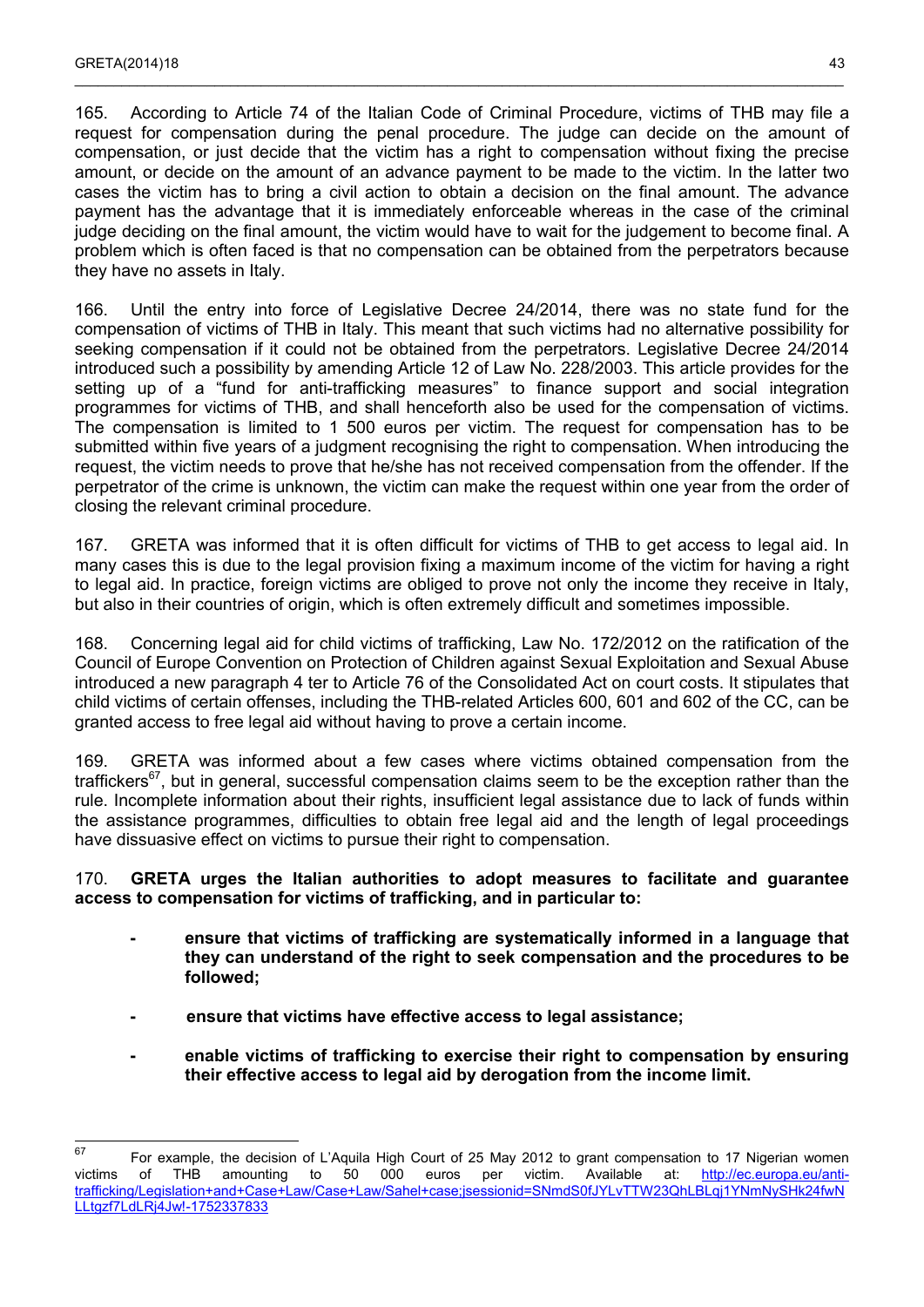165. According to Article 74 of the Italian Code of Criminal Procedure, victims of THB may file a request for compensation during the penal procedure. The judge can decide on the amount of compensation, or just decide that the victim has a right to compensation without fixing the precise amount, or decide on the amount of an advance payment to be made to the victim. In the latter two cases the victim has to bring a civil action to obtain a decision on the final amount. The advance payment has the advantage that it is immediately enforceable whereas in the case of the criminal judge deciding on the final amount, the victim would have to wait for the judgement to become final. A problem which is often faced is that no compensation can be obtained from the perpetrators because they have no assets in Italy.

166. Until the entry into force of Legislative Decree 24/2014, there was no state fund for the compensation of victims of THB in Italy. This meant that such victims had no alternative possibility for seeking compensation if it could not be obtained from the perpetrators. Legislative Decree 24/2014 introduced such a possibility by amending Article 12 of Law No. 228/2003. This article provides for the setting up of a "fund for anti-trafficking measures" to finance support and social integration programmes for victims of THB, and shall henceforth also be used for the compensation of victims. The compensation is limited to 1 500 euros per victim. The request for compensation has to be submitted within five years of a judgment recognising the right to compensation. When introducing the request, the victim needs to prove that he/she has not received compensation from the offender. If the perpetrator of the crime is unknown, the victim can make the request within one year from the order of closing the relevant criminal procedure.

167. GRETA was informed that it is often difficult for victims of THB to get access to legal aid. In many cases this is due to the legal provision fixing a maximum income of the victim for having a right to legal aid. In practice, foreign victims are obliged to prove not only the income they receive in Italy, but also in their countries of origin, which is often extremely difficult and sometimes impossible.

168. Concerning legal aid for child victims of trafficking, Law No. 172/2012 on the ratification of the Council of Europe Convention on Protection of Children against Sexual Exploitation and Sexual Abuse introduced a new paragraph 4 ter to Article 76 of the Consolidated Act on court costs. It stipulates that child victims of certain offenses, including the THB-related Articles 600, 601 and 602 of the CC, can be granted access to free legal aid without having to prove a certain income.

169. GRETA was informed about a few cases where victims obtained compensation from the traffickers[67], but in general, successful compensation claims seem to be the exception rather than the rule. Incomplete information about their rights, insufficient legal assistance due to lack of funds within the assistance programmes, difficulties to obtain free legal aid and the length of legal proceedings have dissuasive effect on victims to pursue their right to compensation.

170. **GRETA urges the Italian authorities to adopt measures to facilitate and guarantee access to compensation for victims of trafficking, and in particular to:**

- **ensure that victims of trafficking are systematically informed in a language that they can understand of the right to seek compensation and the procedures to be followed;**
- **ensure that victims have effective access to legal assistance;**
- **enable victims of trafficking to exercise their right to compensation by ensuring their effective access to legal aid by derogation from the income limit.**

---

[67] For example, the decision of L'Aquila High Court of 25 May 2012 to grant compensation to 17 Nigerian women victims of THB amounting to 50 000 euros per victim. Available at: http://ec.europa.eu/anti-trafficking/Legislation+and+Case+Law/Case+Law/Sahel+case;jsessionid=SNmdS0fJYLvTTW23QhLBLqj1YNmNySHk24fwNLLtgzf7LdLRj4Jw!-1752337833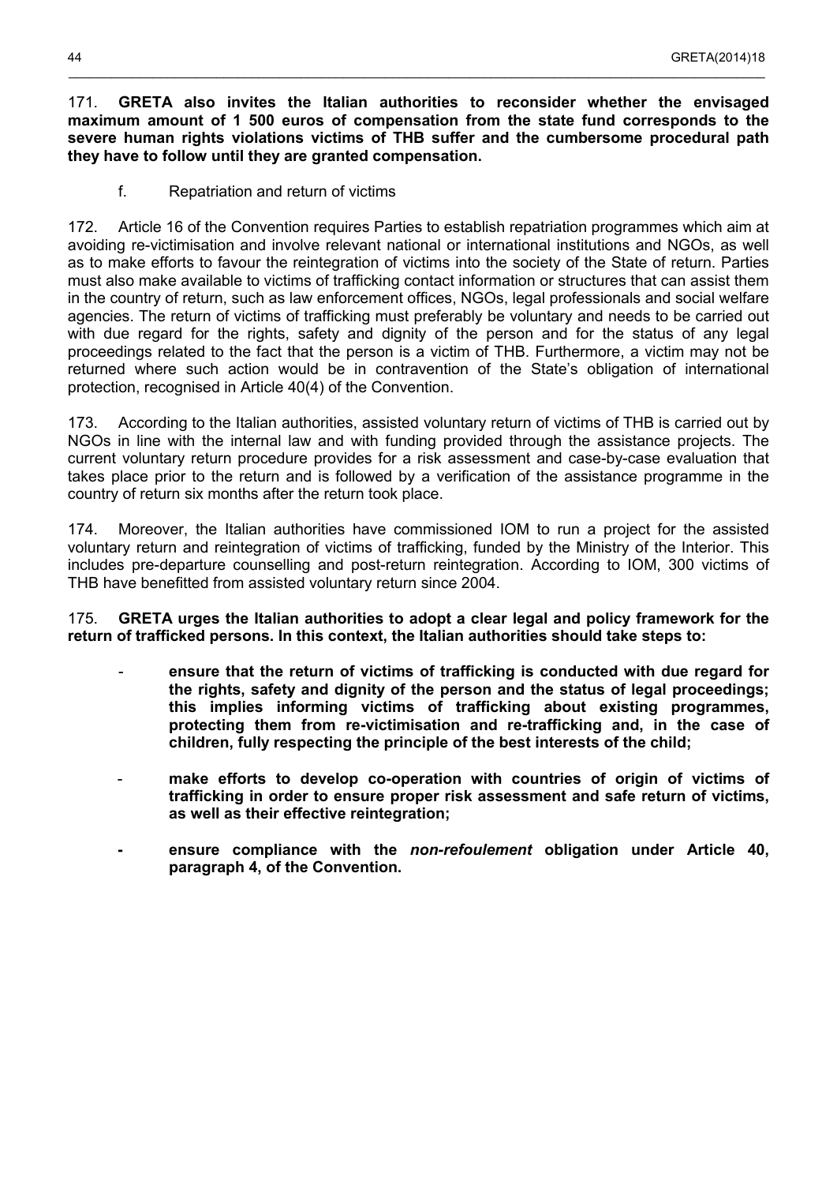171. **GRETA also invites the Italian authorities to reconsider whether the envisaged maximum amount of 1 500 euros of compensation from the state fund corresponds to the severe human rights violations victims of THB suffer and the cumbersome procedural path they have to follow until they are granted compensation.**

f. Repatriation and return of victims

172. Article 16 of the Convention requires Parties to establish repatriation programmes which aim at avoiding re-victimisation and involve relevant national or international institutions and NGOs, as well as to make efforts to favour the reintegration of victims into the society of the State of return. Parties must also make available to victims of trafficking contact information or structures that can assist them in the country of return, such as law enforcement offices, NGOs, legal professionals and social welfare agencies. The return of victims of trafficking must preferably be voluntary and needs to be carried out with due regard for the rights, safety and dignity of the person and for the status of any legal proceedings related to the fact that the person is a victim of THB. Furthermore, a victim may not be returned where such action would be in contravention of the State's obligation of international protection, recognised in Article 40(4) of the Convention.

173. According to the Italian authorities, assisted voluntary return of victims of THB is carried out by NGOs in line with the internal law and with funding provided through the assistance projects. The current voluntary return procedure provides for a risk assessment and case-by-case evaluation that takes place prior to the return and is followed by a verification of the assistance programme in the country of return six months after the return took place.

174. Moreover, the Italian authorities have commissioned IOM to run a project for the assisted voluntary return and reintegration of victims of trafficking, funded by the Ministry of the Interior. This includes pre-departure counselling and post-return reintegration. According to IOM, 300 victims of THB have benefitted from assisted voluntary return since 2004.

175. **GRETA urges the Italian authorities to adopt a clear legal and policy framework for the return of trafficked persons. In this context, the Italian authorities should take steps to:**

- **ensure that the return of victims of trafficking is conducted with due regard for the rights, safety and dignity of the person and the status of legal proceedings; this implies informing victims of trafficking about existing programmes, protecting them from re-victimisation and re-trafficking and, in the case of children, fully respecting the principle of the best interests of the child;**

- **make efforts to develop co-operation with countries of origin of victims of trafficking in order to ensure proper risk assessment and safe return of victims, as well as their effective reintegration;**

- **ensure compliance with the *non-refoulement* obligation under Article 40, paragraph 4, of the Convention.**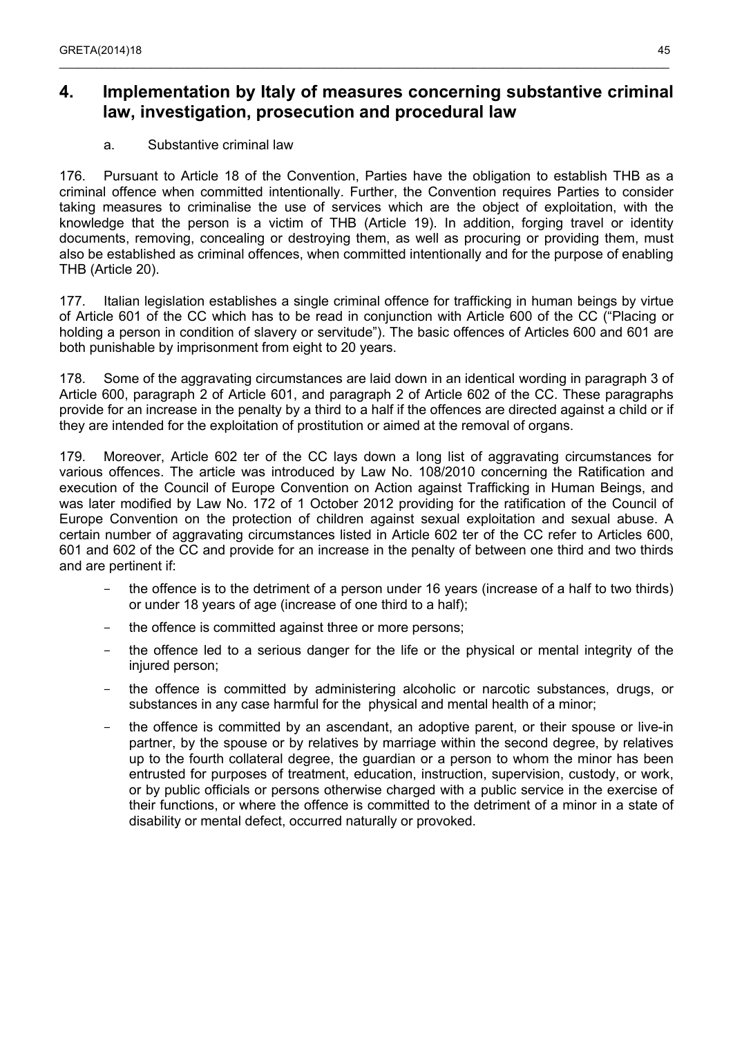## 4. Implementation by Italy of measures concerning substantive criminal law, investigation, prosecution and procedural law

### a. Substantive criminal law

176. Pursuant to Article 18 of the Convention, Parties have the obligation to establish THB as a criminal offence when committed intentionally. Further, the Convention requires Parties to consider taking measures to criminalise the use of services which are the object of exploitation, with the knowledge that the person is a victim of THB (Article 19). In addition, forging travel or identity documents, removing, concealing or destroying them, as well as procuring or providing them, must also be established as criminal offences, when committed intentionally and for the purpose of enabling THB (Article 20).

177. Italian legislation establishes a single criminal offence for trafficking in human beings by virtue of Article 601 of the CC which has to be read in conjunction with Article 600 of the CC ("Placing or holding a person in condition of slavery or servitude"). The basic offences of Articles 600 and 601 are both punishable by imprisonment from eight to 20 years.

178. Some of the aggravating circumstances are laid down in an identical wording in paragraph 3 of Article 600, paragraph 2 of Article 601, and paragraph 2 of Article 602 of the CC. These paragraphs provide for an increase in the penalty by a third to a half if the offences are directed against a child or if they are intended for the exploitation of prostitution or aimed at the removal of organs.

179. Moreover, Article 602 ter of the CC lays down a long list of aggravating circumstances for various offences. The article was introduced by Law No. 108/2010 concerning the Ratification and execution of the Council of Europe Convention on Action against Trafficking in Human Beings, and was later modified by Law No. 172 of 1 October 2012 providing for the ratification of the Council of Europe Convention on the protection of children against sexual exploitation and sexual abuse. A certain number of aggravating circumstances listed in Article 602 ter of the CC refer to Articles 600, 601 and 602 of the CC and provide for an increase in the penalty of between one third and two thirds and are pertinent if:

- the offence is to the detriment of a person under 16 years (increase of a half to two thirds) or under 18 years of age (increase of one third to a half);
- the offence is committed against three or more persons;
- the offence led to a serious danger for the life or the physical or mental integrity of the injured person;
- the offence is committed by administering alcoholic or narcotic substances, drugs, or substances in any case harmful for the physical and mental health of a minor;
- the offence is committed by an ascendant, an adoptive parent, or their spouse or live-in partner, by the spouse or by relatives by marriage within the second degree, by relatives up to the fourth collateral degree, the guardian or a person to whom the minor has been entrusted for purposes of treatment, education, instruction, supervision, custody, or work, or by public officials or persons otherwise charged with a public service in the exercise of their functions, or where the offence is committed to the detriment of a minor in a state of disability or mental defect, occurred naturally or provoked.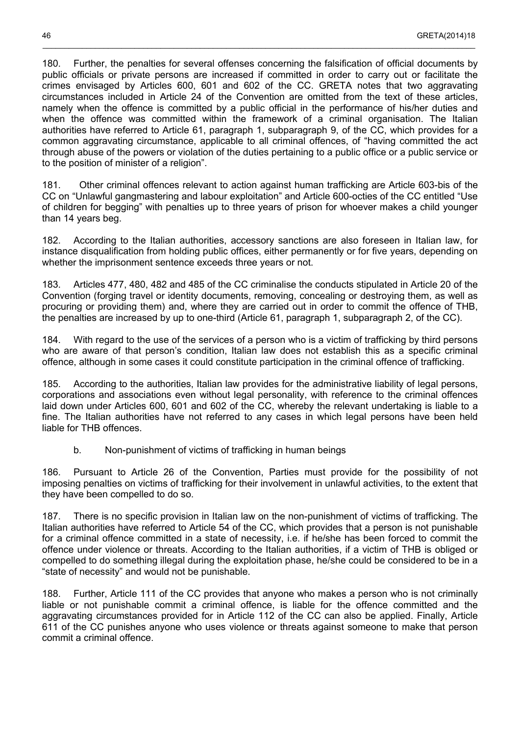180. Further, the penalties for several offenses concerning the falsification of official documents by public officials or private persons are increased if committed in order to carry out or facilitate the crimes envisaged by Articles 600, 601 and 602 of the CC. GRETA notes that two aggravating circumstances included in Article 24 of the Convention are omitted from the text of these articles, namely when the offence is committed by a public official in the performance of his/her duties and when the offence was committed within the framework of a criminal organisation. The Italian authorities have referred to Article 61, paragraph 1, subparagraph 9, of the CC, which provides for a common aggravating circumstance, applicable to all criminal offences, of "having committed the act through abuse of the powers or violation of the duties pertaining to a public office or a public service or to the position of minister of a religion".

181. Other criminal offences relevant to action against human trafficking are Article 603-bis of the CC on "Unlawful gangmastering and labour exploitation" and Article 600-octies of the CC entitled "Use of children for begging" with penalties up to three years of prison for whoever makes a child younger than 14 years beg.

182. According to the Italian authorities, accessory sanctions are also foreseen in Italian law, for instance disqualification from holding public offices, either permanently or for five years, depending on whether the imprisonment sentence exceeds three years or not.

183. Articles 477, 480, 482 and 485 of the CC criminalise the conducts stipulated in Article 20 of the Convention (forging travel or identity documents, removing, concealing or destroying them, as well as procuring or providing them) and, where they are carried out in order to commit the offence of THB, the penalties are increased by up to one-third (Article 61, paragraph 1, subparagraph 2, of the CC).

184. With regard to the use of the services of a person who is a victim of trafficking by third persons who are aware of that person's condition, Italian law does not establish this as a specific criminal offence, although in some cases it could constitute participation in the criminal offence of trafficking.

185. According to the authorities, Italian law provides for the administrative liability of legal persons, corporations and associations even without legal personality, with reference to the criminal offences laid down under Articles 600, 601 and 602 of the CC, whereby the relevant undertaking is liable to a fine. The Italian authorities have not referred to any cases in which legal persons have been held liable for THB offences.

### b. Non-punishment of victims of trafficking in human beings

186. Pursuant to Article 26 of the Convention, Parties must provide for the possibility of not imposing penalties on victims of trafficking for their involvement in unlawful activities, to the extent that they have been compelled to do so.

187. There is no specific provision in Italian law on the non-punishment of victims of trafficking. The Italian authorities have referred to Article 54 of the CC, which provides that a person is not punishable for a criminal offence committed in a state of necessity, i.e. if he/she has been forced to commit the offence under violence or threats. According to the Italian authorities, if a victim of THB is obliged or compelled to do something illegal during the exploitation phase, he/she could be considered to be in a "state of necessity" and would not be punishable.

188. Further, Article 111 of the CC provides that anyone who makes a person who is not criminally liable or not punishable commit a criminal offence, is liable for the offence committed and the aggravating circumstances provided for in Article 112 of the CC can also be applied. Finally, Article 611 of the CC punishes anyone who uses violence or threats against someone to make that person commit a criminal offence.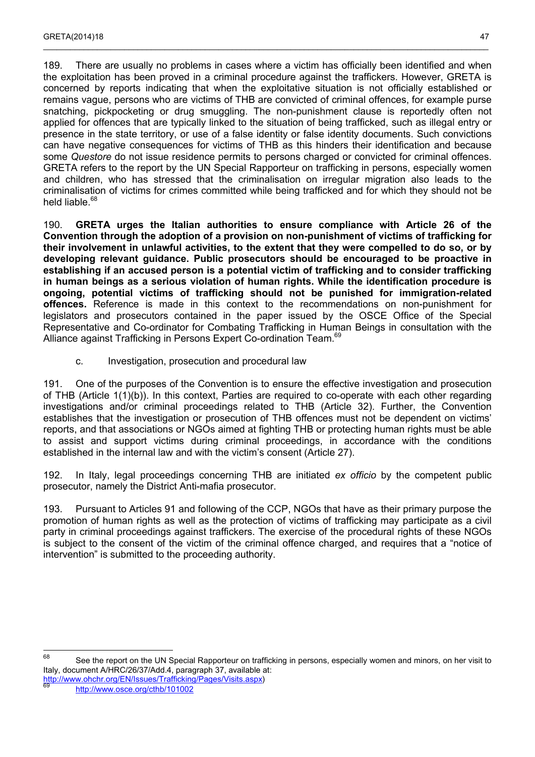189. There are usually no problems in cases where a victim has officially been identified and when the exploitation has been proved in a criminal procedure against the traffickers. However, GRETA is concerned by reports indicating that when the exploitative situation is not officially established or remains vague, persons who are victims of THB are convicted of criminal offences, for example purse snatching, pickpocketing or drug smuggling. The non-punishment clause is reportedly often not applied for offences that are typically linked to the situation of being trafficked, such as illegal entry or presence in the state territory, or use of a false identity or false identity documents. Such convictions can have negative consequences for victims of THB as this hinders their identification and because some *Questore* do not issue residence permits to persons charged or convicted for criminal offences. GRETA refers to the report by the UN Special Rapporteur on trafficking in persons, especially women and children, who has stressed that the criminalisation on irregular migration also leads to the criminalisation of victims for crimes committed while being trafficked and for which they should not be held liable.[68]

190. **GRETA urges the Italian authorities to ensure compliance with Article 26 of the Convention through the adoption of a provision on non-punishment of victims of trafficking for their involvement in unlawful activities, to the extent that they were compelled to do so, or by developing relevant guidance. Public prosecutors should be encouraged to be proactive in establishing if an accused person is a potential victim of trafficking and to consider trafficking in human beings as a serious violation of human rights. While the identification procedure is ongoing, potential victims of trafficking should not be punished for immigration-related offences.** Reference is made in this context to the recommendations on non-punishment for legislators and prosecutors contained in the paper issued by the OSCE Office of the Special Representative and Co-ordinator for Combating Trafficking in Human Beings in consultation with the Alliance against Trafficking in Persons Expert Co-ordination Team.[69]

### c. Investigation, prosecution and procedural law

191. One of the purposes of the Convention is to ensure the effective investigation and prosecution of THB (Article 1(1)(b)). In this context, Parties are required to co-operate with each other regarding investigations and/or criminal proceedings related to THB (Article 32). Further, the Convention establishes that the investigation or prosecution of THB offences must not be dependent on victims' reports, and that associations or NGOs aimed at fighting THB or protecting human rights must be able to assist and support victims during criminal proceedings, in accordance with the conditions established in the internal law and with the victim's consent (Article 27).

192. In Italy, legal proceedings concerning THB are initiated *ex officio* by the competent public prosecutor, namely the District Anti-mafia prosecutor.

193. Pursuant to Articles 91 and following of the CCP, NGOs that have as their primary purpose the promotion of human rights as well as the protection of victims of trafficking may participate as a civil party in criminal proceedings against traffickers. The exercise of the procedural rights of these NGOs is subject to the consent of the victim of the criminal offence charged, and requires that a "notice of intervention" is submitted to the proceeding authority.

---

[68] See the report on the UN Special Rapporteur on trafficking in persons, especially women and minors, on her visit to Italy, document A/HRC/26/37/Add.4, paragraph 37, available at: http://www.ohchr.org/EN/Issues/Trafficking/Pages/Visits.aspx)

[69] http://www.osce.org/cthb/101002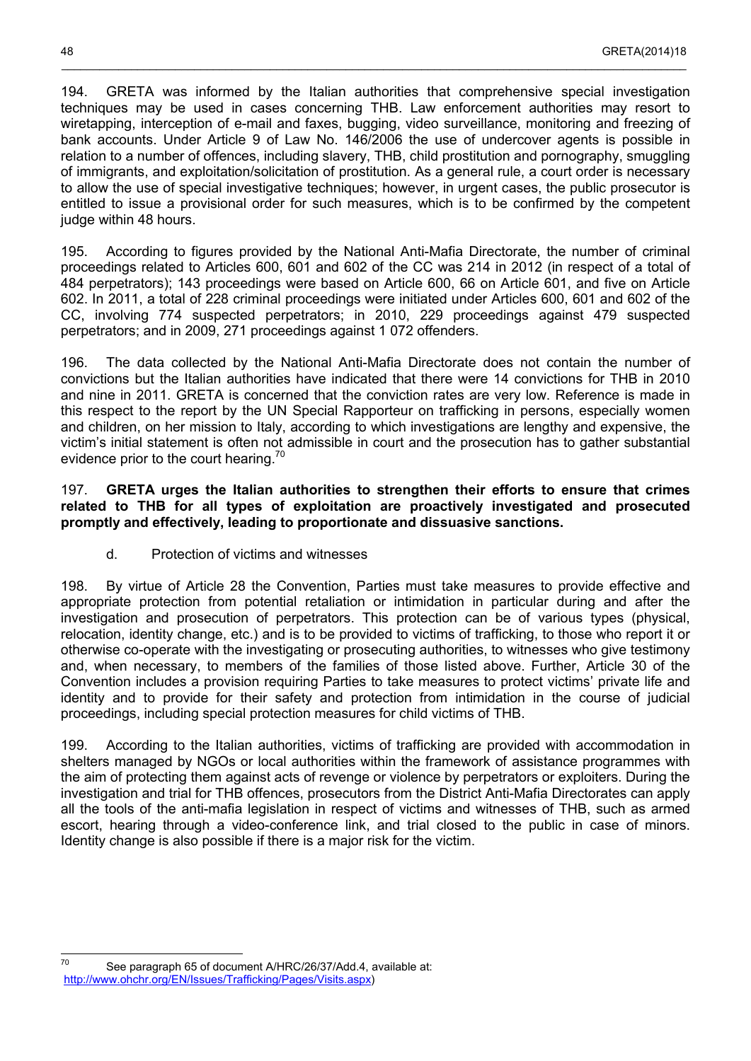194. GRETA was informed by the Italian authorities that comprehensive special investigation techniques may be used in cases concerning THB. Law enforcement authorities may resort to wiretapping, interception of e-mail and faxes, bugging, video surveillance, monitoring and freezing of bank accounts. Under Article 9 of Law No. 146/2006 the use of undercover agents is possible in relation to a number of offences, including slavery, THB, child prostitution and pornography, smuggling of immigrants, and exploitation/solicitation of prostitution. As a general rule, a court order is necessary to allow the use of special investigative techniques; however, in urgent cases, the public prosecutor is entitled to issue a provisional order for such measures, which is to be confirmed by the competent judge within 48 hours.

195. According to figures provided by the National Anti-Mafia Directorate, the number of criminal proceedings related to Articles 600, 601 and 602 of the CC was 214 in 2012 (in respect of a total of 484 perpetrators); 143 proceedings were based on Article 600, 66 on Article 601, and five on Article 602. In 2011, a total of 228 criminal proceedings were initiated under Articles 600, 601 and 602 of the CC, involving 774 suspected perpetrators; in 2010, 229 proceedings against 479 suspected perpetrators; and in 2009, 271 proceedings against 1 072 offenders.

196. The data collected by the National Anti-Mafia Directorate does not contain the number of convictions but the Italian authorities have indicated that there were 14 convictions for THB in 2010 and nine in 2011. GRETA is concerned that the conviction rates are very low. Reference is made in this respect to the report by the UN Special Rapporteur on trafficking in persons, especially women and children, on her mission to Italy, according to which investigations are lengthy and expensive, the victim's initial statement is often not admissible in court and the prosecution has to gather substantial evidence prior to the court hearing.[70]

197. **GRETA urges the Italian authorities to strengthen their efforts to ensure that crimes related to THB for all types of exploitation are proactively investigated and prosecuted promptly and effectively, leading to proportionate and dissuasive sanctions.**

d. Protection of victims and witnesses

198. By virtue of Article 28 the Convention, Parties must take measures to provide effective and appropriate protection from potential retaliation or intimidation in particular during and after the investigation and prosecution of perpetrators. This protection can be of various types (physical, relocation, identity change, etc.) and is to be provided to victims of trafficking, to those who report it or otherwise co-operate with the investigating or prosecuting authorities, to witnesses who give testimony and, when necessary, to members of the families of those listed above. Further, Article 30 of the Convention includes a provision requiring Parties to take measures to protect victims' private life and identity and to provide for their safety and protection from intimidation in the course of judicial proceedings, including special protection measures for child victims of THB.

199. According to the Italian authorities, victims of trafficking are provided with accommodation in shelters managed by NGOs or local authorities within the framework of assistance programmes with the aim of protecting them against acts of revenge or violence by perpetrators or exploiters. During the investigation and trial for THB offences, prosecutors from the District Anti-Mafia Directorates can apply all the tools of the anti-mafia legislation in respect of victims and witnesses of THB, such as armed escort, hearing through a video-conference link, and trial closed to the public in case of minors. Identity change is also possible if there is a major risk for the victim.

---

[70] See paragraph 65 of document A/HRC/26/37/Add.4, available at: http://www.ohchr.org/EN/Issues/Trafficking/Pages/Visits.aspx)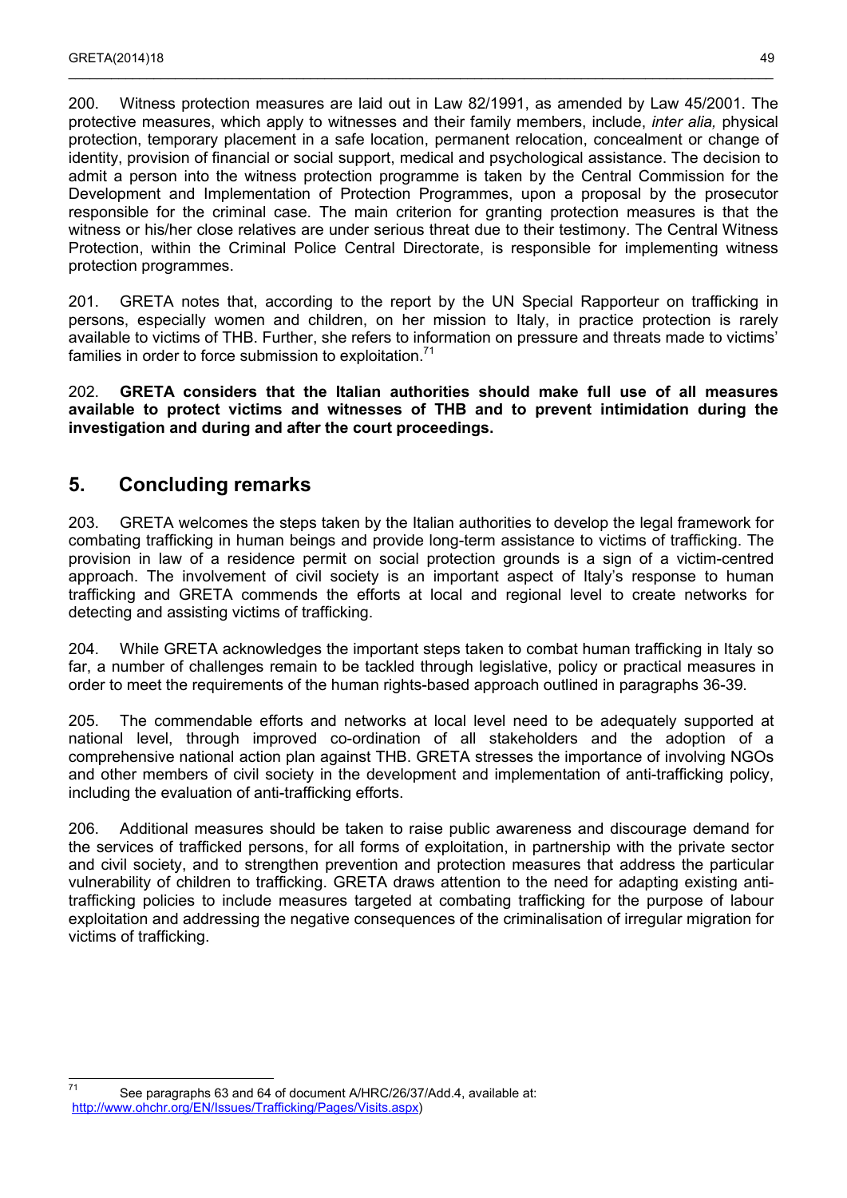200. Witness protection measures are laid out in Law 82/1991, as amended by Law 45/2001. The protective measures, which apply to witnesses and their family members, include, *inter alia,* physical protection, temporary placement in a safe location, permanent relocation, concealment or change of identity, provision of financial or social support, medical and psychological assistance. The decision to admit a person into the witness protection programme is taken by the Central Commission for the Development and Implementation of Protection Programmes, upon a proposal by the prosecutor responsible for the criminal case. The main criterion for granting protection measures is that the witness or his/her close relatives are under serious threat due to their testimony. The Central Witness Protection, within the Criminal Police Central Directorate, is responsible for implementing witness protection programmes.

201. GRETA notes that, according to the report by the UN Special Rapporteur on trafficking in persons, especially women and children, on her mission to Italy, in practice protection is rarely available to victims of THB. Further, she refers to information on pressure and threats made to victims' families in order to force submission to exploitation.[71]

202. **GRETA considers that the Italian authorities should make full use of all measures available to protect victims and witnesses of THB and to prevent intimidation during the investigation and during and after the court proceedings.**

## 5. Concluding remarks

203. GRETA welcomes the steps taken by the Italian authorities to develop the legal framework for combating trafficking in human beings and provide long-term assistance to victims of trafficking. The provision in law of a residence permit on social protection grounds is a sign of a victim-centred approach. The involvement of civil society is an important aspect of Italy's response to human trafficking and GRETA commends the efforts at local and regional level to create networks for detecting and assisting victims of trafficking.

204. While GRETA acknowledges the important steps taken to combat human trafficking in Italy so far, a number of challenges remain to be tackled through legislative, policy or practical measures in order to meet the requirements of the human rights-based approach outlined in paragraphs 36-39.

205. The commendable efforts and networks at local level need to be adequately supported at national level, through improved co-ordination of all stakeholders and the adoption of a comprehensive national action plan against THB. GRETA stresses the importance of involving NGOs and other members of civil society in the development and implementation of anti-trafficking policy, including the evaluation of anti-trafficking efforts.

206. Additional measures should be taken to raise public awareness and discourage demand for the services of trafficked persons, for all forms of exploitation, in partnership with the private sector and civil society, and to strengthen prevention and protection measures that address the particular vulnerability of children to trafficking. GRETA draws attention to the need for adapting existing anti-trafficking policies to include measures targeted at combating trafficking for the purpose of labour exploitation and addressing the negative consequences of the criminalisation of irregular migration for victims of trafficking.

---

[71] See paragraphs 63 and 64 of document A/HRC/26/37/Add.4, available at: http://www.ohchr.org/EN/Issues/Trafficking/Pages/Visits.aspx)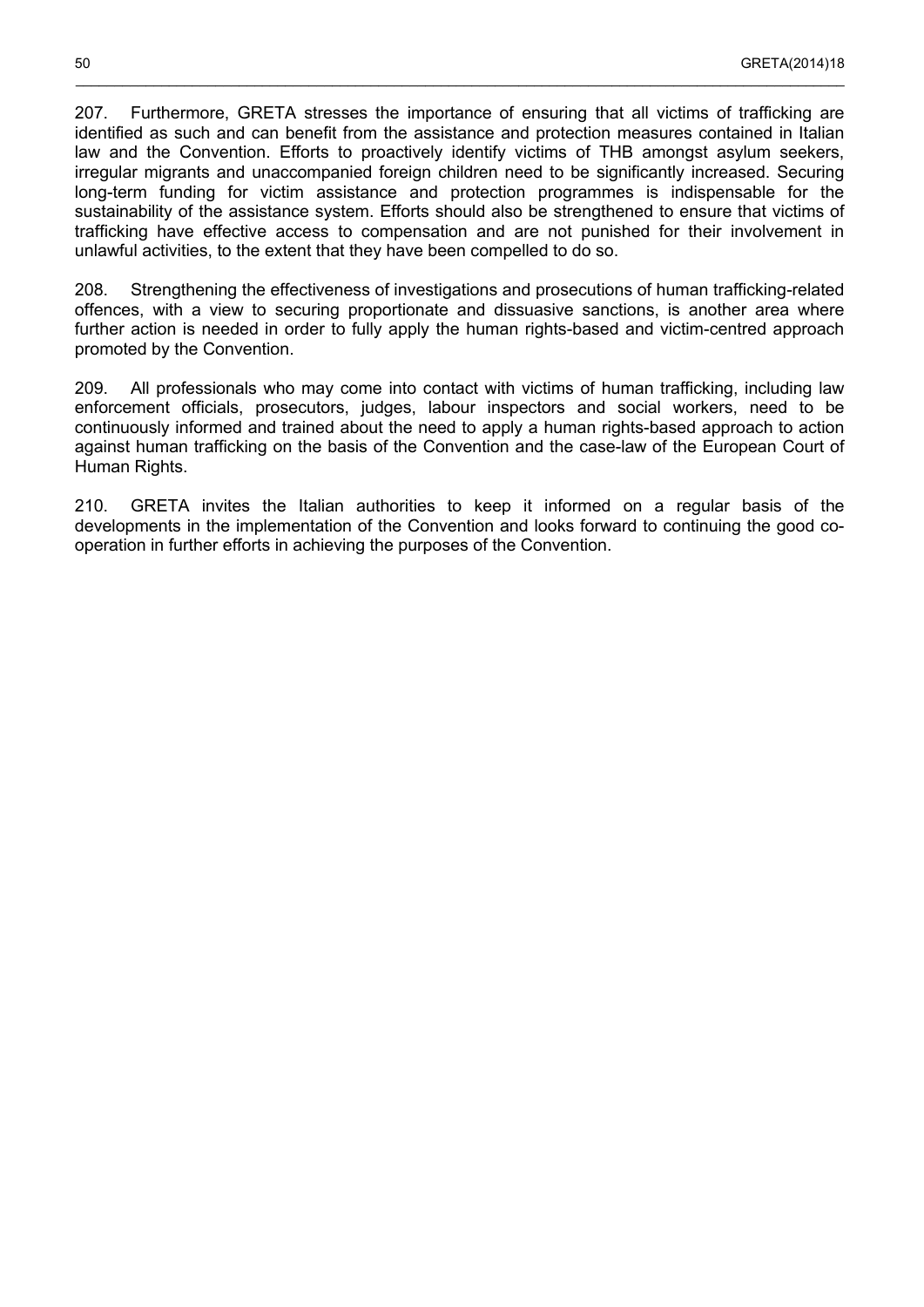207. Furthermore, GRETA stresses the importance of ensuring that all victims of trafficking are identified as such and can benefit from the assistance and protection measures contained in Italian law and the Convention. Efforts to proactively identify victims of THB amongst asylum seekers, irregular migrants and unaccompanied foreign children need to be significantly increased. Securing long-term funding for victim assistance and protection programmes is indispensable for the sustainability of the assistance system. Efforts should also be strengthened to ensure that victims of trafficking have effective access to compensation and are not punished for their involvement in unlawful activities, to the extent that they have been compelled to do so.

208. Strengthening the effectiveness of investigations and prosecutions of human trafficking-related offences, with a view to securing proportionate and dissuasive sanctions, is another area where further action is needed in order to fully apply the human rights-based and victim-centred approach promoted by the Convention.

209. All professionals who may come into contact with victims of human trafficking, including law enforcement officials, prosecutors, judges, labour inspectors and social workers, need to be continuously informed and trained about the need to apply a human rights-based approach to action against human trafficking on the basis of the Convention and the case-law of the European Court of Human Rights.

210. GRETA invites the Italian authorities to keep it informed on a regular basis of the developments in the implementation of the Convention and looks forward to continuing the good co-operation in further efforts in achieving the purposes of the Convention.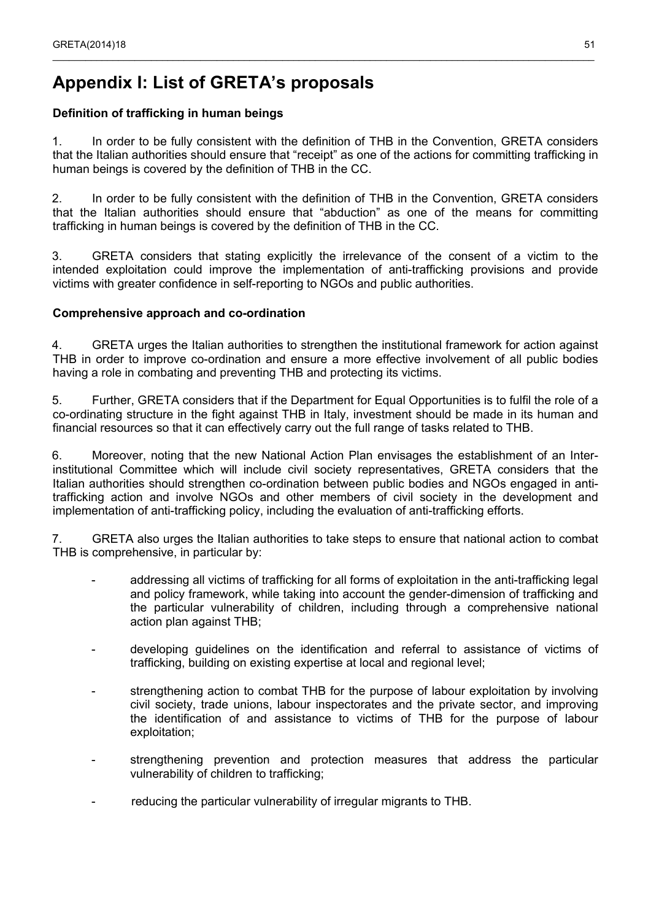# Appendix I: List of GRETA's proposals

**Definition of trafficking in human beings**

1. In order to be fully consistent with the definition of THB in the Convention, GRETA considers that the Italian authorities should ensure that "receipt" as one of the actions for committing trafficking in human beings is covered by the definition of THB in the CC.

2. In order to be fully consistent with the definition of THB in the Convention, GRETA considers that the Italian authorities should ensure that "abduction" as one of the means for committing trafficking in human beings is covered by the definition of THB in the CC.

3. GRETA considers that stating explicitly the irrelevance of the consent of a victim to the intended exploitation could improve the implementation of anti-trafficking provisions and provide victims with greater confidence in self-reporting to NGOs and public authorities.

**Comprehensive approach and co-ordination**

4. GRETA urges the Italian authorities to strengthen the institutional framework for action against THB in order to improve co-ordination and ensure a more effective involvement of all public bodies having a role in combating and preventing THB and protecting its victims.

5. Further, GRETA considers that if the Department for Equal Opportunities is to fulfil the role of a co-ordinating structure in the fight against THB in Italy, investment should be made in its human and financial resources so that it can effectively carry out the full range of tasks related to THB.

6. Moreover, noting that the new National Action Plan envisages the establishment of an Inter-institutional Committee which will include civil society representatives, GRETA considers that the Italian authorities should strengthen co-ordination between public bodies and NGOs engaged in anti-trafficking action and involve NGOs and other members of civil society in the development and implementation of anti-trafficking policy, including the evaluation of anti-trafficking efforts.

7. GRETA also urges the Italian authorities to take steps to ensure that national action to combat THB is comprehensive, in particular by:

- addressing all victims of trafficking for all forms of exploitation in the anti-trafficking legal and policy framework, while taking into account the gender-dimension of trafficking and the particular vulnerability of children, including through a comprehensive national action plan against THB;
- developing guidelines on the identification and referral to assistance of victims of trafficking, building on existing expertise at local and regional level;
- strengthening action to combat THB for the purpose of labour exploitation by involving civil society, trade unions, labour inspectorates and the private sector, and improving the identification of and assistance to victims of THB for the purpose of labour exploitation;
- strengthening prevention and protection measures that address the particular vulnerability of children to trafficking;
- reducing the particular vulnerability of irregular migrants to THB.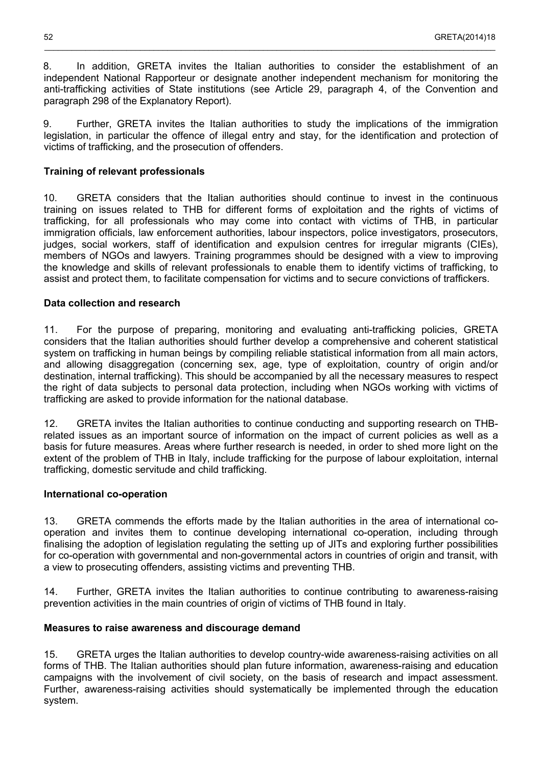8. In addition, GRETA invites the Italian authorities to consider the establishment of an independent National Rapporteur or designate another independent mechanism for monitoring the anti-trafficking activities of State institutions (see Article 29, paragraph 4, of the Convention and paragraph 298 of the Explanatory Report).

9. Further, GRETA invites the Italian authorities to study the implications of the immigration legislation, in particular the offence of illegal entry and stay, for the identification and protection of victims of trafficking, and the prosecution of offenders.

**Training of relevant professionals**

10. GRETA considers that the Italian authorities should continue to invest in the continuous training on issues related to THB for different forms of exploitation and the rights of victims of trafficking, for all professionals who may come into contact with victims of THB, in particular immigration officials, law enforcement authorities, labour inspectors, police investigators, prosecutors, judges, social workers, staff of identification and expulsion centres for irregular migrants (CIEs), members of NGOs and lawyers. Training programmes should be designed with a view to improving the knowledge and skills of relevant professionals to enable them to identify victims of trafficking, to assist and protect them, to facilitate compensation for victims and to secure convictions of traffickers.

**Data collection and research**

11. For the purpose of preparing, monitoring and evaluating anti-trafficking policies, GRETA considers that the Italian authorities should further develop a comprehensive and coherent statistical system on trafficking in human beings by compiling reliable statistical information from all main actors, and allowing disaggregation (concerning sex, age, type of exploitation, country of origin and/or destination, internal trafficking). This should be accompanied by all the necessary measures to respect the right of data subjects to personal data protection, including when NGOs working with victims of trafficking are asked to provide information for the national database.

12. GRETA invites the Italian authorities to continue conducting and supporting research on THB-related issues as an important source of information on the impact of current policies as well as a basis for future measures. Areas where further research is needed, in order to shed more light on the extent of the problem of THB in Italy, include trafficking for the purpose of labour exploitation, internal trafficking, domestic servitude and child trafficking.

**International co-operation**

13. GRETA commends the efforts made by the Italian authorities in the area of international co-operation and invites them to continue developing international co-operation, including through finalising the adoption of legislation regulating the setting up of JITs and exploring further possibilities for co-operation with governmental and non-governmental actors in countries of origin and transit, with a view to prosecuting offenders, assisting victims and preventing THB.

14. Further, GRETA invites the Italian authorities to continue contributing to awareness-raising prevention activities in the main countries of origin of victims of THB found in Italy.

**Measures to raise awareness and discourage demand**

15. GRETA urges the Italian authorities to develop country-wide awareness-raising activities on all forms of THB. The Italian authorities should plan future information, awareness-raising and education campaigns with the involvement of civil society, on the basis of research and impact assessment. Further, awareness-raising activities should systematically be implemented through the education system.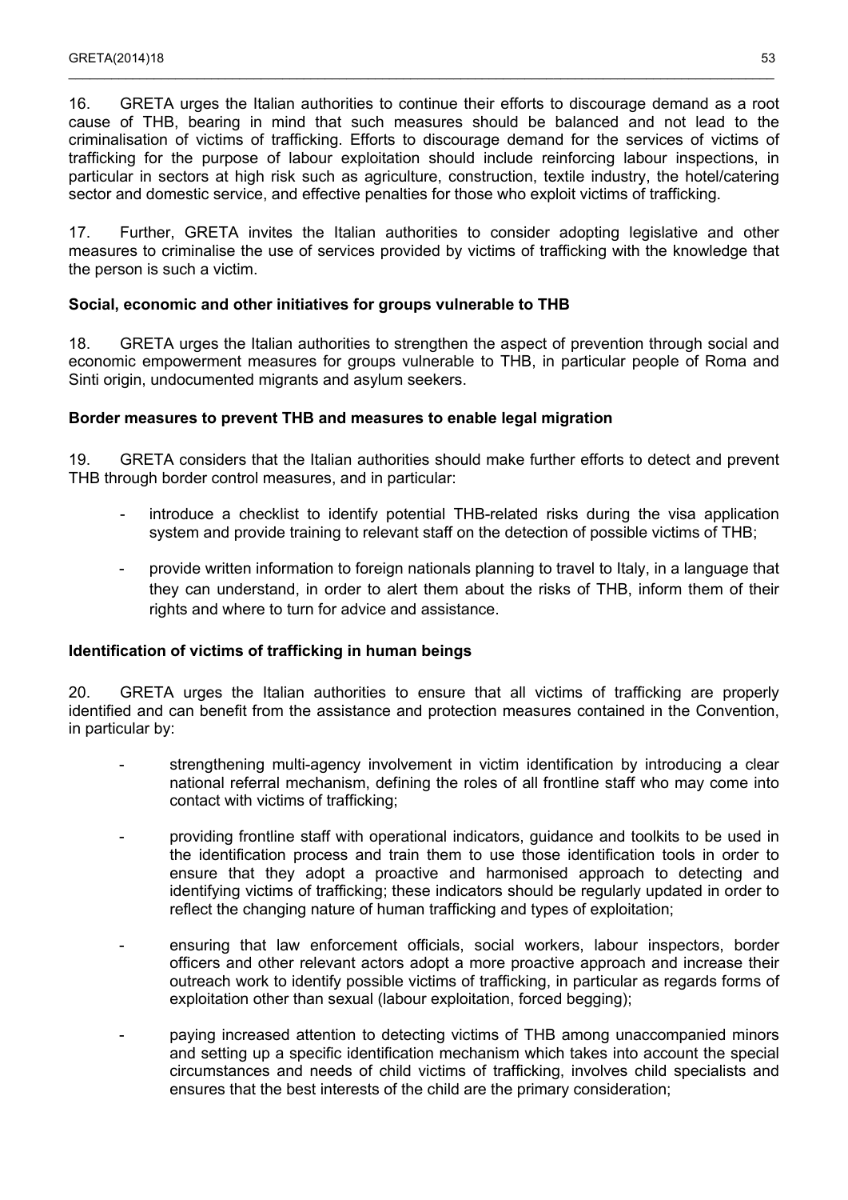16. GRETA urges the Italian authorities to continue their efforts to discourage demand as a root cause of THB, bearing in mind that such measures should be balanced and not lead to the criminalisation of victims of trafficking. Efforts to discourage demand for the services of victims of trafficking for the purpose of labour exploitation should include reinforcing labour inspections, in particular in sectors at high risk such as agriculture, construction, textile industry, the hotel/catering sector and domestic service, and effective penalties for those who exploit victims of trafficking.

17. Further, GRETA invites the Italian authorities to consider adopting legislative and other measures to criminalise the use of services provided by victims of trafficking with the knowledge that the person is such a victim.

**Social, economic and other initiatives for groups vulnerable to THB**

18. GRETA urges the Italian authorities to strengthen the aspect of prevention through social and economic empowerment measures for groups vulnerable to THB, in particular people of Roma and Sinti origin, undocumented migrants and asylum seekers.

**Border measures to prevent THB and measures to enable legal migration**

19. GRETA considers that the Italian authorities should make further efforts to detect and prevent THB through border control measures, and in particular:

- introduce a checklist to identify potential THB-related risks during the visa application system and provide training to relevant staff on the detection of possible victims of THB;
- provide written information to foreign nationals planning to travel to Italy, in a language that they can understand, in order to alert them about the risks of THB, inform them of their rights and where to turn for advice and assistance.

**Identification of victims of trafficking in human beings**

20. GRETA urges the Italian authorities to ensure that all victims of trafficking are properly identified and can benefit from the assistance and protection measures contained in the Convention, in particular by:

- strengthening multi-agency involvement in victim identification by introducing a clear national referral mechanism, defining the roles of all frontline staff who may come into contact with victims of trafficking;
- providing frontline staff with operational indicators, guidance and toolkits to be used in the identification process and train them to use those identification tools in order to ensure that they adopt a proactive and harmonised approach to detecting and identifying victims of trafficking; these indicators should be regularly updated in order to reflect the changing nature of human trafficking and types of exploitation;
- ensuring that law enforcement officials, social workers, labour inspectors, border officers and other relevant actors adopt a more proactive approach and increase their outreach work to identify possible victims of trafficking, in particular as regards forms of exploitation other than sexual (labour exploitation, forced begging);
- paying increased attention to detecting victims of THB among unaccompanied minors and setting up a specific identification mechanism which takes into account the special circumstances and needs of child victims of trafficking, involves child specialists and ensures that the best interests of the child are the primary consideration;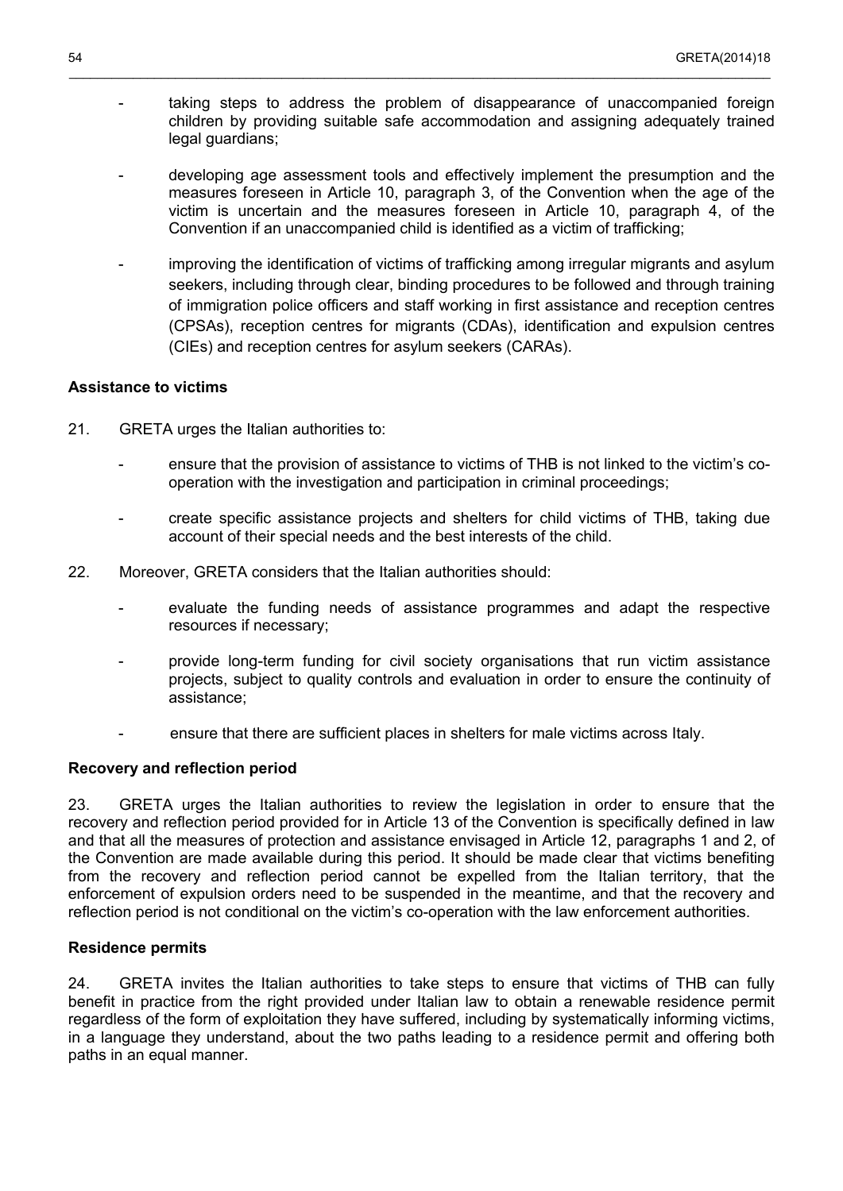- taking steps to address the problem of disappearance of unaccompanied foreign children by providing suitable safe accommodation and assigning adequately trained legal guardians;

- developing age assessment tools and effectively implement the presumption and the measures foreseen in Article 10, paragraph 3, of the Convention when the age of the victim is uncertain and the measures foreseen in Article 10, paragraph 4, of the Convention if an unaccompanied child is identified as a victim of trafficking;

- improving the identification of victims of trafficking among irregular migrants and asylum seekers, including through clear, binding procedures to be followed and through training of immigration police officers and staff working in first assistance and reception centres (CPSAs), reception centres for migrants (CDAs), identification and expulsion centres (CIEs) and reception centres for asylum seekers (CARAs).

**Assistance to victims**

21. GRETA urges the Italian authorities to:

- ensure that the provision of assistance to victims of THB is not linked to the victim's co-operation with the investigation and participation in criminal proceedings;

- create specific assistance projects and shelters for child victims of THB, taking due account of their special needs and the best interests of the child.

22. Moreover, GRETA considers that the Italian authorities should:

- evaluate the funding needs of assistance programmes and adapt the respective resources if necessary;

- provide long-term funding for civil society organisations that run victim assistance projects, subject to quality controls and evaluation in order to ensure the continuity of assistance;

- ensure that there are sufficient places in shelters for male victims across Italy.

**Recovery and reflection period**

23. GRETA urges the Italian authorities to review the legislation in order to ensure that the recovery and reflection period provided for in Article 13 of the Convention is specifically defined in law and that all the measures of protection and assistance envisaged in Article 12, paragraphs 1 and 2, of the Convention are made available during this period. It should be made clear that victims benefiting from the recovery and reflection period cannot be expelled from the Italian territory, that the enforcement of expulsion orders need to be suspended in the meantime, and that the recovery and reflection period is not conditional on the victim's co-operation with the law enforcement authorities.

**Residence permits**

24. GRETA invites the Italian authorities to take steps to ensure that victims of THB can fully benefit in practice from the right provided under Italian law to obtain a renewable residence permit regardless of the form of exploitation they have suffered, including by systematically informing victims, in a language they understand, about the two paths leading to a residence permit and offering both paths in an equal manner.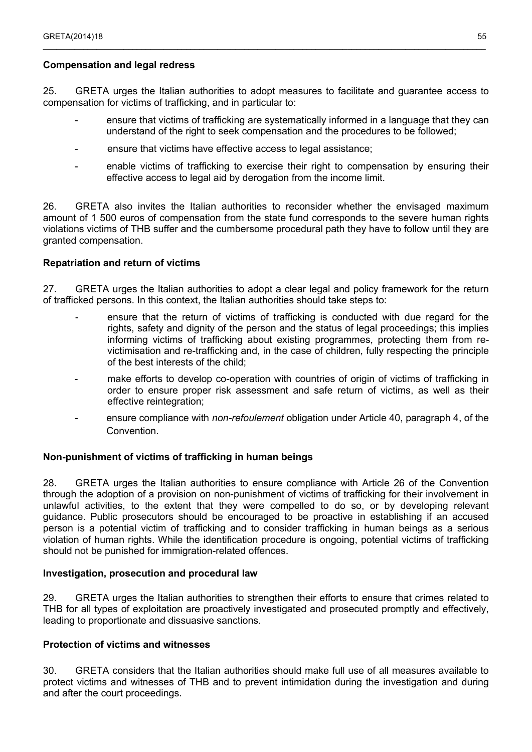**Compensation and legal redress**

25. GRETA urges the Italian authorities to adopt measures to facilitate and guarantee access to compensation for victims of trafficking, and in particular to:

- ensure that victims of trafficking are systematically informed in a language that they can understand of the right to seek compensation and the procedures to be followed;
- ensure that victims have effective access to legal assistance;
- enable victims of trafficking to exercise their right to compensation by ensuring their effective access to legal aid by derogation from the income limit.

26. GRETA also invites the Italian authorities to reconsider whether the envisaged maximum amount of 1 500 euros of compensation from the state fund corresponds to the severe human rights violations victims of THB suffer and the cumbersome procedural path they have to follow until they are granted compensation.

**Repatriation and return of victims**

27. GRETA urges the Italian authorities to adopt a clear legal and policy framework for the return of trafficked persons. In this context, the Italian authorities should take steps to:

- ensure that the return of victims of trafficking is conducted with due regard for the rights, safety and dignity of the person and the status of legal proceedings; this implies informing victims of trafficking about existing programmes, protecting them from re-victimisation and re-trafficking and, in the case of children, fully respecting the principle of the best interests of the child;
- make efforts to develop co-operation with countries of origin of victims of trafficking in order to ensure proper risk assessment and safe return of victims, as well as their effective reintegration;
- ensure compliance with *non-refoulement* obligation under Article 40, paragraph 4, of the Convention.

**Non-punishment of victims of trafficking in human beings**

28. GRETA urges the Italian authorities to ensure compliance with Article 26 of the Convention through the adoption of a provision on non-punishment of victims of trafficking for their involvement in unlawful activities, to the extent that they were compelled to do so, or by developing relevant guidance. Public prosecutors should be encouraged to be proactive in establishing if an accused person is a potential victim of trafficking and to consider trafficking in human beings as a serious violation of human rights. While the identification procedure is ongoing, potential victims of trafficking should not be punished for immigration-related offences.

**Investigation, prosecution and procedural law**

29. GRETA urges the Italian authorities to strengthen their efforts to ensure that crimes related to THB for all types of exploitation are proactively investigated and prosecuted promptly and effectively, leading to proportionate and dissuasive sanctions.

**Protection of victims and witnesses**

30. GRETA considers that the Italian authorities should make full use of all measures available to protect victims and witnesses of THB and to prevent intimidation during the investigation and during and after the court proceedings.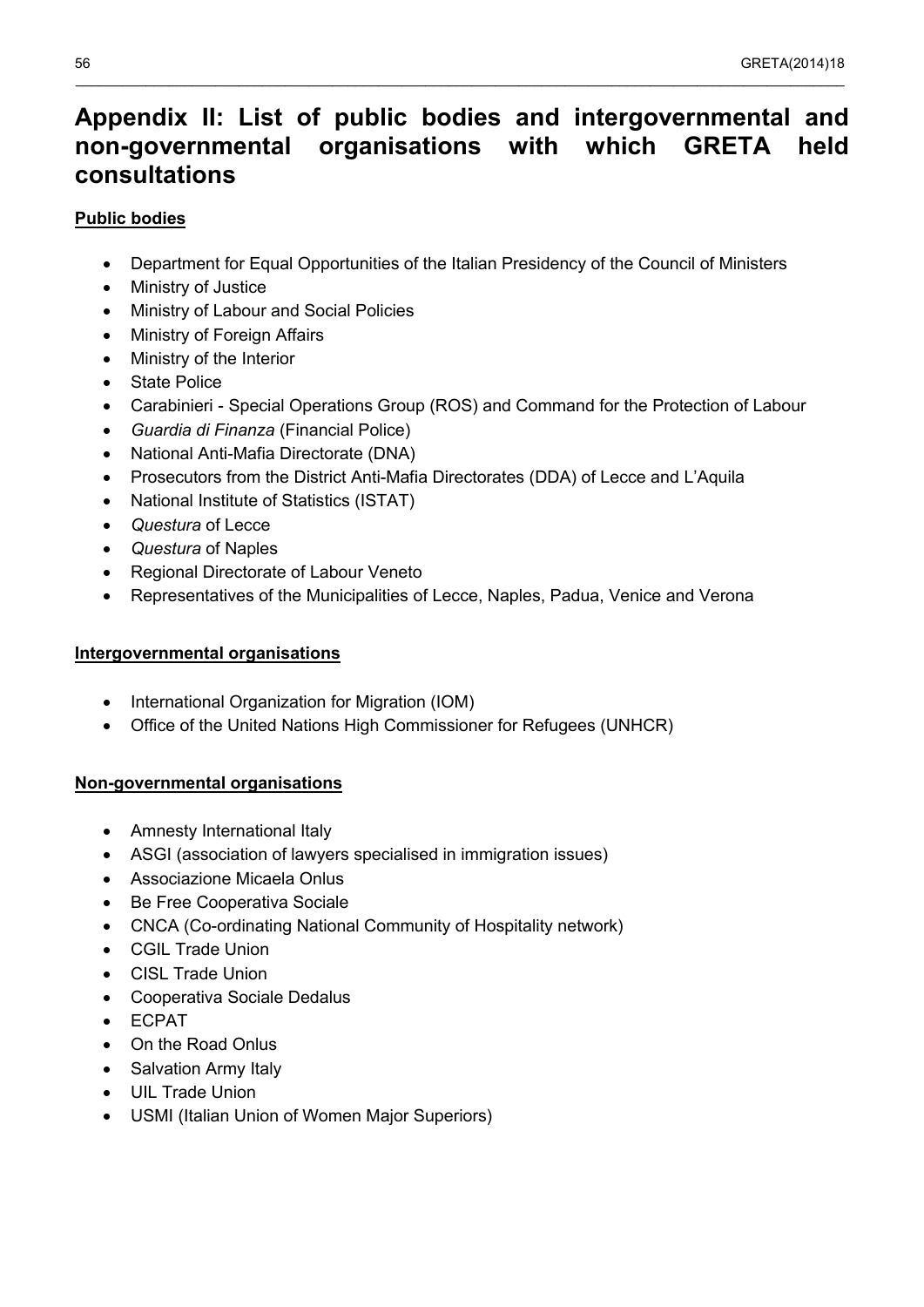# Appendix II: List of public bodies and intergovernmental and non-governmental organisations with which GRETA held consultations

**Public bodies**

- Department for Equal Opportunities of the Italian Presidency of the Council of Ministers
- Ministry of Justice
- Ministry of Labour and Social Policies
- Ministry of Foreign Affairs
- Ministry of the Interior
- State Police
- Carabinieri - Special Operations Group (ROS) and Command for the Protection of Labour
- *Guardia di Finanza* (Financial Police)
- National Anti-Mafia Directorate (DNA)
- Prosecutors from the District Anti-Mafia Directorates (DDA) of Lecce and L'Aquila
- National Institute of Statistics (ISTAT)
- *Questura* of Lecce
- *Questura* of Naples
- Regional Directorate of Labour Veneto
- Representatives of the Municipalities of Lecce, Naples, Padua, Venice and Verona

**Intergovernmental organisations**

- International Organization for Migration (IOM)
- Office of the United Nations High Commissioner for Refugees (UNHCR)

**Non-governmental organisations**

- Amnesty International Italy
- ASGI (association of lawyers specialised in immigration issues)
- Associazione Micaela Onlus
- Be Free Cooperativa Sociale
- CNCA (Co-ordinating National Community of Hospitality network)
- CGIL Trade Union
- CISL Trade Union
- Cooperativa Sociale Dedalus
- ECPAT
- On the Road Onlus
- Salvation Army Italy
- UIL Trade Union
- USMI (Italian Union of Women Major Superiors)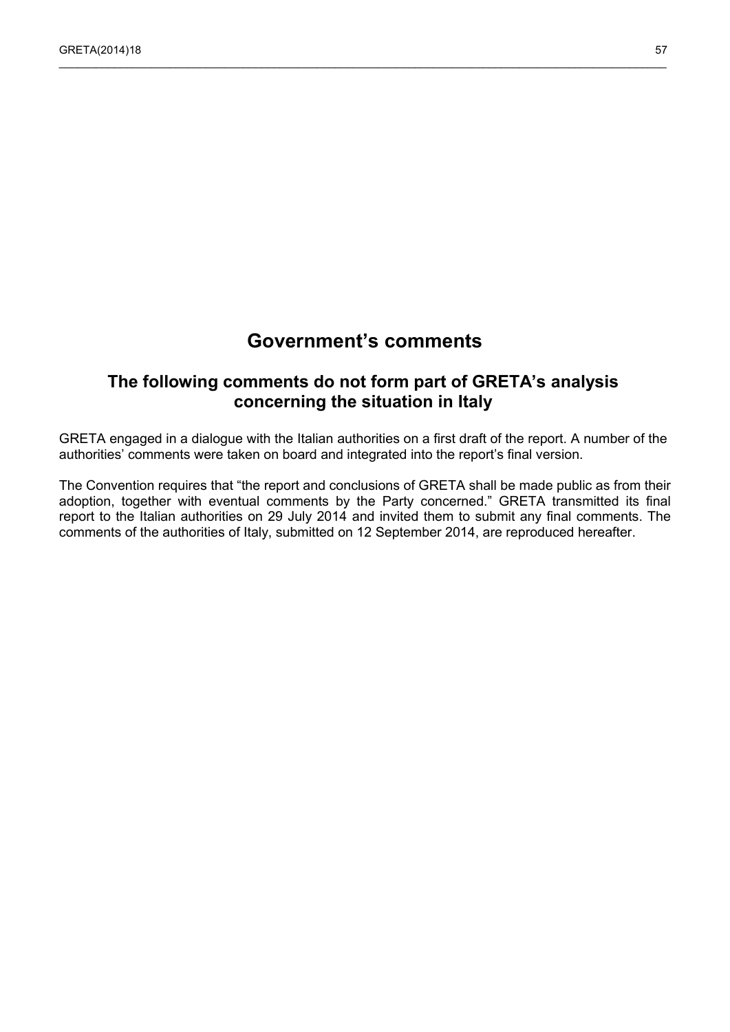# Government's comments

## The following comments do not form part of GRETA's analysis concerning the situation in Italy

GRETA engaged in a dialogue with the Italian authorities on a first draft of the report. A number of the authorities' comments were taken on board and integrated into the report's final version.

The Convention requires that "the report and conclusions of GRETA shall be made public as from their adoption, together with eventual comments by the Party concerned." GRETA transmitted its final report to the Italian authorities on 29 July 2014 and invited them to submit any final comments. The comments of the authorities of Italy, submitted on 12 September 2014, are reproduced hereafter.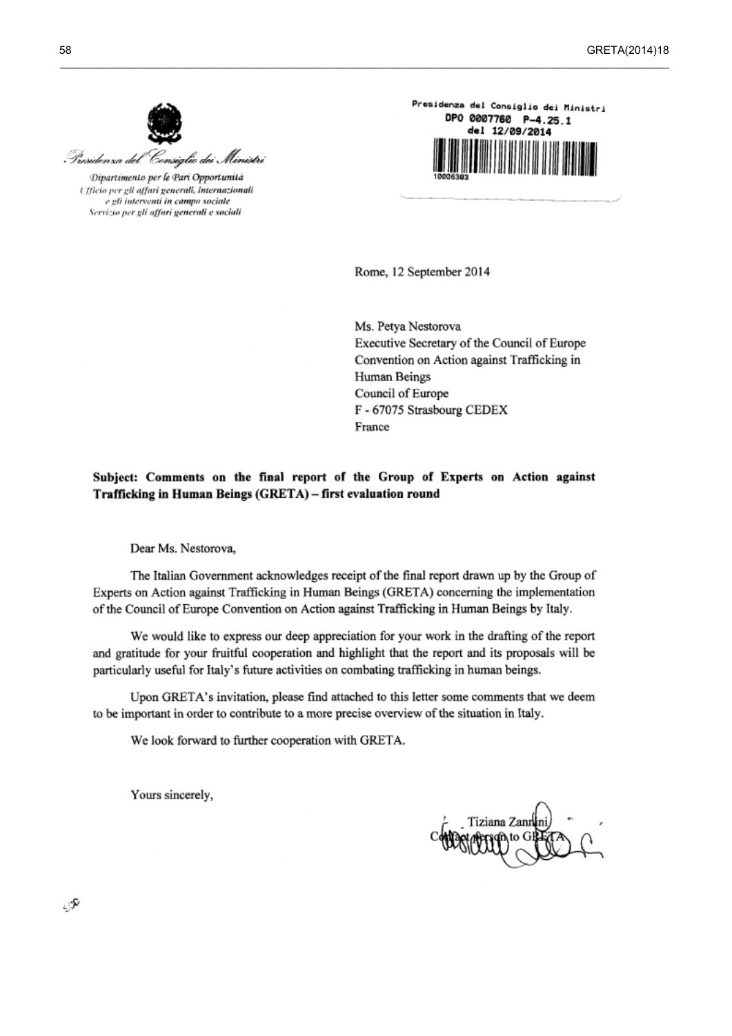*Presidenza del Consiglio dei Ministri*

*Dipartimento per le Pari Opportunità*
*Ufficio per gli affari generali, internazionali e gli interventi in campo sociale*
*Servizio per gli affari generali e sociali*

Presidenza del Consiglio dei Ministri
DPO 0007760 P-4.25.1
del 12/09/2014
10006383

Rome, 12 September 2014

Ms. Petya Nestorova
Executive Secretary of the Council of Europe Convention on Action against Trafficking in Human Beings
Council of Europe
F - 67075 Strasbourg CEDEX
France

**Subject: Comments on the final report of the Group of Experts on Action against Trafficking in Human Beings (GRETA) – first evaluation round**

Dear Ms. Nestorova,

The Italian Government acknowledges receipt of the final report drawn up by the Group of Experts on Action against Trafficking in Human Beings (GRETA) concerning the implementation of the Council of Europe Convention on Action against Trafficking in Human Beings by Italy.

We would like to express our deep appreciation for your work in the drafting of the report and gratitude for your fruitful cooperation and highlight that the report and its proposals will be particularly useful for Italy's future activities on combating trafficking in human beings.

Upon GRETA's invitation, please find attached to this letter some comments that we deem to be important in order to contribute to a more precise overview of the situation in Italy.

We look forward to further cooperation with GRETA.

Yours sincerely,

Tiziana Zannini
Contact person to GRETA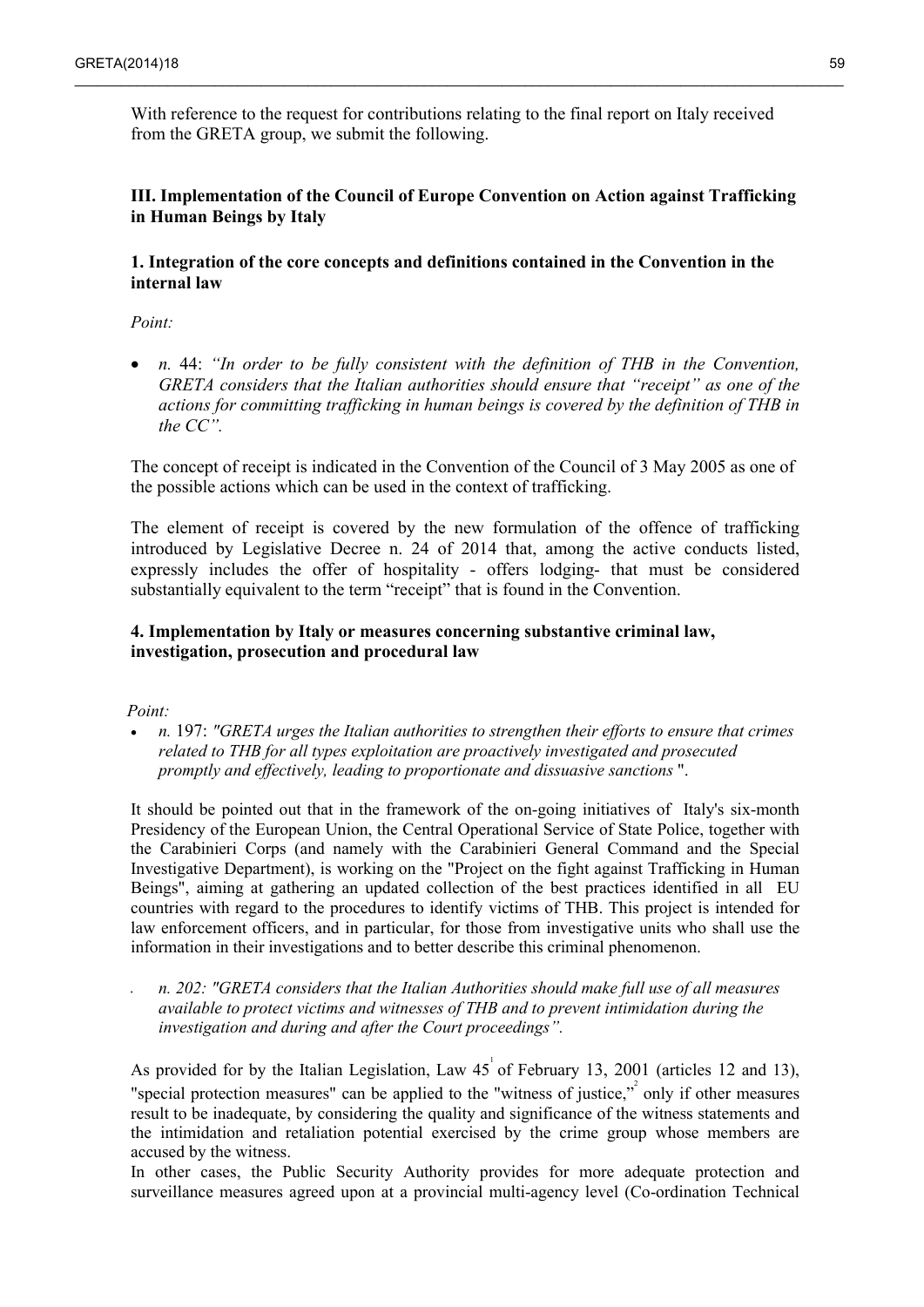With reference to the request for contributions relating to the final report on Italy received from the GRETA group, we submit the following.

**III. Implementation of the Council of Europe Convention on Action against Trafficking in Human Beings by Italy**

**1. Integration of the core concepts and definitions contained in the Convention in the internal law**

*Point:*

- *n.* 44: *"In order to be fully consistent with the definition of THB in the Convention, GRETA considers that the Italian authorities should ensure that "receipt" as one of the actions for committing trafficking in human beings is covered by the definition of THB in the CC".*

The concept of receipt is indicated in the Convention of the Council of 3 May 2005 as one of the possible actions which can be used in the context of trafficking.

The element of receipt is covered by the new formulation of the offence of trafficking introduced by Legislative Decree n. 24 of 2014 that, among the active conducts listed, expressly includes the offer of hospitality - offers lodging- that must be considered substantially equivalent to the term "receipt" that is found in the Convention.

**4. Implementation by Italy or measures concerning substantive criminal law, investigation, prosecution and procedural law**

*Point:*

- *n.* 197: *"GRETA urges the Italian authorities to strengthen their efforts to ensure that crimes related to THB for all types exploitation are proactively investigated and prosecuted promptly and effectively, leading to proportionate and dissuasive sanctions* ".

It should be pointed out that in the framework of the on-going initiatives of Italy's six-month Presidency of the European Union, the Central Operational Service of State Police, together with the Carabinieri Corps (and namely with the Carabinieri General Command and the Special Investigative Department), is working on the "Project on the fight against Trafficking in Human Beings", aiming at gathering an updated collection of the best practices identified in all EU countries with regard to the procedures to identify victims of THB. This project is intended for law enforcement officers, and in particular, for those from investigative units who shall use the information in their investigations and to better describe this criminal phenomenon.

- *n. 202: "GRETA considers that the Italian Authorities should make full use of all measures available to protect victims and witnesses of THB and to prevent intimidation during the investigation and during and after the Court proceedings".*

As provided for by the Italian Legislation, Law 45[1] of February 13, 2001 (articles 12 and 13), "special protection measures" can be applied to the "witness of justice,"[2] only if other measures result to be inadequate, by considering the quality and significance of the witness statements and the intimidation and retaliation potential exercised by the crime group whose members are accused by the witness.

In other cases, the Public Security Authority provides for more adequate protection and surveillance measures agreed upon at a provincial multi-agency level (Co-ordination Technical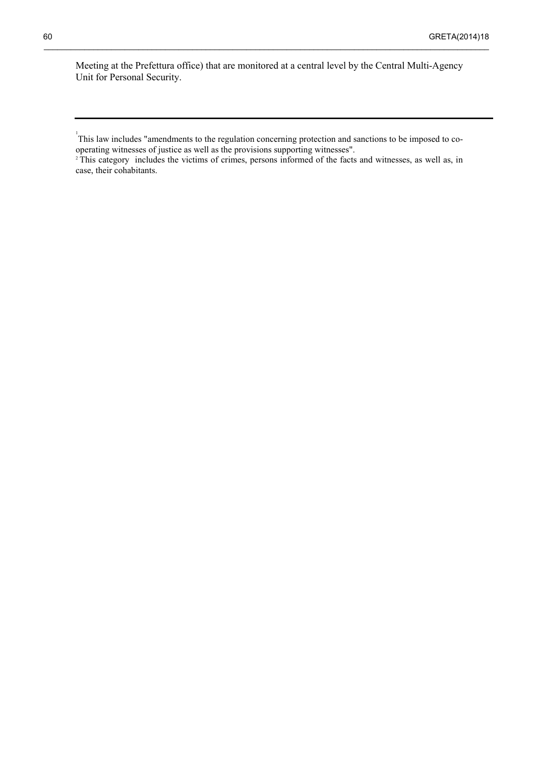Meeting at the Prefettura office) that are monitored at a central level by the Central Multi-Agency Unit for Personal Security.

---

[1] This law includes "amendments to the regulation concerning protection and sanctions to be imposed to co-operating witnesses of justice as well as the provisions supporting witnesses".

[2] This category includes the victims of crimes, persons informed of the facts and witnesses, as well as, in case, their cohabitants.